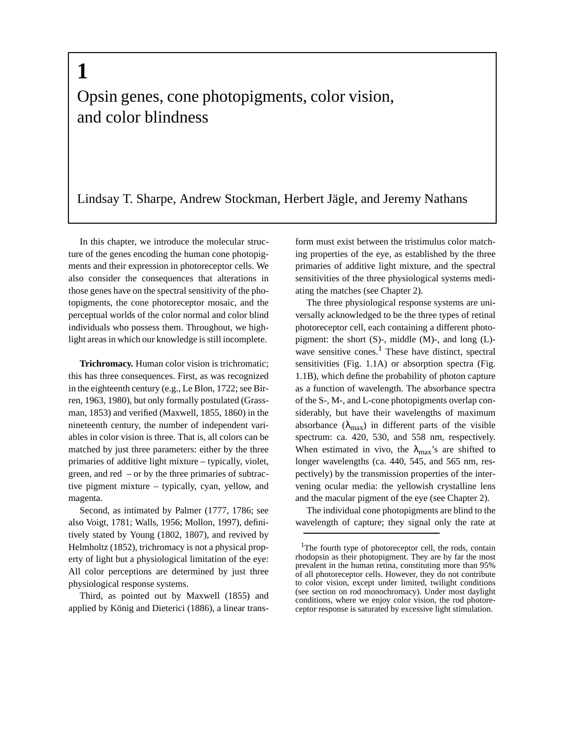# 1

# Opsin genes, cone photopigments, color vision, and color blindness

Lindsay T. Sharpe, Andrew Stockman, Herbert Jägle, and Jeremy Nathans

In this chapter, we introduce the molecular structure of the genes encoding the human cone photopigments and their expression in photoreceptor cells. We also consider the consequences that alterations in those genes have on the spectral sensitivity of the photopigments, the cone photoreceptor mosaic, and the perceptual worlds of the color normal and color blind individuals who possess them. Throughout, we highlight areas in which our knowledge is still incomplete.

**Trichromacy.** Human color vision is trichromatic; this has three consequences. First, as was recognized in the eighteenth century (e.g., Le Blon, 1722; see Birren, 1963, 1980), but only formally postulated (Grassman, 1853) and verified (Maxwell, 1855, 1860) in the nineteenth century, the number of independent variables in color vision is three. That is, all colors can be matched by just three parameters: either by the three primaries of additive light mixture – typically, violet, green, and red – or by the three primaries of subtractive pigment mixture – typically, cyan, yellow, and magenta.

Second, as intimated by Palmer (1777, 1786; see also Voigt, 1781; Walls, 1956; Mollon, 1997), definitively stated by Young (1802, 1807), and revived by Helmholtz (1852), trichromacy is not a physical property of light but a physiological limitation of the eye: All color perceptions are determined by just three physiological response systems.

Third, as pointed out by Maxwell (1855) and applied by König and Dieterici (1886), a linear transform must exist between the tristimulus color matching properties of the eye, as established by the three primaries of additive light mixture, and the spectral sensitivities of the three physiological systems mediating the matches (see Chapter 2).

The three physiological response systems are universally acknowledged to be the three types of retinal photoreceptor cell, each containing a different photopigment: the short (S)-, middle (M)-, and long (L)-wave sensitive cones.[1] These have distinct, spectral sensitivities (Fig. 1.1A) or absorption spectra (Fig. 1.1B), which define the probability of photon capture as a function of wavelength. The absorbance spectra of the S-, M-, and L-cone photopigments overlap considerably, but have their wavelengths of maximum absorbance ($\lambda_{max}$) in different parts of the visible spectrum: ca. 420, 530, and 558 nm, respectively. When estimated in vivo, the $\lambda_{max}$'s are shifted to longer wavelengths (ca. 440, 545, and 565 nm, respectively) by the transmission properties of the intervening ocular media: the yellowish crystalline lens and the macular pigment of the eye (see Chapter 2).

The individual cone photopigments are blind to the wavelength of capture; they signal only the rate at

[1]The fourth type of photoreceptor cell, the rods, contain rhodopsin as their photopigment. They are by far the most prevalent in the human retina, constituting more than 95% of all photoreceptor cells. However, they do not contribute to color vision, except under limited, twilight conditions (see section on rod monochromacy). Under most daylight conditions, where we enjoy color vision, the rod photoreceptor response is saturated by excessive light stimulation.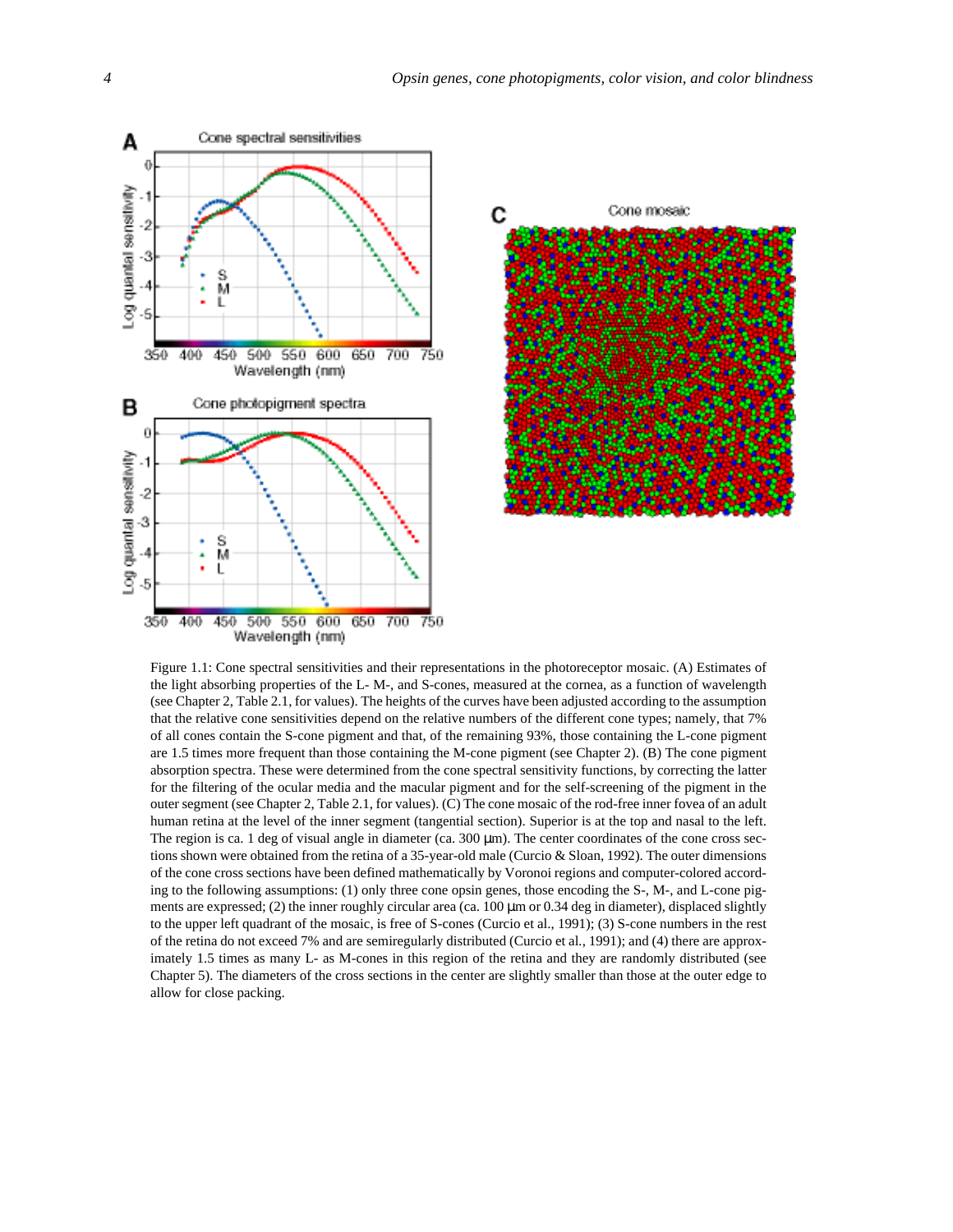Figure 1.1: Cone spectral sensitivities and their representations in the photoreceptor mosaic. (A) Estimates of the light absorbing properties of the L- M-, and S-cones, measured at the cornea, as a function of wavelength (see Chapter 2, Table 2.1, for values). The heights of the curves have been adjusted according to the assumption that the relative cone sensitivities depend on the relative numbers of the different cone types; namely, that 7% of all cones contain the S-cone pigment and that, of the remaining 93%, those containing the L-cone pigment are 1.5 times more frequent than those containing the M-cone pigment (see Chapter 2). (B) The cone pigment absorption spectra. These were determined from the cone spectral sensitivity functions, by correcting the latter for the filtering of the ocular media and the macular pigment and for the self-screening of the pigment in the outer segment (see Chapter 2, Table 2.1, for values). (C) The cone mosaic of the rod-free inner fovea of an adult human retina at the level of the inner segment (tangential section). Superior is at the top and nasal to the left. The region is ca. 1 deg of visual angle in diameter (ca. 300 µm). The center coordinates of the cone cross sections shown were obtained from the retina of a 35-year-old male (Curcio & Sloan, 1992). The outer dimensions of the cone cross sections have been defined mathematically by Voronoi regions and computer-colored according to the following assumptions: (1) only three cone opsin genes, those encoding the S-, M-, and L-cone pigments are expressed; (2) the inner roughly circular area (ca. 100 µm or 0.34 deg in diameter), displaced slightly to the upper left quadrant of the mosaic, is free of S-cones (Curcio et al., 1991); (3) S-cone numbers in the rest of the retina do not exceed 7% and are semiregularly distributed (Curcio et al., 1991); and (4) there are approximately 1.5 times as many L- as M-cones in this region of the retina and they are randomly distributed (see Chapter 5). The diameters of the cross sections in the center are slightly smaller than those at the outer edge to allow for close packing.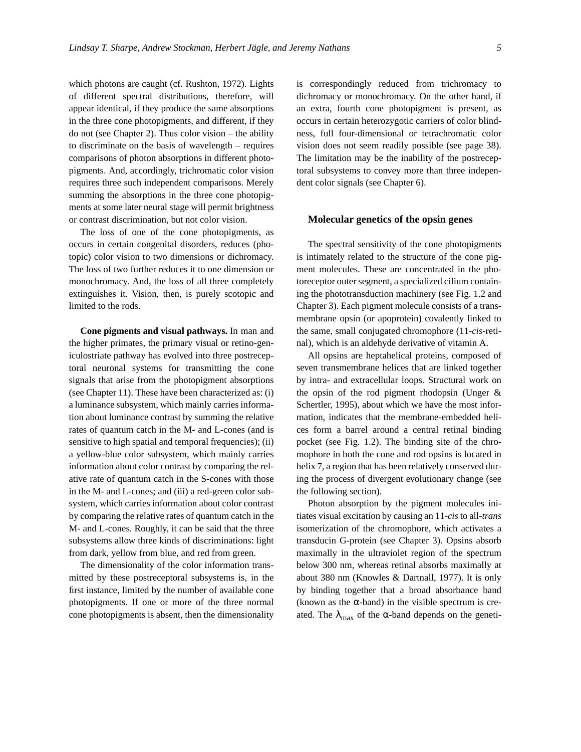which photons are caught (cf. Rushton, 1972). Lights of different spectral distributions, therefore, will appear identical, if they produce the same absorptions in the three cone photopigments, and different, if they do not (see Chapter 2). Thus color vision – the ability to discriminate on the basis of wavelength – requires comparisons of photon absorptions in different photopigments. And, accordingly, trichromatic color vision requires three such independent comparisons. Merely summing the absorptions in the three cone photopigments at some later neural stage will permit brightness or contrast discrimination, but not color vision.

The loss of one of the cone photopigments, as occurs in certain congenital disorders, reduces (photopic) color vision to two dimensions or dichromacy. The loss of two further reduces it to one dimension or monochromacy. And, the loss of all three completely extinguishes it. Vision, then, is purely scotopic and limited to the rods.

**Cone pigments and visual pathways.** In man and the higher primates, the primary visual or retino-geniculostriate pathway has evolved into three postreceptoral neuronal systems for transmitting the cone signals that arise from the photopigment absorptions (see Chapter 11). These have been characterized as: (i) a luminance subsystem, which mainly carries information about luminance contrast by summing the relative rates of quantum catch in the M- and L-cones (and is sensitive to high spatial and temporal frequencies); (ii) a yellow-blue color subsystem, which mainly carries information about color contrast by comparing the relative rate of quantum catch in the S-cones with those in the M- and L-cones; and (iii) a red-green color subsystem, which carries information about color contrast by comparing the relative rates of quantum catch in the M- and L-cones. Roughly, it can be said that the three subsystems allow three kinds of discriminations: light from dark, yellow from blue, and red from green.

The dimensionality of the color information transmitted by these postreceptoral subsystems is, in the first instance, limited by the number of available cone photopigments. If one or more of the three normal cone photopigments is absent, then the dimensionality is correspondingly reduced from trichromacy to dichromacy or monochromacy. On the other hand, if an extra, fourth cone photopigment is present, as occurs in certain heterozygotic carriers of color blindness, full four-dimensional or tetrachromatic color vision does not seem readily possible (see page 38). The limitation may be the inability of the postreceptoral subsystems to convey more than three independent color signals (see Chapter 6).

## Molecular genetics of the opsin genes

The spectral sensitivity of the cone photopigments is intimately related to the structure of the cone pigment molecules. These are concentrated in the photoreceptor outer segment, a specialized cilium containing the phototransduction machinery (see Fig. 1.2 and Chapter 3). Each pigment molecule consists of a transmembrane opsin (or apoprotein) covalently linked to the same, small conjugated chromophore (11-*cis*-retinal), which is an aldehyde derivative of vitamin A.

All opsins are heptahelical proteins, composed of seven transmembrane helices that are linked together by intra- and extracellular loops. Structural work on the opsin of the rod pigment rhodopsin (Unger & Schertler, 1995), about which we have the most information, indicates that the membrane-embedded helices form a barrel around a central retinal binding pocket (see Fig. 1.2). The binding site of the chromophore in both the cone and rod opsins is located in helix 7, a region that has been relatively conserved during the process of divergent evolutionary change (see the following section).

Photon absorption by the pigment molecules initiates visual excitation by causing an 11-*cis* to all-*trans* isomerization of the chromophore, which activates a transducin G-protein (see Chapter 3). Opsins absorb maximally in the ultraviolet region of the spectrum below 300 nm, whereas retinal absorbs maximally at about 380 nm (Knowles & Dartnall, 1977). It is only by binding together that a broad absorbance band (known as the $\alpha$-band) in the visible spectrum is created. The $\lambda_{max}$ of the $\alpha$-band depends on the geneti-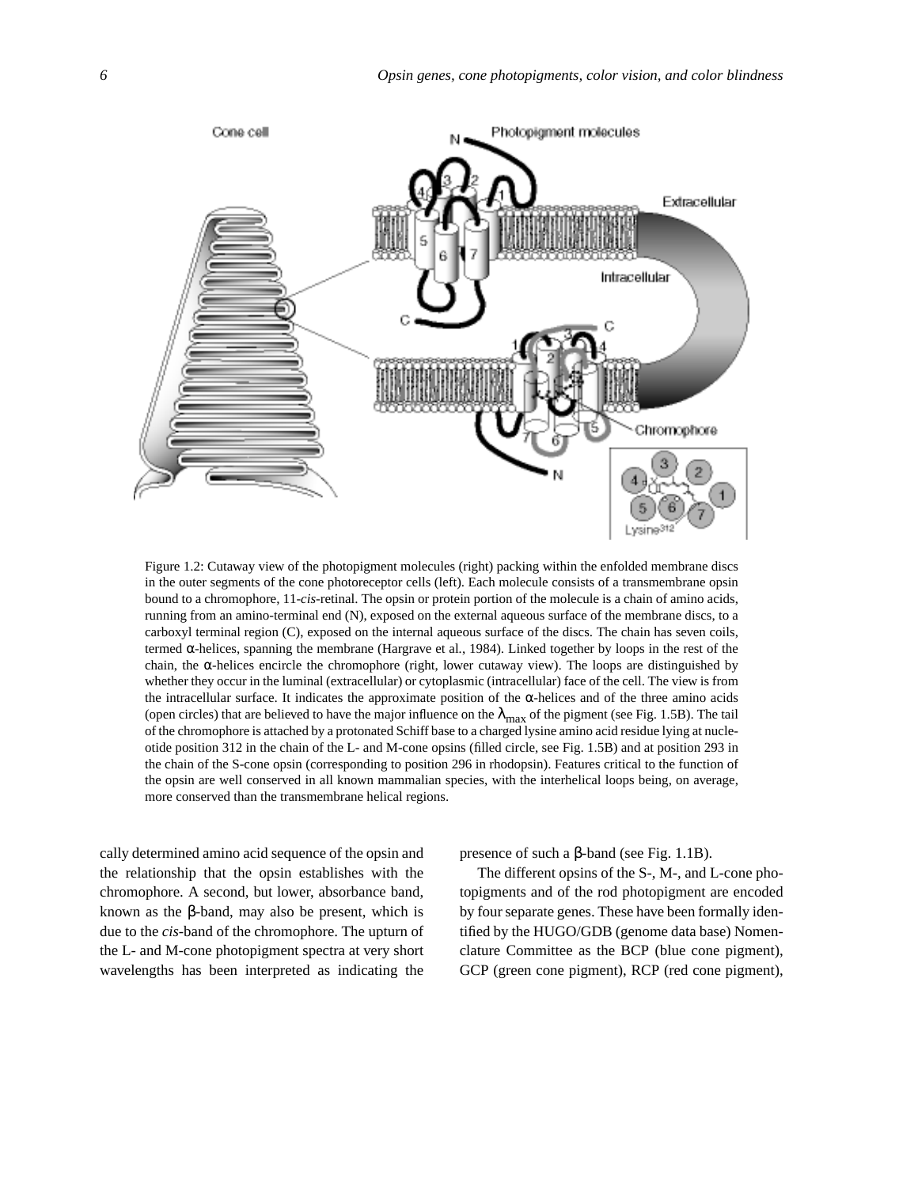Figure 1.2: Cutaway view of the photopigment molecules (right) packing within the enfolded membrane discs in the outer segments of the cone photoreceptor cells (left). Each molecule consists of a transmembrane opsin bound to a chromophore, 11-*cis*-retinal. The opsin or protein portion of the molecule is a chain of amino acids, running from an amino-terminal end (N), exposed on the external aqueous surface of the membrane discs, to a carboxyl terminal region (C), exposed on the internal aqueous surface of the discs. The chain has seven coils, termed α-helices, spanning the membrane (Hargrave et al., 1984). Linked together by loops in the rest of the chain, the α-helices encircle the chromophore (right, lower cutaway view). The loops are distinguished by whether they occur in the luminal (extracellular) or cytoplasmic (intracellular) face of the cell. The view is from the intracellular surface. It indicates the approximate position of the α-helices and of the three amino acids (open circles) that are believed to have the major influence on the $\lambda_{max}$ of the pigment (see Fig. 1.5B). The tail of the chromophore is attached by a protonated Schiff base to a charged lysine amino acid residue lying at nucleotide position 312 in the chain of the L- and M-cone opsins (filled circle, see Fig. 1.5B) and at position 293 in the chain of the S-cone opsin (corresponding to position 296 in rhodopsin). Features critical to the function of the opsin are well conserved in all known mammalian species, with the interhelical loops being, on average, more conserved than the transmembrane helical regions.

cally determined amino acid sequence of the opsin and the relationship that the opsin establishes with the chromophore. A second, but lower, absorbance band, known as the β-band, may also be present, which is due to the *cis*-band of the chromophore. The upturn of the L- and M-cone photopigment spectra at very short wavelengths has been interpreted as indicating the presence of such a β-band (see Fig. 1.1B).

The different opsins of the S-, M-, and L-cone photopigments and of the rod photopigment are encoded by four separate genes. These have been formally identified by the HUGO/GDB (genome data base) Nomenclature Committee as the BCP (blue cone pigment), GCP (green cone pigment), RCP (red cone pigment),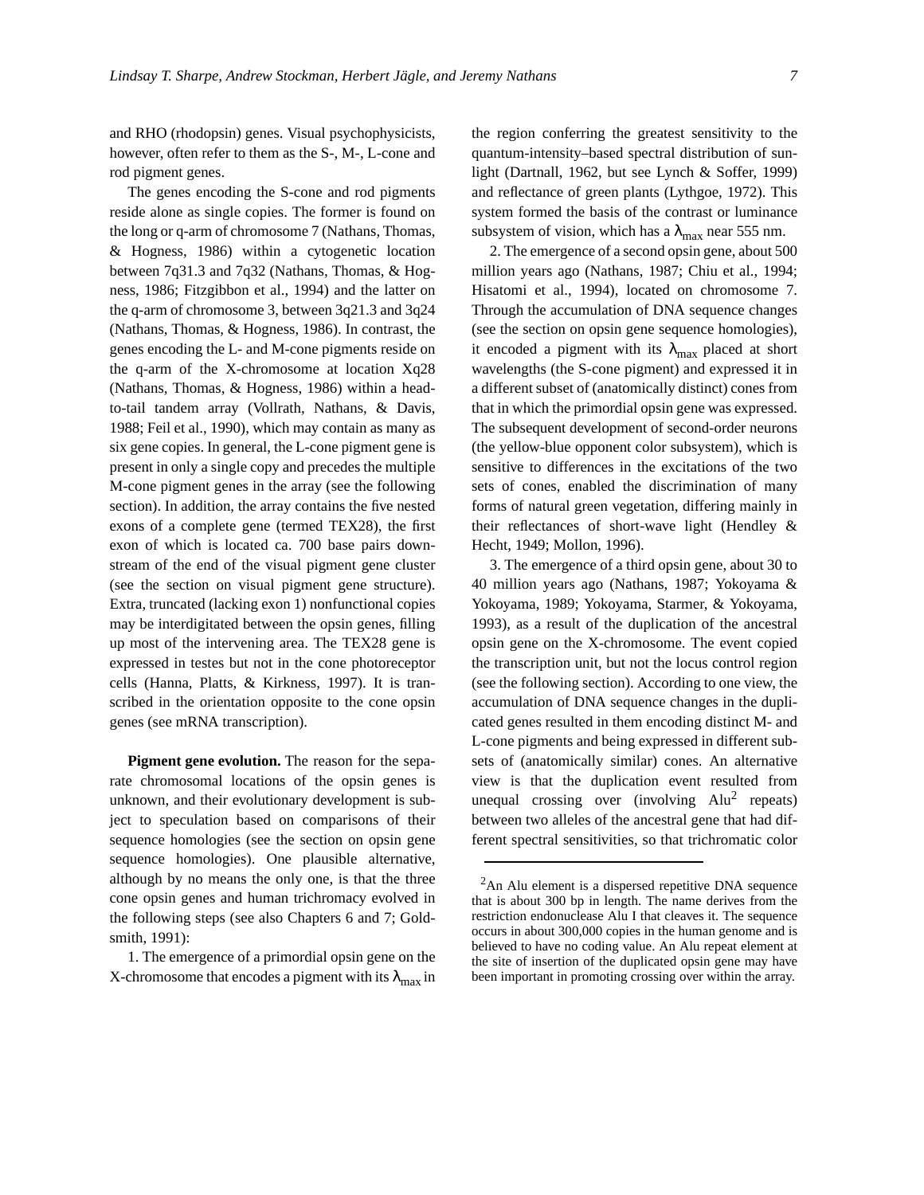and RHO (rhodopsin) genes. Visual psychophysicists, however, often refer to them as the S-, M-, L-cone and rod pigment genes.

The genes encoding the S-cone and rod pigments reside alone as single copies. The former is found on the long or q-arm of chromosome 7 (Nathans, Thomas, & Hogness, 1986) within a cytogenetic location between 7q31.3 and 7q32 (Nathans, Thomas, & Hogness, 1986; Fitzgibbon et al., 1994) and the latter on the q-arm of chromosome 3, between 3q21.3 and 3q24 (Nathans, Thomas, & Hogness, 1986). In contrast, the genes encoding the L- and M-cone pigments reside on the q-arm of the X-chromosome at location Xq28 (Nathans, Thomas, & Hogness, 1986) within a head-to-tail tandem array (Vollrath, Nathans, & Davis, 1988; Feil et al., 1990), which may contain as many as six gene copies. In general, the L-cone pigment gene is present in only a single copy and precedes the multiple M-cone pigment genes in the array (see the following section). In addition, the array contains the five nested exons of a complete gene (termed TEX28), the first exon of which is located ca. 700 base pairs downstream of the end of the visual pigment gene cluster (see the section on visual pigment gene structure). Extra, truncated (lacking exon 1) nonfunctional copies may be interdigitated between the opsin genes, filling up most of the intervening area. The TEX28 gene is expressed in testes but not in the cone photoreceptor cells (Hanna, Platts, & Kirkness, 1997). It is transcribed in the orientation opposite to the cone opsin genes (see mRNA transcription).

**Pigment gene evolution.** The reason for the separate chromosomal locations of the opsin genes is unknown, and their evolutionary development is subject to speculation based on comparisons of their sequence homologies (see the section on opsin gene sequence homologies). One plausible alternative, although by no means the only one, is that the three cone opsin genes and human trichromacy evolved in the following steps (see also Chapters 6 and 7; Goldsmith, 1991):

1. The emergence of a primordial opsin gene on the X-chromosome that encodes a pigment with its $\lambda_{max}$ in the region conferring the greatest sensitivity to the quantum-intensity–based spectral distribution of sunlight (Dartnall, 1962, but see Lynch & Soffer, 1999) and reflectance of green plants (Lythgoe, 1972). This system formed the basis of the contrast or luminance subsystem of vision, which has a $\lambda_{max}$ near 555 nm.

2. The emergence of a second opsin gene, about 500 million years ago (Nathans, 1987; Chiu et al., 1994; Hisatomi et al., 1994), located on chromosome 7. Through the accumulation of DNA sequence changes (see the section on opsin gene sequence homologies), it encoded a pigment with its $\lambda_{max}$ placed at short wavelengths (the S-cone pigment) and expressed it in a different subset of (anatomically distinct) cones from that in which the primordial opsin gene was expressed. The subsequent development of second-order neurons (the yellow-blue opponent color subsystem), which is sensitive to differences in the excitations of the two sets of cones, enabled the discrimination of many forms of natural green vegetation, differing mainly in their reflectances of short-wave light (Hendley & Hecht, 1949; Mollon, 1996).

3. The emergence of a third opsin gene, about 30 to 40 million years ago (Nathans, 1987; Yokoyama & Yokoyama, 1989; Yokoyama, Starmer, & Yokoyama, 1993), as a result of the duplication of the ancestral opsin gene on the X-chromosome. The event copied the transcription unit, but not the locus control region (see the following section). According to one view, the accumulation of DNA sequence changes in the duplicated genes resulted in them encoding distinct M- and L-cone pigments and being expressed in different subsets of (anatomically similar) cones. An alternative view is that the duplication event resulted from unequal crossing over (involving Alu[2] repeats) between two alleles of the ancestral gene that had different spectral sensitivities, so that trichromatic color

[2]An Alu element is a dispersed repetitive DNA sequence that is about 300 bp in length. The name derives from the restriction endonuclease Alu I that cleaves it. The sequence occurs in about 300,000 copies in the human genome and is believed to have no coding value. An Alu repeat element at the site of insertion of the duplicated opsin gene may have been important in promoting crossing over within the array.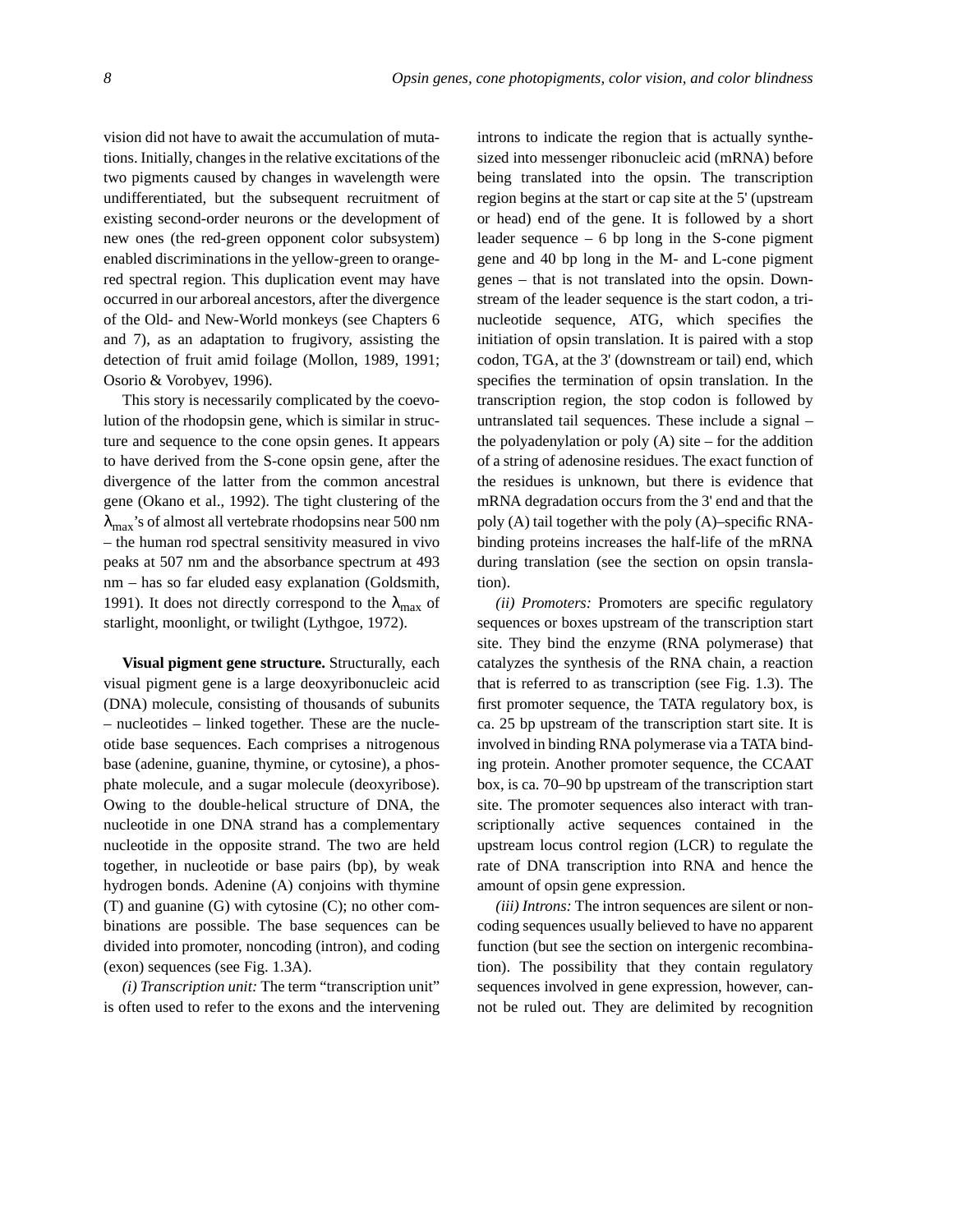vision did not have to await the accumulation of mutations. Initially, changes in the relative excitations of the two pigments caused by changes in wavelength were undifferentiated, but the subsequent recruitment of existing second-order neurons or the development of new ones (the red-green opponent color subsystem) enabled discriminations in the yellow-green to orange-red spectral region. This duplication event may have occurred in our arboreal ancestors, after the divergence of the Old- and New-World monkeys (see Chapters 6 and 7), as an adaptation to frugivory, assisting the detection of fruit amid foilage (Mollon, 1989, 1991; Osorio & Vorobyev, 1996).

This story is necessarily complicated by the coevolution of the rhodopsin gene, which is similar in structure and sequence to the cone opsin genes. It appears to have derived from the S-cone opsin gene, after the divergence of the latter from the common ancestral gene (Okano et al., 1992). The tight clustering of the $\lambda_{max}$'s of almost all vertebrate rhodopsins near 500 nm – the human rod spectral sensitivity measured in vivo peaks at 507 nm and the absorbance spectrum at 493 nm – has so far eluded easy explanation (Goldsmith, 1991). It does not directly correspond to the $\lambda_{max}$ of starlight, moonlight, or twilight (Lythgoe, 1972).

**Visual pigment gene structure.** Structurally, each visual pigment gene is a large deoxyribonucleic acid (DNA) molecule, consisting of thousands of subunits – nucleotides – linked together. These are the nucleotide base sequences. Each comprises a nitrogenous base (adenine, guanine, thymine, or cytosine), a phosphate molecule, and a sugar molecule (deoxyribose). Owing to the double-helical structure of DNA, the nucleotide in one DNA strand has a complementary nucleotide in the opposite strand. The two are held together, in nucleotide or base pairs (bp), by weak hydrogen bonds. Adenine (A) conjoins with thymine (T) and guanine (G) with cytosine (C); no other combinations are possible. The base sequences can be divided into promoter, noncoding (intron), and coding (exon) sequences (see Fig. 1.3A).

*(i) Transcription unit:* The term "transcription unit" is often used to refer to the exons and the intervening introns to indicate the region that is actually synthesized into messenger ribonucleic acid (mRNA) before being translated into the opsin. The transcription region begins at the start or cap site at the 5' (upstream or head) end of the gene. It is followed by a short leader sequence – 6 bp long in the S-cone pigment gene and 40 bp long in the M- and L-cone pigment genes – that is not translated into the opsin. Downstream of the leader sequence is the start codon, a trinucleotide sequence, ATG, which specifies the initiation of opsin translation. It is paired with a stop codon, TGA, at the 3' (downstream or tail) end, which specifies the termination of opsin translation. In the transcription region, the stop codon is followed by untranslated tail sequences. These include a signal – the polyadenylation or poly (A) site – for the addition of a string of adenosine residues. The exact function of the residues is unknown, but there is evidence that mRNA degradation occurs from the 3' end and that the poly (A) tail together with the poly (A)–specific RNA-binding proteins increases the half-life of the mRNA during translation (see the section on opsin translation).

*(ii) Promoters:* Promoters are specific regulatory sequences or boxes upstream of the transcription start site. They bind the enzyme (RNA polymerase) that catalyzes the synthesis of the RNA chain, a reaction that is referred to as transcription (see Fig. 1.3). The first promoter sequence, the TATA regulatory box, is ca. 25 bp upstream of the transcription start site. It is involved in binding RNA polymerase via a TATA binding protein. Another promoter sequence, the CCAAT box, is ca. 70–90 bp upstream of the transcription start site. The promoter sequences also interact with transcriptionally active sequences contained in the upstream locus control region (LCR) to regulate the rate of DNA transcription into RNA and hence the amount of opsin gene expression.

*(iii) Introns:* The intron sequences are silent or noncoding sequences usually believed to have no apparent function (but see the section on intergenic recombination). The possibility that they contain regulatory sequences involved in gene expression, however, cannot be ruled out. They are delimited by recognition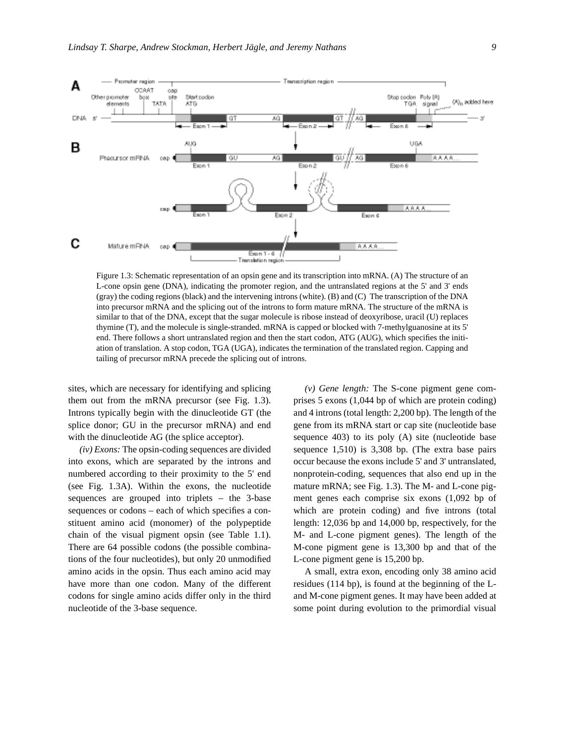Figure 1.3: Schematic representation of an opsin gene and its transcription into mRNA. (A) The structure of an L-cone opsin gene (DNA), indicating the promoter region, and the untranslated regions at the 5' and 3' ends (gray) the coding regions (black) and the intervening introns (white). (B) and (C) The transcription of the DNA into precursor mRNA and the splicing out of the introns to form mature mRNA. The structure of the mRNA is similar to that of the DNA, except that the sugar molecule is ribose instead of deoxyribose, uracil (U) replaces thymine (T), and the molecule is single-stranded. mRNA is capped or blocked with 7-methylguanosine at its 5' end. There follows a short untranslated region and then the start codon, ATG (AUG), which specifies the initiation of translation. A stop codon, TGA (UGA), indicates the termination of the translated region. Capping and tailing of precursor mRNA precede the splicing out of introns.

sites, which are necessary for identifying and splicing them out from the mRNA precursor (see Fig. 1.3). Introns typically begin with the dinucleotide GT (the splice donor; GU in the precursor mRNA) and end with the dinucleotide AG (the splice acceptor).

*(iv) Exons:* The opsin-coding sequences are divided into exons, which are separated by the introns and numbered according to their proximity to the 5' end (see Fig. 1.3A). Within the exons, the nucleotide sequences are grouped into triplets – the 3-base sequences or codons – each of which specifies a constituent amino acid (monomer) of the polypeptide chain of the visual pigment opsin (see Table 1.1). There are 64 possible codons (the possible combinations of the four nucleotides), but only 20 unmodified amino acids in the opsin. Thus each amino acid may have more than one codon. Many of the different codons for single amino acids differ only in the third nucleotide of the 3-base sequence.

*(v) Gene length:* The S-cone pigment gene comprises 5 exons (1,044 bp of which are protein coding) and 4 introns (total length: 2,200 bp). The length of the gene from its mRNA start or cap site (nucleotide base sequence 403) to its poly (A) site (nucleotide base sequence 1,510) is 3,308 bp. (The extra base pairs occur because the exons include 5' and 3' untranslated, nonprotein-coding, sequences that also end up in the mature mRNA; see Fig. 1.3). The M- and L-cone pigment genes each comprise six exons (1,092 bp of which are protein coding) and five introns (total length: 12,036 bp and 14,000 bp, respectively, for the M- and L-cone pigment genes). The length of the M-cone pigment gene is 13,300 bp and that of the L-cone pigment gene is 15,200 bp.

A small, extra exon, encoding only 38 amino acid residues (114 bp), is found at the beginning of the L- and M-cone pigment genes. It may have been added at some point during evolution to the primordial visual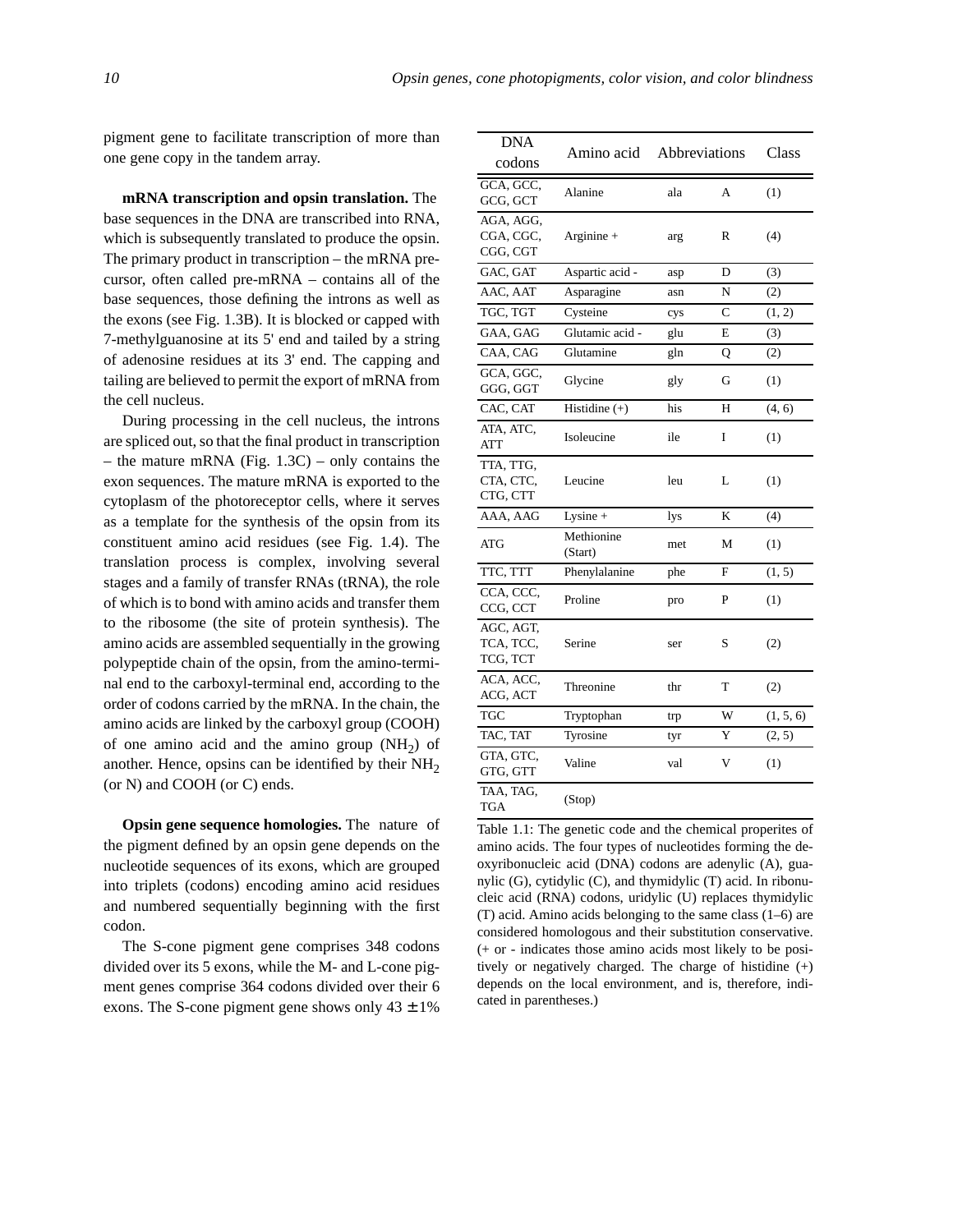pigment gene to facilitate transcription of more than one gene copy in the tandem array.

**mRNA transcription and opsin translation.** The base sequences in the DNA are transcribed into RNA, which is subsequently translated to produce the opsin. The primary product in transcription – the mRNA precursor, often called pre-mRNA – contains all of the base sequences, those defining the introns as well as the exons (see Fig. 1.3B). It is blocked or capped with 7-methylguanosine at its 5' end and tailed by a string of adenosine residues at its 3' end. The capping and tailing are believed to permit the export of mRNA from the cell nucleus.

During processing in the cell nucleus, the introns are spliced out, so that the final product in transcription – the mature mRNA (Fig. 1.3C) – only contains the exon sequences. The mature mRNA is exported to the cytoplasm of the photoreceptor cells, where it serves as a template for the synthesis of the opsin from its constituent amino acid residues (see Fig. 1.4). The translation process is complex, involving several stages and a family of transfer RNAs (tRNA), the role of which is to bond with amino acids and transfer them to the ribosome (the site of protein synthesis). The amino acids are assembled sequentially in the growing polypeptide chain of the opsin, from the amino-terminal end to the carboxyl-terminal end, according to the order of codons carried by the mRNA. In the chain, the amino acids are linked by the carboxyl group (COOH) of one amino acid and the amino group ($NH_2$) of another. Hence, opsins can be identified by their $NH_2$ (or N) and COOH (or C) ends.

**Opsin gene sequence homologies.** The nature of the pigment defined by an opsin gene depends on the nucleotide sequences of its exons, which are grouped into triplets (codons) encoding amino acid residues and numbered sequentially beginning with the first codon.

The S-cone pigment gene comprises 348 codons divided over its 5 exons, while the M- and L-cone pigment genes comprise 364 codons divided over their 6 exons. The S-cone pigment gene shows only $43 \pm 1\%$

| DNA codons | Amino acid | Abbreviations | | Class |
|---|---|---|---|---|
| GCA, GCC, GCG, GCT | Alanine | ala | A | (1) |
| AGA, AGG, CGA, CGC, CGG, CGT | Arginine + | arg | R | (4) |
| GAC, GAT | Aspartic acid - | asp | D | (3) |
| AAC, AAT | Asparagine | asn | N | (2) |
| TGC, TGT | Cysteine | cys | C | (1, 2) |
| GAA, GAG | Glutamic acid - | glu | E | (3) |
| CAA, CAG | Glutamine | gln | Q | (2) |
| GCA, GGC, GGG, GGT | Glycine | gly | G | (1) |
| CAC, CAT | Histidine (+) | his | H | (4, 6) |
| ATA, ATC, ATT | Isoleucine | ile | I | (1) |
| TTA, TTG, CTA, CTC, CTG, CTT | Leucine | leu | L | (1) |
| AAA, AAG | Lysine + | lys | K | (4) |
| ATG | Methionine (Start) | met | M | (1) |
| TTC, TTT | Phenylalanine | phe | F | (1, 5) |
| CCA, CCC, CCG, CCT | Proline | pro | P | (1) |
| AGC, AGT, TCA, TCC, TCG, TCT | Serine | ser | S | (2) |
| ACA, ACC, ACG, ACT | Threonine | thr | T | (2) |
| TGC | Tryptophan | trp | W | (1, 5, 6) |
| TAC, TAT | Tyrosine | tyr | Y | (2, 5) |
| GTA, GTC, GTG, GTT | Valine | val | V | (1) |
| TAA, TAG, TGA | (Stop) | | | |

Table 1.1: The genetic code and the chemical properites of amino acids. The four types of nucleotides forming the deoxyribonucleic acid (DNA) codons are adenylic (A), guanylic (G), cytidylic (C), and thymidylic (T) acid. In ribonucleic acid (RNA) codons, uridylic (U) replaces thymidylic (T) acid. Amino acids belonging to the same class (1–6) are considered homologous and their substitution conservative. (+ or - indicates those amino acids most likely to be positively or negatively charged. The charge of histidine (+) depends on the local environment, and is, therefore, indicated in parentheses.)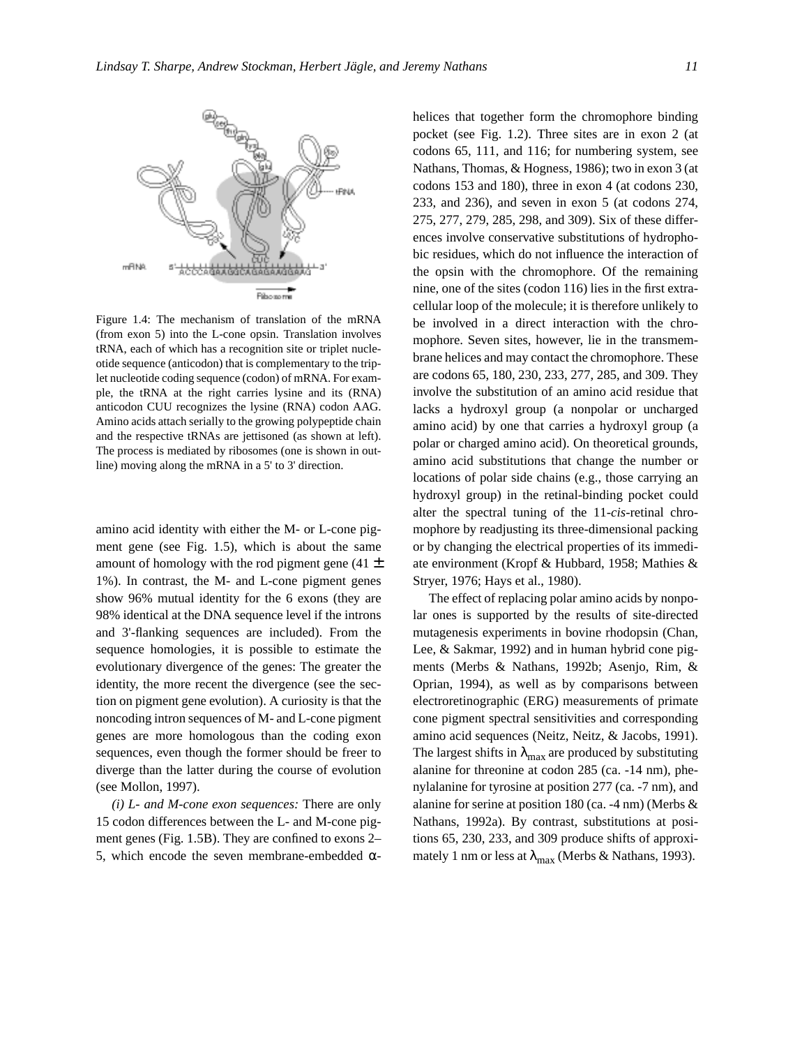Figure 1.4: The mechanism of translation of the mRNA (from exon 5) into the L-cone opsin. Translation involves tRNA, each of which has a recognition site or triplet nucleotide sequence (anticodon) that is complementary to the triplet nucleotide coding sequence (codon) of mRNA. For example, the tRNA at the right carries lysine and its (RNA) anticodon CUU recognizes the lysine (RNA) codon AAG. Amino acids attach serially to the growing polypeptide chain and the respective tRNAs are jettisoned (as shown at left). The process is mediated by ribosomes (one is shown in outline) moving along the mRNA in a 5' to 3' direction.

amino acid identity with either the M- or L-cone pigment gene (see Fig. 1.5), which is about the same amount of homology with the rod pigment gene (41 ± 1%). In contrast, the M- and L-cone pigment genes show 96% mutual identity for the 6 exons (they are 98% identical at the DNA sequence level if the introns and 3'-flanking sequences are included). From the sequence homologies, it is possible to estimate the evolutionary divergence of the genes: The greater the identity, the more recent the divergence (see the section on pigment gene evolution). A curiosity is that the noncoding intron sequences of M- and L-cone pigment genes are more homologous than the coding exon sequences, even though the former should be freer to diverge than the latter during the course of evolution (see Mollon, 1997).

*(i) L- and M-cone exon sequences:* There are only 15 codon differences between the L- and M-cone pigment genes (Fig. 1.5B). They are confined to exons 2–5, which encode the seven membrane-embedded α-helices that together form the chromophore binding pocket (see Fig. 1.2). Three sites are in exon 2 (at codons 65, 111, and 116; for numbering system, see Nathans, Thomas, & Hogness, 1986); two in exon 3 (at codons 153 and 180), three in exon 4 (at codons 230, 233, and 236), and seven in exon 5 (at codons 274, 275, 277, 279, 285, 298, and 309). Six of these differences involve conservative substitutions of hydrophobic residues, which do not influence the interaction of the opsin with the chromophore. Of the remaining nine, one of the sites (codon 116) lies in the first extracellular loop of the molecule; it is therefore unlikely to be involved in a direct interaction with the chromophore. Seven sites, however, lie in the transmembrane helices and may contact the chromophore. These are codons 65, 180, 230, 233, 277, 285, and 309. They involve the substitution of an amino acid residue that lacks a hydroxyl group (a nonpolar or uncharged amino acid) by one that carries a hydroxyl group (a polar or charged amino acid). On theoretical grounds, amino acid substitutions that change the number or locations of polar side chains (e.g., those carrying an hydroxyl group) in the retinal-binding pocket could alter the spectral tuning of the 11-*cis*-retinal chromophore by readjusting its three-dimensional packing or by changing the electrical properties of its immediate environment (Kropf & Hubbard, 1958; Mathies & Stryer, 1976; Hays et al., 1980).

The effect of replacing polar amino acids by nonpolar ones is supported by the results of site-directed mutagenesis experiments in bovine rhodopsin (Chan, Lee, & Sakmar, 1992) and in human hybrid cone pigments (Merbs & Nathans, 1992b; Asenjo, Rim, & Oprian, 1994), as well as by comparisons between electroretinographic (ERG) measurements of primate cone pigment spectral sensitivities and corresponding amino acid sequences (Neitz, Neitz, & Jacobs, 1991). The largest shifts in $\lambda_{max}$ are produced by substituting alanine for threonine at codon 285 (ca. -14 nm), phenylalanine for tyrosine at position 277 (ca. -7 nm), and alanine for serine at position 180 (ca. -4 nm) (Merbs & Nathans, 1992a). By contrast, substitutions at positions 65, 230, 233, and 309 produce shifts of approximately 1 nm or less at $\lambda_{max}$ (Merbs & Nathans, 1993).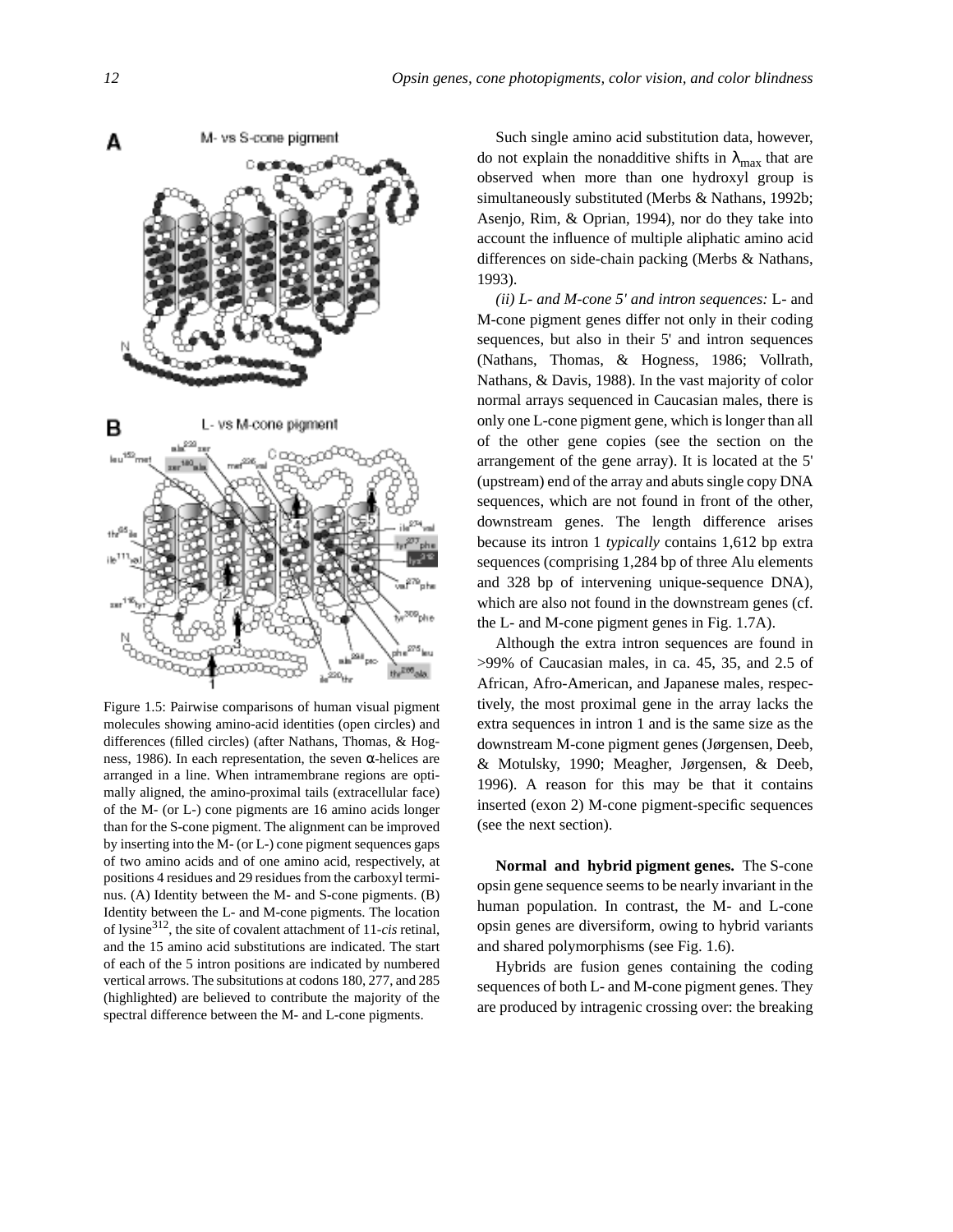Figure 1.5: Pairwise comparisons of human visual pigment molecules showing amino-acid identities (open circles) and differences (filled circles) (after Nathans, Thomas, & Hogness, 1986). In each representation, the seven α-helices are arranged in a line. When intramembrane regions are optimally aligned, the amino-proximal tails (extracellular face) of the M- (or L-) cone pigments are 16 amino acids longer than for the S-cone pigment. The alignment can be improved by inserting into the M- (or L-) cone pigment sequences gaps of two amino acids and of one amino acid, respectively, at positions 4 residues and 29 residues from the carboxyl terminus. (A) Identity between the M- and S-cone pigments. (B) Identity between the L- and M-cone pigments. The location of lysine[312], the site of covalent attachment of 11-*cis* retinal, and the 15 amino acid substitutions are indicated. The start of each of the 5 intron positions are indicated by numbered vertical arrows. The subsitutions at codons 180, 277, and 285 (highlighted) are believed to contribute the majority of the spectral difference between the M- and L-cone pigments.

Such single amino acid substitution data, however, do not explain the nonadditive shifts in $\lambda_{max}$ that are observed when more than one hydroxyl group is simultaneously substituted (Merbs & Nathans, 1992b; Asenjo, Rim, & Oprian, 1994), nor do they take into account the influence of multiple aliphatic amino acid differences on side-chain packing (Merbs & Nathans, 1993).

*(ii) L- and M-cone 5' and intron sequences:* L- and M-cone pigment genes differ not only in their coding sequences, but also in their 5' and intron sequences (Nathans, Thomas, & Hogness, 1986; Vollrath, Nathans, & Davis, 1988). In the vast majority of color normal arrays sequenced in Caucasian males, there is only one L-cone pigment gene, which is longer than all of the other gene copies (see the section on the arrangement of the gene array). It is located at the 5' (upstream) end of the array and abuts single copy DNA sequences, which are not found in front of the other, downstream genes. The length difference arises because its intron 1 *typically* contains 1,612 bp extra sequences (comprising 1,284 bp of three Alu elements and 328 bp of intervening unique-sequence DNA), which are also not found in the downstream genes (cf. the L- and M-cone pigment genes in Fig. 1.7A).

Although the extra intron sequences are found in >99% of Caucasian males, in ca. 45, 35, and 2.5 of African, Afro-American, and Japanese males, respectively, the most proximal gene in the array lacks the extra sequences in intron 1 and is the same size as the downstream M-cone pigment genes (Jørgensen, Deeb, & Motulsky, 1990; Meagher, Jørgensen, & Deeb, 1996). A reason for this may be that it contains inserted (exon 2) M-cone pigment-specific sequences (see the next section).

**Normal and hybrid pigment genes.** The S-cone opsin gene sequence seems to be nearly invariant in the human population. In contrast, the M- and L-cone opsin genes are diversiform, owing to hybrid variants and shared polymorphisms (see Fig. 1.6).

Hybrids are fusion genes containing the coding sequences of both L- and M-cone pigment genes. They are produced by intragenic crossing over: the breaking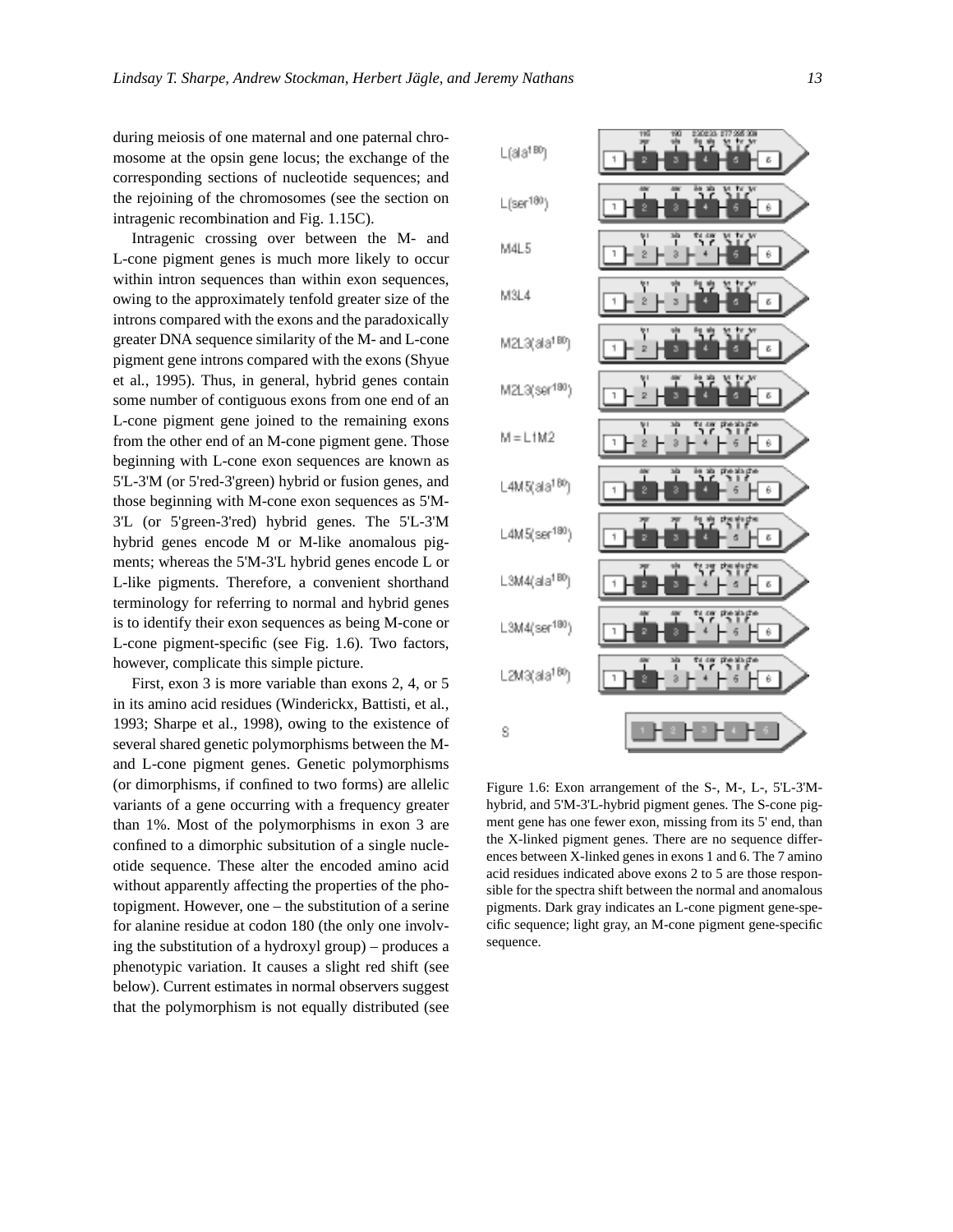during meiosis of one maternal and one paternal chromosome at the opsin gene locus; the exchange of the corresponding sections of nucleotide sequences; and the rejoining of the chromosomes (see the section on intragenic recombination and Fig. 1.15C).

Intragenic crossing over between the M- and L-cone pigment genes is much more likely to occur within intron sequences than within exon sequences, owing to the approximately tenfold greater size of the introns compared with the exons and the paradoxically greater DNA sequence similarity of the M- and L-cone pigment gene introns compared with the exons (Shyue et al., 1995). Thus, in general, hybrid genes contain some number of contiguous exons from one end of an L-cone pigment gene joined to the remaining exons from the other end of an M-cone pigment gene. Those beginning with L-cone exon sequences are known as 5'L-3'M (or 5'red-3'green) hybrid or fusion genes, and those beginning with M-cone exon sequences as 5'M-3'L (or 5'green-3'red) hybrid genes. The 5'L-3'M hybrid genes encode M or M-like anomalous pigments; whereas the 5'M-3'L hybrid genes encode L or L-like pigments. Therefore, a convenient shorthand terminology for referring to normal and hybrid genes is to identify their exon sequences as being M-cone or L-cone pigment-specific (see Fig. 1.6). Two factors, however, complicate this simple picture.

First, exon 3 is more variable than exons 2, 4, or 5 in its amino acid residues (Winderickx, Battisti, et al., 1993; Sharpe et al., 1998), owing to the existence of several shared genetic polymorphisms between the M- and L-cone pigment genes. Genetic polymorphisms (or dimorphisms, if confined to two forms) are allelic variants of a gene occurring with a frequency greater than 1%. Most of the polymorphisms in exon 3 are confined to a dimorphic subsitution of a single nucleotide sequence. These alter the encoded amino acid without apparently affecting the properties of the photopigment. However, one – the substitution of a serine for alanine residue at codon 180 (the only one involving the substitution of a hydroxyl group) – produces a phenotypic variation. It causes a slight red shift (see below). Current estimates in normal observers suggest that the polymorphism is not equally distributed (see

Figure 1.6: Exon arrangement of the S-, M-, L-, 5'L-3'M-hybrid, and 5'M-3'L-hybrid pigment genes. The S-cone pigment gene has one fewer exon, missing from its 5' end, than the X-linked pigment genes. There are no sequence differences between X-linked genes in exons 1 and 6. The 7 amino acid residues indicated above exons 2 to 5 are those responsible for the spectra shift between the normal and anomalous pigments. Dark gray indicates an L-cone pigment gene-specific sequence; light gray, an M-cone pigment gene-specific sequence.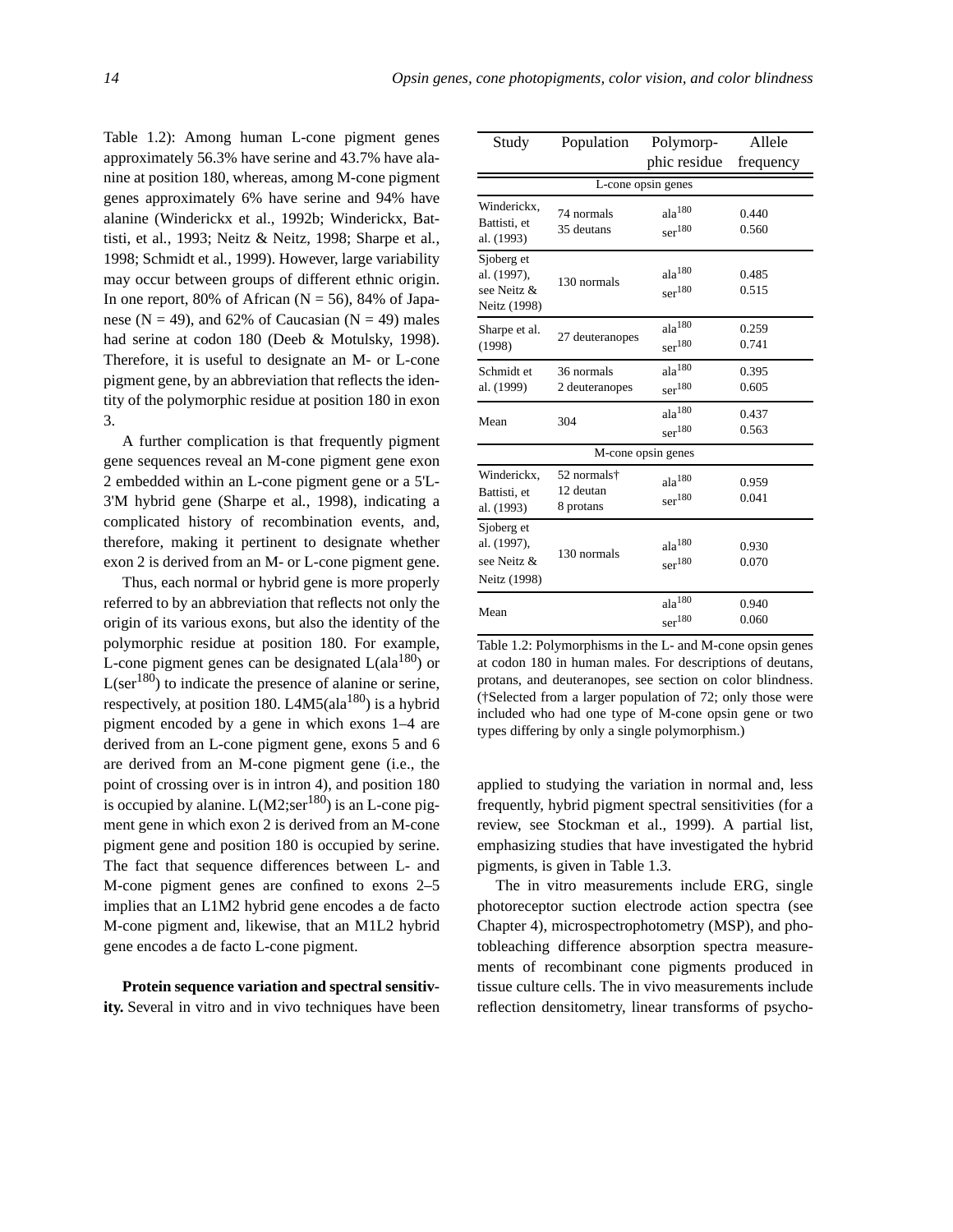Table 1.2): Among human L-cone pigment genes approximately 56.3% have serine and 43.7% have alanine at position 180, whereas, among M-cone pigment genes approximately 6% have serine and 94% have alanine (Winderickx et al., 1992b; Winderickx, Battisti, et al., 1993; Neitz & Neitz, 1998; Sharpe et al., 1998; Schmidt et al., 1999). However, large variability may occur between groups of different ethnic origin. In one report, 80% of African (N = 56), 84% of Japanese (N = 49), and 62% of Caucasian (N = 49) males had serine at codon 180 (Deeb & Motulsky, 1998). Therefore, it is useful to designate an M- or L-cone pigment gene, by an abbreviation that reflects the identity of the polymorphic residue at position 180 in exon 3.

A further complication is that frequently pigment gene sequences reveal an M-cone pigment gene exon 2 embedded within an L-cone pigment gene or a 5'L-3'M hybrid gene (Sharpe et al., 1998), indicating a complicated history of recombination events, and, therefore, making it pertinent to designate whether exon 2 is derived from an M- or L-cone pigment gene.

Thus, each normal or hybrid gene is more properly referred to by an abbreviation that reflects not only the origin of its various exons, but also the identity of the polymorphic residue at position 180. For example, L-cone pigment genes can be designated L(ala$^{180}$) or L(ser$^{180}$) to indicate the presence of alanine or serine, respectively, at position 180. L4M5(ala$^{180}$) is a hybrid pigment encoded by a gene in which exons 1–4 are derived from an L-cone pigment gene, exons 5 and 6 are derived from an M-cone pigment gene (i.e., the point of crossing over is in intron 4), and position 180 is occupied by alanine. L(M2;ser$^{180}$) is an L-cone pigment gene in which exon 2 is derived from an M-cone pigment gene and position 180 is occupied by serine. The fact that sequence differences between L- and M-cone pigment genes are confined to exons 2–5 implies that an L1M2 hybrid gene encodes a de facto M-cone pigment and, likewise, that an M1L2 hybrid gene encodes a de facto L-cone pigment.

| Study | Population | Polymorphic residue | Allele frequency |
|---|---|---|---|
| L-cone opsin genes | | | |
| Winderickx, Battisti, et al. (1993) | 74 normals<br>35 deutans | ala$^{180}$<br>ser$^{180}$ | 0.440<br>0.560 |
| Sjoberg et al. (1997), see Neitz & Neitz (1998) | 130 normals | ala$^{180}$<br>ser$^{180}$ | 0.485<br>0.515 |
| Sharpe et al. (1998) | 27 deuteranopes | ala$^{180}$<br>ser$^{180}$ | 0.259<br>0.741 |
| Schmidt et al. (1999) | 36 normals<br>2 deuteranopes | ala$^{180}$<br>ser$^{180}$ | 0.395<br>0.605 |
| Mean | 304 | ala$^{180}$<br>ser$^{180}$ | 0.437<br>0.563 |
| M-cone opsin genes | | | |
| Winderickx, Battisti, et al. (1993) | 52 normals†<br>12 deutan<br>8 protans | ala$^{180}$<br>ser$^{180}$ | 0.959<br>0.041 |
| Sjoberg et al. (1997), see Neitz & Neitz (1998) | 130 normals | ala$^{180}$<br>ser$^{180}$ | 0.930<br>0.070 |
| Mean | | ala$^{180}$<br>ser$^{180}$ | 0.940<br>0.060 |

Table 1.2: Polymorphisms in the L- and M-cone opsin genes at codon 180 in human males. For descriptions of deutans, protans, and deuteranopes, see section on color blindness. (†Selected from a larger population of 72; only those were included who had one type of M-cone opsin gene or two types differing by only a single polymorphism.)

**Protein sequence variation and spectral sensitivity.** Several in vitro and in vivo techniques have been applied to studying the variation in normal and, less frequently, hybrid pigment spectral sensitivities (for a review, see Stockman et al., 1999). A partial list, emphasizing studies that have investigated the hybrid pigments, is given in Table 1.3.

The in vitro measurements include ERG, single photoreceptor suction electrode action spectra (see Chapter 4), microspectrophotometry (MSP), and photobleaching difference absorption spectra measurements of recombinant cone pigments produced in tissue culture cells. The in vivo measurements include reflection densitometry, linear transforms of psycho-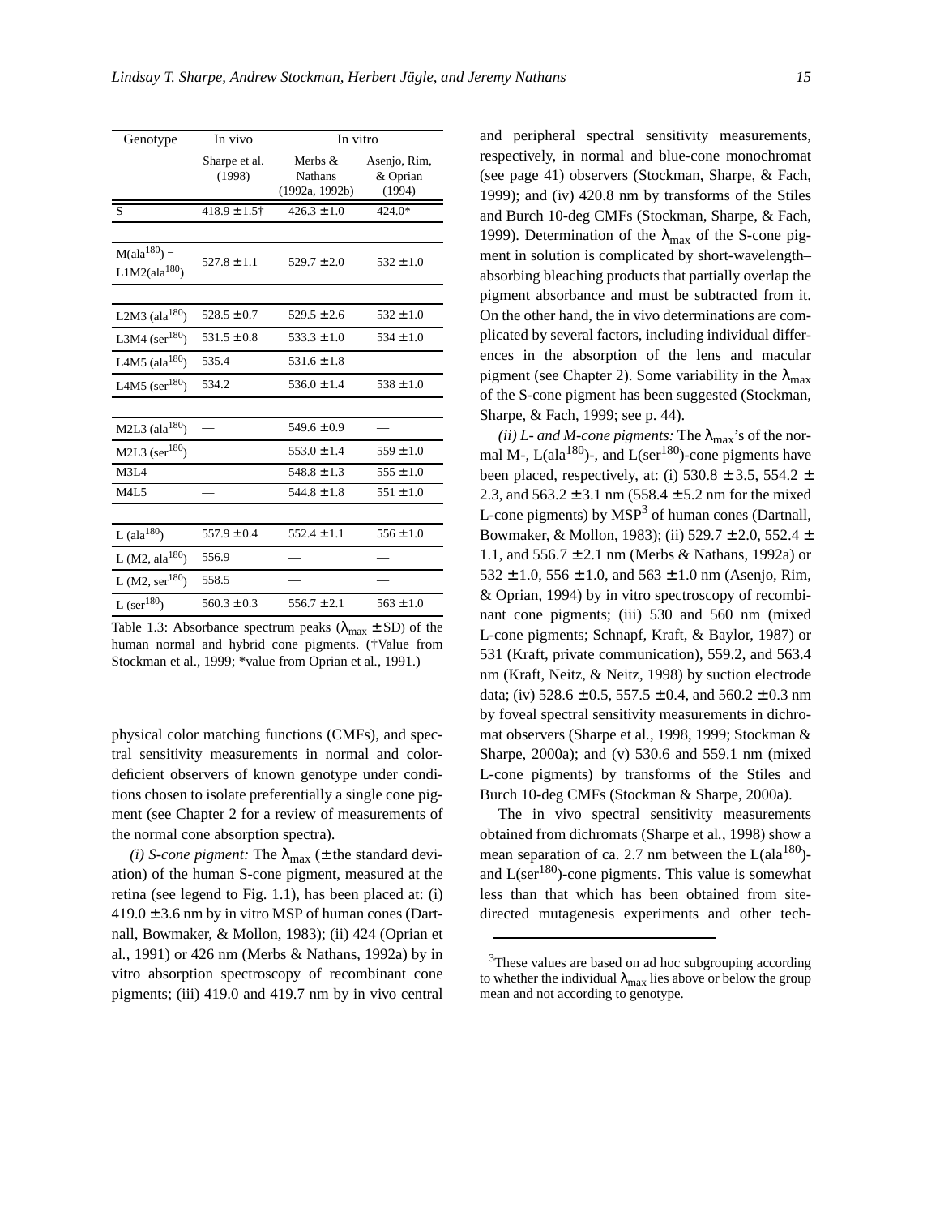| Genotype | In vivo | In vitro | |
|---|---|---|---|
| | Sharpe et al. (1998) | Merbs & Nathans (1992a, 1992b) | Asenjo, Rim, & Oprian (1994) |
| S | 418.9 ± 1.5† | 426.3 ± 1.0 | 424.0* |
| $M(ala^{180})$ = $L1M2(ala^{180})$ | 527.8 ± 1.1 | 529.7 ± 2.0 | 532 ± 1.0 |
| L2M3 ($ala^{180}$) | 528.5 ± 0.7 | 529.5 ± 2.6 | 532 ± 1.0 |
| L3M4 ($ser^{180}$) | 531.5 ± 0.8 | 533.3 ± 1.0 | 534 ± 1.0 |
| L4M5 ($ala^{180}$) | 535.4 | 531.6 ± 1.8 | — |
| L4M5 ($ser^{180}$) | 534.2 | 536.0 ± 1.4 | 538 ± 1.0 |
| M2L3 ($ala^{180}$) | — | 549.6 ± 0.9 | — |
| M2L3 ($ser^{180}$) | — | 553.0 ± 1.4 | 559 ± 1.0 |
| M3L4 | — | 548.8 ± 1.3 | 555 ± 1.0 |
| M4L5 | — | 544.8 ± 1.8 | 551 ± 1.0 |
| L ($ala^{180}$) | 557.9 ± 0.4 | 552.4 ± 1.1 | 556 ± 1.0 |
| L (M2, $ala^{180}$) | 556.9 | — | — |
| L (M2, $ser^{180}$) | 558.5 | — | — |
| L ($ser^{180}$) | 560.3 ± 0.3 | 556.7 ± 2.1 | 563 ± 1.0 |

Table 1.3: Absorbance spectrum peaks ($\lambda_{max}$ ± SD) of the human normal and hybrid cone pigments. (†Value from Stockman et al., 1999; *value from Oprian et al., 1991.)

physical color matching functions (CMFs), and spectral sensitivity measurements in normal and color-deficient observers of known genotype under conditions chosen to isolate preferentially a single cone pigment (see Chapter 2 for a review of measurements of the normal cone absorption spectra).

*(i) S-cone pigment:* The $\lambda_{max}$ (± the standard deviation) of the human S-cone pigment, measured at the retina (see legend to Fig. 1.1), has been placed at: (i) 419.0 ± 3.6 nm by in vitro MSP of human cones (Dartnall, Bowmaker, & Mollon, 1983); (ii) 424 (Oprian et al., 1991) or 426 nm (Merbs & Nathans, 1992a) by in vitro absorption spectroscopy of recombinant cone pigments; (iii) 419.0 and 419.7 nm by in vivo central and peripheral spectral sensitivity measurements, respectively, in normal and blue-cone monochromat (see page 41) observers (Stockman, Sharpe, & Fach, 1999); and (iv) 420.8 nm by transforms of the Stiles and Burch 10-deg CMFs (Stockman, Sharpe, & Fach, 1999). Determination of the $\lambda_{max}$ of the S-cone pigment in solution is complicated by short-wavelength–absorbing bleaching products that partially overlap the pigment absorbance and must be subtracted from it. On the other hand, the in vivo determinations are complicated by several factors, including individual differences in the absorption of the lens and macular pigment (see Chapter 2). Some variability in the $\lambda_{max}$ of the S-cone pigment has been suggested (Stockman, Sharpe, & Fach, 1999; see p. 44).

*(ii) L- and M-cone pigments:* The $\lambda_{max}$'s of the normal M-, L($ala^{180}$)-, and L($ser^{180}$)-cone pigments have been placed, respectively, at: (i) 530.8 ± 3.5, 554.2 ± 2.3, and 563.2 ± 3.1 nm (558.4 ± 5.2 nm for the mixed L-cone pigments) by MSP[3] of human cones (Dartnall, Bowmaker, & Mollon, 1983); (ii) 529.7 ± 2.0, 552.4 ± 1.1, and 556.7 ± 2.1 nm (Merbs & Nathans, 1992a) or 532 ± 1.0, 556 ± 1.0, and 563 ± 1.0 nm (Asenjo, Rim, & Oprian, 1994) by in vitro spectroscopy of recombinant cone pigments; (iii) 530 and 560 nm (mixed L-cone pigments; Schnapf, Kraft, & Baylor, 1987) or 531 (Kraft, private communication), 559.2, and 563.4 nm (Kraft, Neitz, & Neitz, 1998) by suction electrode data; (iv) 528.6 ± 0.5, 557.5 ± 0.4, and 560.2 ± 0.3 nm by foveal spectral sensitivity measurements in dichromat observers (Sharpe et al., 1998, 1999; Stockman & Sharpe, 2000a); and (v) 530.6 and 559.1 nm (mixed L-cone pigments) by transforms of the Stiles and Burch 10-deg CMFs (Stockman & Sharpe, 2000a).

The in vivo spectral sensitivity measurements obtained from dichromats (Sharpe et al., 1998) show a mean separation of ca. 2.7 nm between the L($ala^{180}$)- and L($ser^{180}$)-cone pigments. This value is somewhat less than that which has been obtained from site-directed mutagenesis experiments and other tech-

[3] These values are based on ad hoc subgrouping according to whether the individual $\lambda_{max}$ lies above or below the group mean and not according to genotype.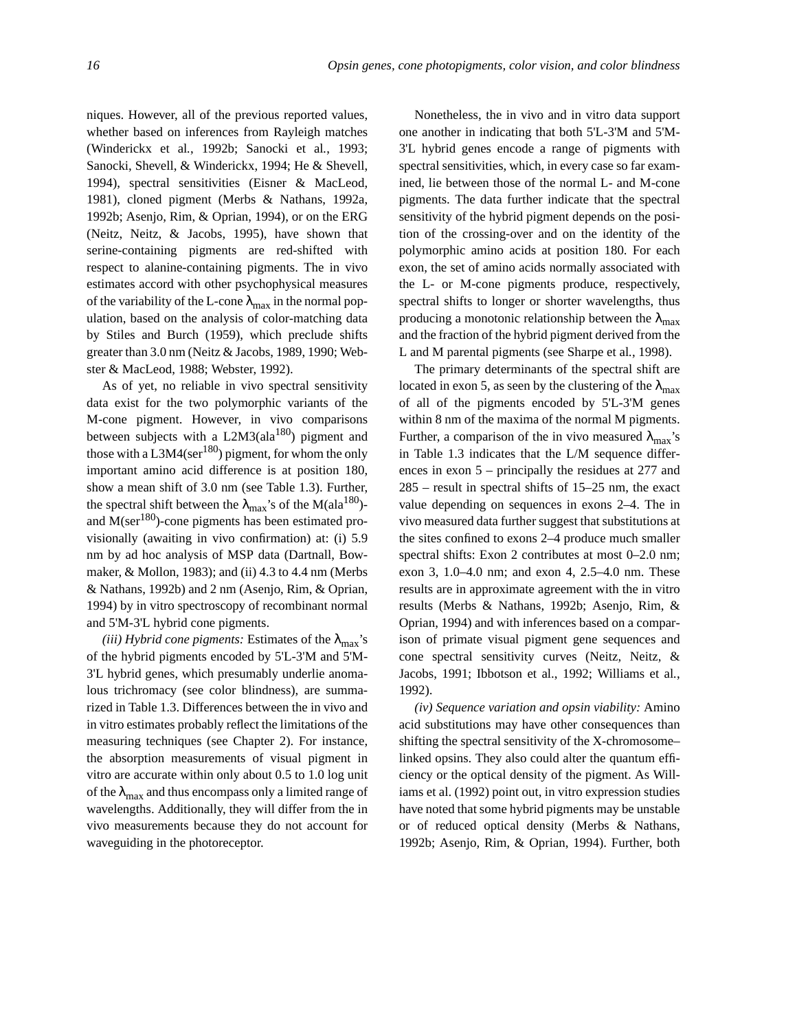niques. However, all of the previous reported values, whether based on inferences from Rayleigh matches (Winderickx et al., 1992b; Sanocki et al., 1993; Sanocki, Shevell, & Winderickx, 1994; He & Shevell, 1994), spectral sensitivities (Eisner & MacLeod, 1981), cloned pigment (Merbs & Nathans, 1992a, 1992b; Asenjo, Rim, & Oprian, 1994), or on the ERG (Neitz, Neitz, & Jacobs, 1995), have shown that serine-containing pigments are red-shifted with respect to alanine-containing pigments. The in vivo estimates accord with other psychophysical measures of the variability of the L-cone $\lambda_{max}$ in the normal population, based on the analysis of color-matching data by Stiles and Burch (1959), which preclude shifts greater than 3.0 nm (Neitz & Jacobs, 1989, 1990; Webster & MacLeod, 1988; Webster, 1992).

As of yet, no reliable in vivo spectral sensitivity data exist for the two polymorphic variants of the M-cone pigment. However, in vivo comparisons between subjects with a L2M3(ala$^{180}$) pigment and those with a L3M4(ser$^{180}$) pigment, for whom the only important amino acid difference is at position 180, show a mean shift of 3.0 nm (see Table 1.3). Further, the spectral shift between the $\lambda_{max}$'s of the M(ala$^{180}$)- and M(ser$^{180}$)-cone pigments has been estimated provisionally (awaiting in vivo confirmation) at: (i) 5.9 nm by ad hoc analysis of MSP data (Dartnall, Bowmaker, & Mollon, 1983); and (ii) 4.3 to 4.4 nm (Merbs & Nathans, 1992b) and 2 nm (Asenjo, Rim, & Oprian, 1994) by in vitro spectroscopy of recombinant normal and 5'M-3'L hybrid cone pigments.

*(iii) Hybrid cone pigments:* Estimates of the $\lambda_{max}$'s of the hybrid pigments encoded by 5'L-3'M and 5'M-3'L hybrid genes, which presumably underlie anomalous trichromacy (see color blindness), are summarized in Table 1.3. Differences between the in vivo and in vitro estimates probably reflect the limitations of the measuring techniques (see Chapter 2). For instance, the absorption measurements of visual pigment in vitro are accurate within only about 0.5 to 1.0 log unit of the $\lambda_{max}$ and thus encompass only a limited range of wavelengths. Additionally, they will differ from the in vivo measurements because they do not account for waveguiding in the photoreceptor.

Nonetheless, the in vivo and in vitro data support one another in indicating that both 5'L-3'M and 5'M-3'L hybrid genes encode a range of pigments with spectral sensitivities, which, in every case so far examined, lie between those of the normal L- and M-cone pigments. The data further indicate that the spectral sensitivity of the hybrid pigment depends on the position of the crossing-over and on the identity of the polymorphic amino acids at position 180. For each exon, the set of amino acids normally associated with the L- or M-cone pigments produce, respectively, spectral shifts to longer or shorter wavelengths, thus producing a monotonic relationship between the $\lambda_{max}$ and the fraction of the hybrid pigment derived from the L and M parental pigments (see Sharpe et al., 1998).

The primary determinants of the spectral shift are located in exon 5, as seen by the clustering of the $\lambda_{max}$ of all of the pigments encoded by 5'L-3'M genes within 8 nm of the maxima of the normal M pigments. Further, a comparison of the in vivo measured $\lambda_{max}$'s in Table 1.3 indicates that the L/M sequence differences in exon 5 – principally the residues at 277 and 285 – result in spectral shifts of 15–25 nm, the exact value depending on sequences in exons 2–4. The in vivo measured data further suggest that substitutions at the sites confined to exons 2–4 produce much smaller spectral shifts: Exon 2 contributes at most 0–2.0 nm; exon 3, 1.0–4.0 nm; and exon 4, 2.5–4.0 nm. These results are in approximate agreement with the in vitro results (Merbs & Nathans, 1992b; Asenjo, Rim, & Oprian, 1994) and with inferences based on a comparison of primate visual pigment gene sequences and cone spectral sensitivity curves (Neitz, Neitz, & Jacobs, 1991; Ibbotson et al., 1992; Williams et al., 1992).

*(iv) Sequence variation and opsin viability:* Amino acid substitutions may have other consequences than shifting the spectral sensitivity of the X-chromosome–linked opsins. They also could alter the quantum efficiency or the optical density of the pigment. As Williams et al. (1992) point out, in vitro expression studies have noted that some hybrid pigments may be unstable or of reduced optical density (Merbs & Nathans, 1992b; Asenjo, Rim, & Oprian, 1994). Further, both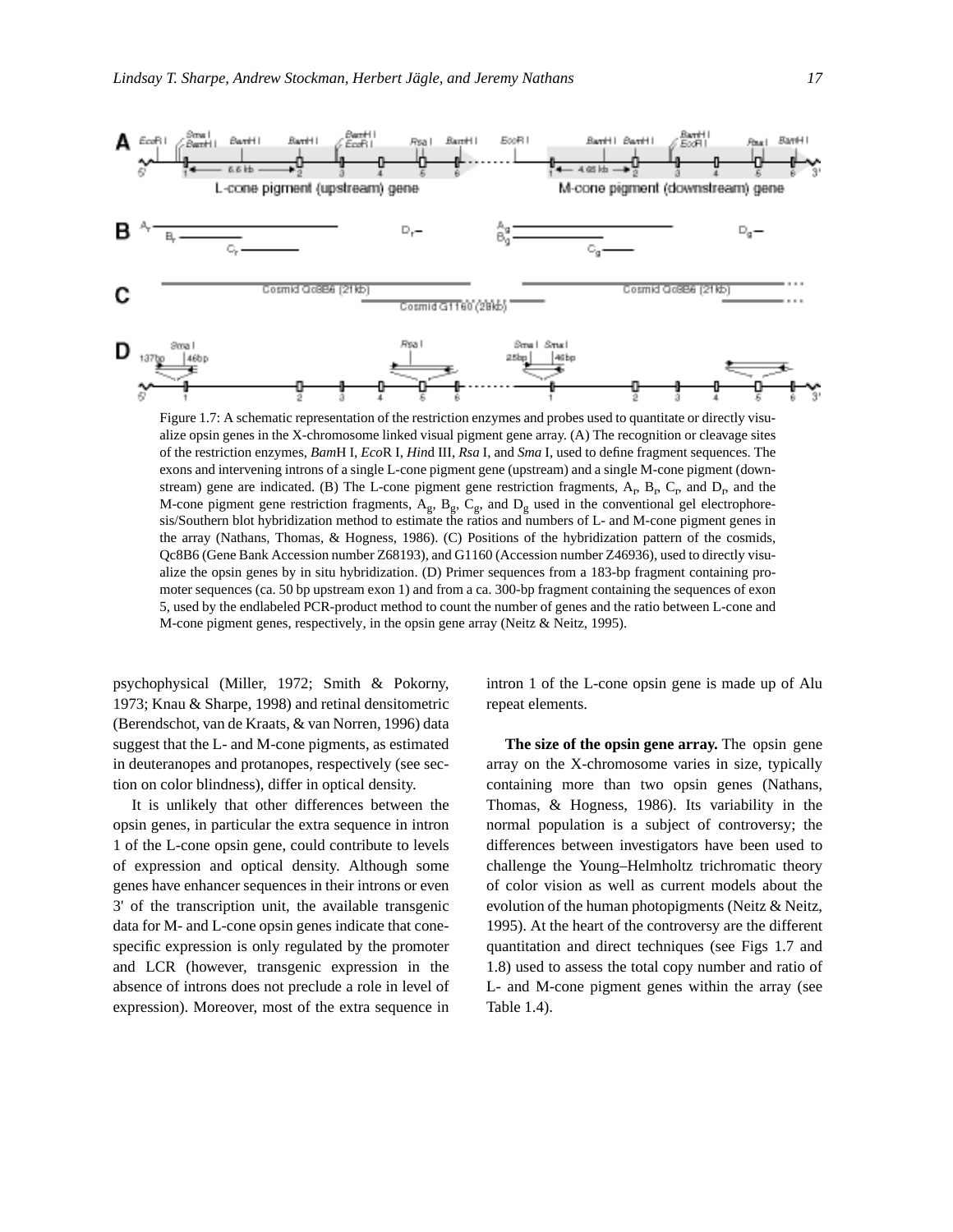Figure 1.7: A schematic representation of the restriction enzymes and probes used to quantitate or directly visualize opsin genes in the X-chromosome linked visual pigment gene array. (A) The recognition or cleavage sites of the restriction enzymes, *Bam*H I, *Eco*R I, *Hin*d III, *Rsa* I, and *Sma* I, used to define fragment sequences. The exons and intervening introns of a single L-cone pigment gene (upstream) and a single M-cone pigment (downstream) gene are indicated. (B) The L-cone pigment gene restriction fragments, $A_r$, $B_r$, $C_r$, and $D_r$, and the M-cone pigment gene restriction fragments, $A_g$, $B_g$, $C_g$, and $D_g$ used in the conventional gel electrophoresis/Southern blot hybridization method to estimate the ratios and numbers of L- and M-cone pigment genes in the array (Nathans, Thomas, & Hogness, 1986). (C) Positions of the hybridization pattern of the cosmids, Qc8B6 (Gene Bank Accession number Z68193), and G1160 (Accession number Z46936), used to directly visualize the opsin genes by in situ hybridization. (D) Primer sequences from a 183-bp fragment containing promoter sequences (ca. 50 bp upstream exon 1) and from a ca. 300-bp fragment containing the sequences of exon 5, used by the endlabeled PCR-product method to count the number of genes and the ratio between L-cone and M-cone pigment genes, respectively, in the opsin gene array (Neitz & Neitz, 1995).

psychophysical (Miller, 1972; Smith & Pokorny, 1973; Knau & Sharpe, 1998) and retinal densitometric (Berendschot, van de Kraats, & van Norren, 1996) data suggest that the L- and M-cone pigments, as estimated in deuteranopes and protanopes, respectively (see section on color blindness), differ in optical density.

It is unlikely that other differences between the opsin genes, in particular the extra sequence in intron 1 of the L-cone opsin gene, could contribute to levels of expression and optical density. Although some genes have enhancer sequences in their introns or even 3' of the transcription unit, the available transgenic data for M- and L-cone opsin genes indicate that cone-specific expression is only regulated by the promoter and LCR (however, transgenic expression in the absence of introns does not preclude a role in level of expression). Moreover, most of the extra sequence in intron 1 of the L-cone opsin gene is made up of Alu repeat elements.

**The size of the opsin gene array.** The opsin gene array on the X-chromosome varies in size, typically containing more than two opsin genes (Nathans, Thomas, & Hogness, 1986). Its variability in the normal population is a subject of controversy; the differences between investigators have been used to challenge the Young–Helmholtz trichromatic theory of color vision as well as current models about the evolution of the human photopigments (Neitz & Neitz, 1995). At the heart of the controversy are the different quantitation and direct techniques (see Figs 1.7 and 1.8) used to assess the total copy number and ratio of L- and M-cone pigment genes within the array (see Table 1.4).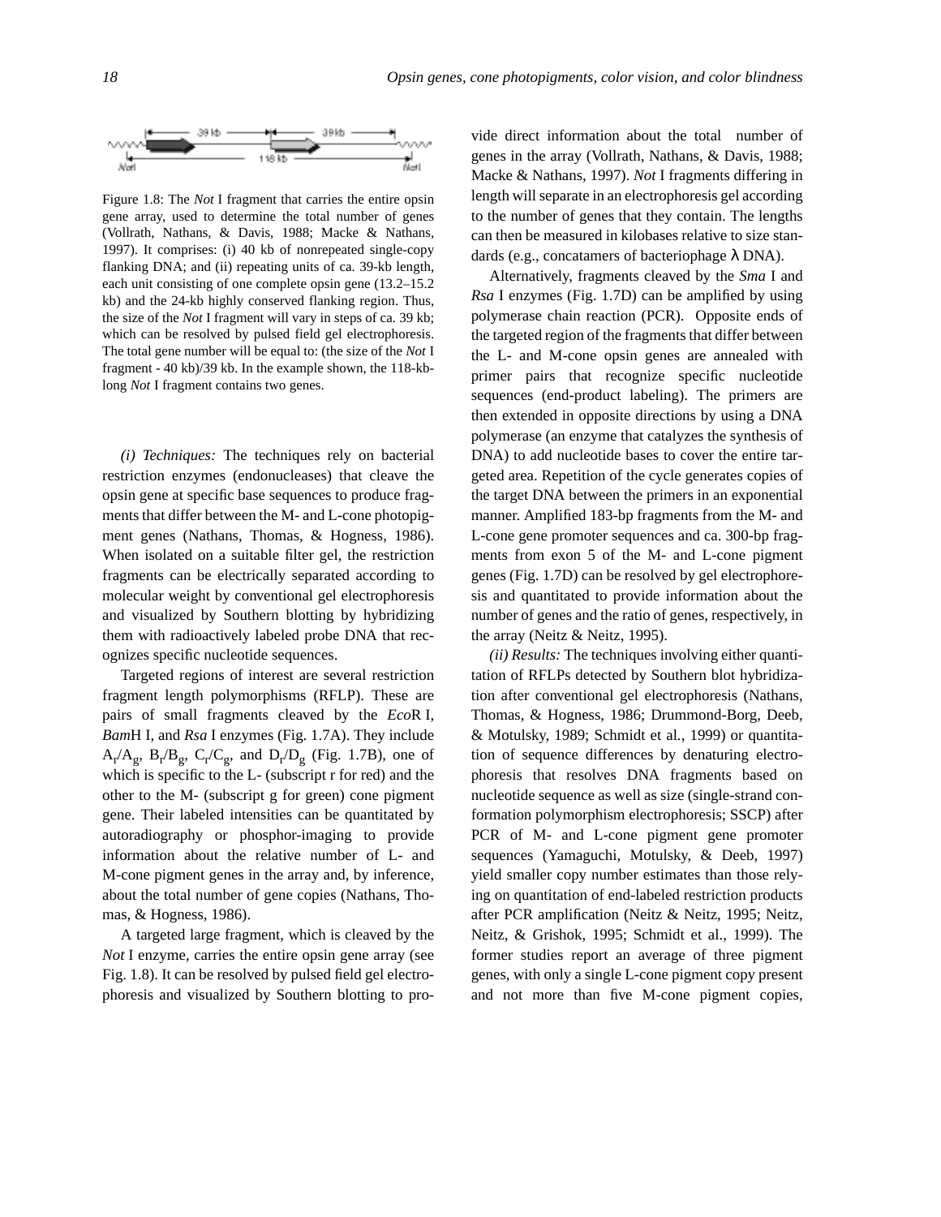Figure 1.8: The *Not* I fragment that carries the entire opsin gene array, used to determine the total number of genes (Vollrath, Nathans, & Davis, 1988; Macke & Nathans, 1997). It comprises: (i) 40 kb of nonrepeated single-copy flanking DNA; and (ii) repeating units of ca. 39-kb length, each unit consisting of one complete opsin gene (13.2–15.2 kb) and the 24-kb highly conserved flanking region. Thus, the size of the *Not* I fragment will vary in steps of ca. 39 kb; which can be resolved by pulsed field gel electrophoresis. The total gene number will be equal to: (the size of the *Not* I fragment - 40 kb)/39 kb. In the example shown, the 118-kb-long *Not* I fragment contains two genes.

*(i) Techniques:* The techniques rely on bacterial restriction enzymes (endonucleases) that cleave the opsin gene at specific base sequences to produce fragments that differ between the M- and L-cone photopigment genes (Nathans, Thomas, & Hogness, 1986). When isolated on a suitable filter gel, the restriction fragments can be electrically separated according to molecular weight by conventional gel electrophoresis and visualized by Southern blotting by hybridizing them with radioactively labeled probe DNA that recognizes specific nucleotide sequences.

Targeted regions of interest are several restriction fragment length polymorphisms (RFLP). These are pairs of small fragments cleaved by the *Eco*R I, *Bam*H I, and *Rsa* I enzymes (Fig. 1.7A). They include $A_r/A_g$, $B_r/B_g$, $C_r/C_g$, and $D_r/D_g$ (Fig. 1.7B), one of which is specific to the L- (subscript r for red) and the other to the M- (subscript g for green) cone pigment gene. Their labeled intensities can be quantitated by autoradiography or phosphor-imaging to provide information about the relative number of L- and M-cone pigment genes in the array and, by inference, about the total number of gene copies (Nathans, Thomas, & Hogness, 1986).

A targeted large fragment, which is cleaved by the *Not* I enzyme, carries the entire opsin gene array (see Fig. 1.8). It can be resolved by pulsed field gel electrophoresis and visualized by Southern blotting to provide direct information about the total number of genes in the array (Vollrath, Nathans, & Davis, 1988; Macke & Nathans, 1997). *Not* I fragments differing in length will separate in an electrophoresis gel according to the number of genes that they contain. The lengths can then be measured in kilobases relative to size standards (e.g., concatamers of bacteriophage λ DNA).

Alternatively, fragments cleaved by the *Sma* I and *Rsa* I enzymes (Fig. 1.7D) can be amplified by using polymerase chain reaction (PCR). Opposite ends of the targeted region of the fragments that differ between the L- and M-cone opsin genes are annealed with primer pairs that recognize specific nucleotide sequences (end-product labeling). The primers are then extended in opposite directions by using a DNA polymerase (an enzyme that catalyzes the synthesis of DNA) to add nucleotide bases to cover the entire targeted area. Repetition of the cycle generates copies of the target DNA between the primers in an exponential manner. Amplified 183-bp fragments from the M- and L-cone gene promoter sequences and ca. 300-bp fragments from exon 5 of the M- and L-cone pigment genes (Fig. 1.7D) can be resolved by gel electrophoresis and quantitated to provide information about the number of genes and the ratio of genes, respectively, in the array (Neitz & Neitz, 1995).

*(ii) Results:* The techniques involving either quantitation of RFLPs detected by Southern blot hybridization after conventional gel electrophoresis (Nathans, Thomas, & Hogness, 1986; Drummond-Borg, Deeb, & Motulsky, 1989; Schmidt et al., 1999) or quantitation of sequence differences by denaturing electrophoresis that resolves DNA fragments based on nucleotide sequence as well as size (single-strand conformation polymorphism electrophoresis; SSCP) after PCR of M- and L-cone pigment gene promoter sequences (Yamaguchi, Motulsky, & Deeb, 1997) yield smaller copy number estimates than those relying on quantitation of end-labeled restriction products after PCR amplification (Neitz & Neitz, 1995; Neitz, Neitz, & Grishok, 1995; Schmidt et al., 1999). The former studies report an average of three pigment genes, with only a single L-cone pigment copy present and not more than five M-cone pigment copies,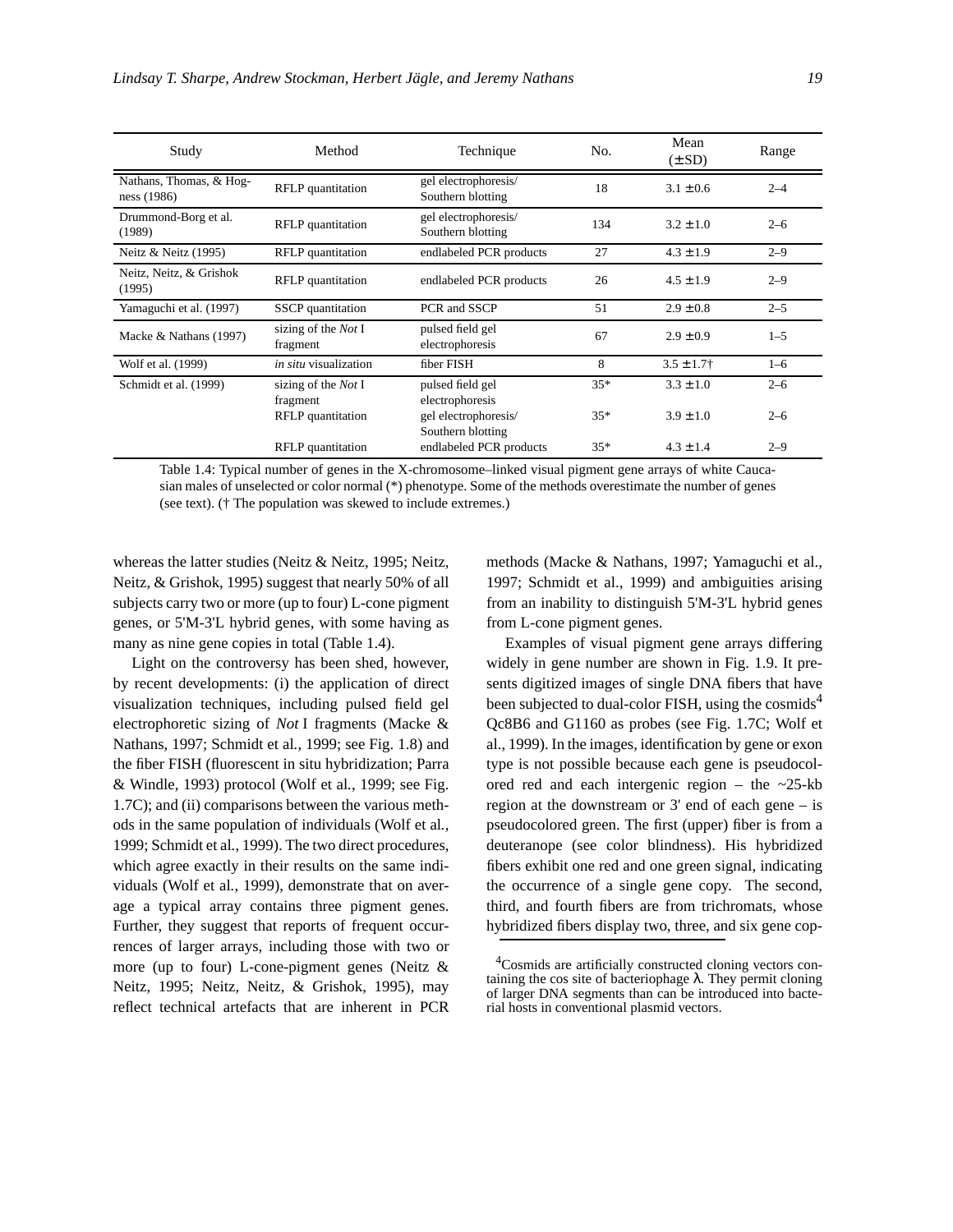| Study | Method | Technique | No. | Mean (±SD) | Range |
|---|---|---|---|---|---|
| Nathans, Thomas, & Hogness (1986) | RFLP quantitation | gel electrophoresis/ Southern blotting | 18 | 3.1 ± 0.6 | 2–4 |
| Drummond-Borg et al. (1989) | RFLP quantitation | gel electrophoresis/ Southern blotting | 134 | 3.2 ± 1.0 | 2–6 |
| Neitz & Neitz (1995) | RFLP quantitation | endlabeled PCR products | 27 | 4.3 ± 1.9 | 2–9 |
| Neitz, Neitz, & Grishok (1995) | RFLP quantitation | endlabeled PCR products | 26 | 4.5 ± 1.9 | 2–9 |
| Yamaguchi et al. (1997) | SSCP quantitation | PCR and SSCP | 51 | 2.9 ± 0.8 | 2–5 |
| Macke & Nathans (1997) | sizing of the *Not* I fragment | pulsed field gel electrophoresis | 67 | 2.9 ± 0.9 | 1–5 |
| Wolf et al. (1999) | *in situ* visualization | fiber FISH | 8 | 3.5 ± 1.7† | 1–6 |
| Schmidt et al. (1999) | sizing of the *Not* I fragment | pulsed field gel electrophoresis | 35* | 3.3 ± 1.0 | 2–6 |
| | RFLP quantitation | gel electrophoresis/ Southern blotting | 35* | 3.9 ± 1.0 | 2–6 |
| | RFLP quantitation | endlabeled PCR products | 35* | 4.3 ± 1.4 | 2–9 |

Table 1.4: Typical number of genes in the X-chromosome–linked visual pigment gene arrays of white Caucasian males of unselected or color normal (*) phenotype. Some of the methods overestimate the number of genes (see text). († The population was skewed to include extremes.)

whereas the latter studies (Neitz & Neitz, 1995; Neitz, Neitz, & Grishok, 1995) suggest that nearly 50% of all subjects carry two or more (up to four) L-cone pigment genes, or 5'M-3'L hybrid genes, with some having as many as nine gene copies in total (Table 1.4).

Light on the controversy has been shed, however, by recent developments: (i) the application of direct visualization techniques, including pulsed field gel electrophoretic sizing of *Not* I fragments (Macke & Nathans, 1997; Schmidt et al., 1999; see Fig. 1.8) and the fiber FISH (fluorescent in situ hybridization; Parra & Windle, 1993) protocol (Wolf et al., 1999; see Fig. 1.7C); and (ii) comparisons between the various methods in the same population of individuals (Wolf et al., 1999; Schmidt et al., 1999). The two direct procedures, which agree exactly in their results on the same individuals (Wolf et al., 1999), demonstrate that on average a typical array contains three pigment genes. Further, they suggest that reports of frequent occurrences of larger arrays, including those with two or more (up to four) L-cone-pigment genes (Neitz & Neitz, 1995; Neitz, Neitz, & Grishok, 1995), may reflect technical artefacts that are inherent in PCR methods (Macke & Nathans, 1997; Yamaguchi et al., 1997; Schmidt et al., 1999) and ambiguities arising from an inability to distinguish 5'M-3'L hybrid genes from L-cone pigment genes.

Examples of visual pigment gene arrays differing widely in gene number are shown in Fig. 1.9. It presents digitized images of single DNA fibers that have been subjected to dual-color FISH, using the cosmids[4] Qc8B6 and G1160 as probes (see Fig. 1.7C; Wolf et al., 1999). In the images, identification by gene or exon type is not possible because each gene is pseudocolored red and each intergenic region – the ~25-kb region at the downstream or 3' end of each gene – is pseudocolored green. The first (upper) fiber is from a deuteranope (see color blindness). His hybridized fibers exhibit one red and one green signal, indicating the occurrence of a single gene copy. The second, third, and fourth fibers are from trichromats, whose hybridized fibers display two, three, and six gene cop-

[4] Cosmids are artificially constructed cloning vectors containing the cos site of bacteriophage λ. They permit cloning of larger DNA segments than can be introduced into bacterial hosts in conventional plasmid vectors.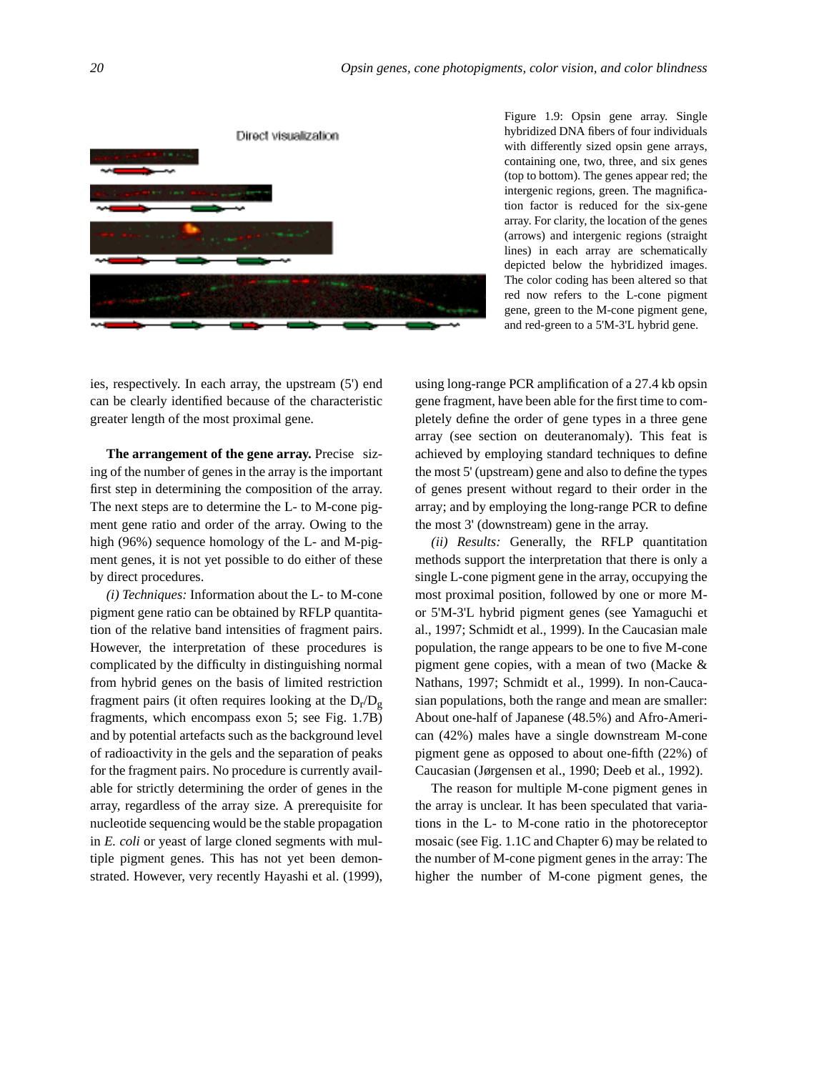Figure 1.9: Opsin gene array. Single hybridized DNA fibers of four individuals with differently sized opsin gene arrays, containing one, two, three, and six genes (top to bottom). The genes appear red; the intergenic regions, green. The magnification factor is reduced for the six-gene array. For clarity, the location of the genes (arrows) and intergenic regions (straight lines) in each array are schematically depicted below the hybridized images. The color coding has been altered so that red now refers to the L-cone pigment gene, green to the M-cone pigment gene, and red-green to a 5'M-3'L hybrid gene.

ies, respectively. In each array, the upstream (5') end can be clearly identified because of the characteristic greater length of the most proximal gene.

**The arrangement of the gene array.** Precise sizing of the number of genes in the array is the important first step in determining the composition of the array. The next steps are to determine the L- to M-cone pigment gene ratio and order of the array. Owing to the high (96%) sequence homology of the L- and M-pigment genes, it is not yet possible to do either of these by direct procedures.

*(i) Techniques:* Information about the L- to M-cone pigment gene ratio can be obtained by RFLP quantitation of the relative band intensities of fragment pairs. However, the interpretation of these procedures is complicated by the difficulty in distinguishing normal from hybrid genes on the basis of limited restriction fragment pairs (it often requires looking at the $D_r/D_g$ fragments, which encompass exon 5; see Fig. 1.7B) and by potential artefacts such as the background level of radioactivity in the gels and the separation of peaks for the fragment pairs. No procedure is currently available for strictly determining the order of genes in the array, regardless of the array size. A prerequisite for nucleotide sequencing would be the stable propagation in *E. coli* or yeast of large cloned segments with multiple pigment genes. This has not yet been demonstrated. However, very recently Hayashi et al. (1999), using long-range PCR amplification of a 27.4 kb opsin gene fragment, have been able for the first time to completely define the order of gene types in a three gene array (see section on deuteranomaly). This feat is achieved by employing standard techniques to define the most 5' (upstream) gene and also to define the types of genes present without regard to their order in the array; and by employing the long-range PCR to define the most 3' (downstream) gene in the array.

*(ii) Results:* Generally, the RFLP quantitation methods support the interpretation that there is only a single L-cone pigment gene in the array, occupying the most proximal position, followed by one or more M- or 5'M-3'L hybrid pigment genes (see Yamaguchi et al., 1997; Schmidt et al., 1999). In the Caucasian male population, the range appears to be one to five M-cone pigment gene copies, with a mean of two (Macke & Nathans, 1997; Schmidt et al., 1999). In non-Caucasian populations, both the range and mean are smaller: About one-half of Japanese (48.5%) and Afro-American (42%) males have a single downstream M-cone pigment gene as opposed to about one-fifth (22%) of Caucasian (Jørgensen et al., 1990; Deeb et al., 1992).

The reason for multiple M-cone pigment genes in the array is unclear. It has been speculated that variations in the L- to M-cone ratio in the photoreceptor mosaic (see Fig. 1.1C and Chapter 6) may be related to the number of M-cone pigment genes in the array: The higher the number of M-cone pigment genes, the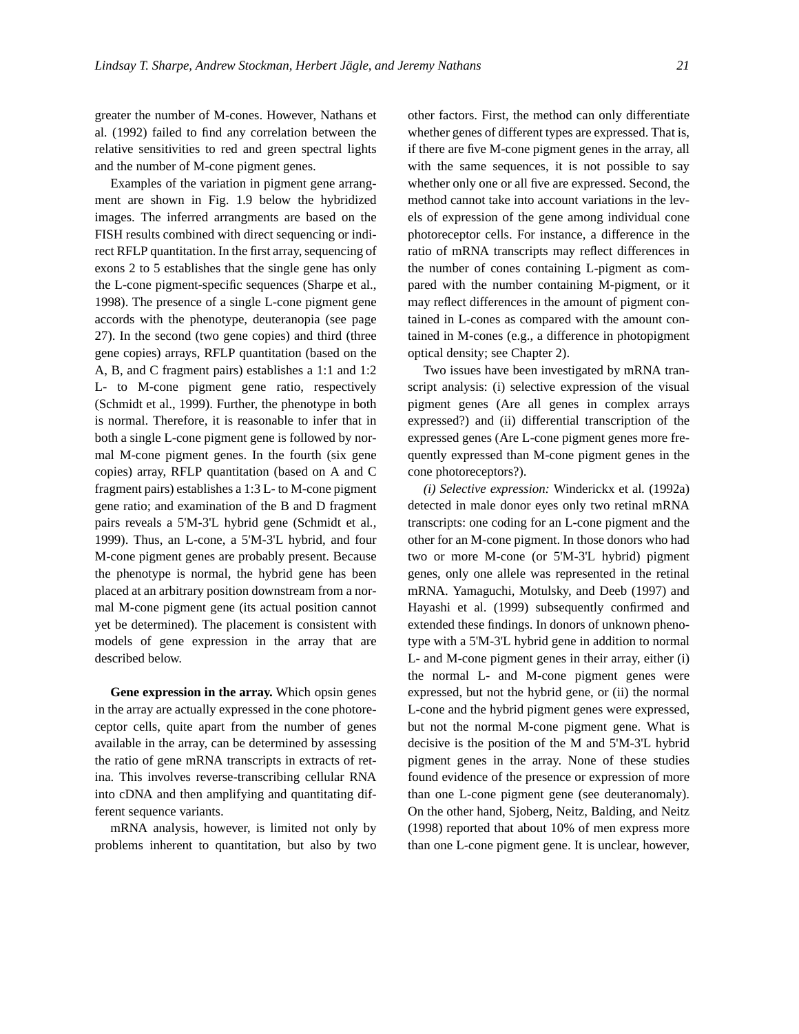greater the number of M-cones. However, Nathans et al. (1992) failed to find any correlation between the relative sensitivities to red and green spectral lights and the number of M-cone pigment genes.

Examples of the variation in pigment gene arrangment are shown in Fig. 1.9 below the hybridized images. The inferred arrangments are based on the FISH results combined with direct sequencing or indirect RFLP quantitation. In the first array, sequencing of exons 2 to 5 establishes that the single gene has only the L-cone pigment-specific sequences (Sharpe et al., 1998). The presence of a single L-cone pigment gene accords with the phenotype, deuteranopia (see page 27). In the second (two gene copies) and third (three gene copies) arrays, RFLP quantitation (based on the A, B, and C fragment pairs) establishes a 1:1 and 1:2 L- to M-cone pigment gene ratio, respectively (Schmidt et al., 1999). Further, the phenotype in both is normal. Therefore, it is reasonable to infer that in both a single L-cone pigment gene is followed by normal M-cone pigment genes. In the fourth (six gene copies) array, RFLP quantitation (based on A and C fragment pairs) establishes a 1:3 L- to M-cone pigment gene ratio; and examination of the B and D fragment pairs reveals a 5'M-3'L hybrid gene (Schmidt et al., 1999). Thus, an L-cone, a 5'M-3'L hybrid, and four M-cone pigment genes are probably present. Because the phenotype is normal, the hybrid gene has been placed at an arbitrary position downstream from a normal M-cone pigment gene (its actual position cannot yet be determined). The placement is consistent with models of gene expression in the array that are described below.

**Gene expression in the array.** Which opsin genes in the array are actually expressed in the cone photoreceptor cells, quite apart from the number of genes available in the array, can be determined by assessing the ratio of gene mRNA transcripts in extracts of retina. This involves reverse-transcribing cellular RNA into cDNA and then amplifying and quantitating different sequence variants.

mRNA analysis, however, is limited not only by problems inherent to quantitation, but also by two other factors. First, the method can only differentiate whether genes of different types are expressed. That is, if there are five M-cone pigment genes in the array, all with the same sequences, it is not possible to say whether only one or all five are expressed. Second, the method cannot take into account variations in the levels of expression of the gene among individual cone photoreceptor cells. For instance, a difference in the ratio of mRNA transcripts may reflect differences in the number of cones containing L-pigment as compared with the number containing M-pigment, or it may reflect differences in the amount of pigment contained in L-cones as compared with the amount contained in M-cones (e.g., a difference in photopigment optical density; see Chapter 2).

Two issues have been investigated by mRNA transcript analysis: (i) selective expression of the visual pigment genes (Are all genes in complex arrays expressed?) and (ii) differential transcription of the expressed genes (Are L-cone pigment genes more frequently expressed than M-cone pigment genes in the cone photoreceptors?).

*(i) Selective expression:* Winderickx et al. (1992a) detected in male donor eyes only two retinal mRNA transcripts: one coding for an L-cone pigment and the other for an M-cone pigment. In those donors who had two or more M-cone (or 5'M-3'L hybrid) pigment genes, only one allele was represented in the retinal mRNA. Yamaguchi, Motulsky, and Deeb (1997) and Hayashi et al. (1999) subsequently confirmed and extended these findings. In donors of unknown phenotype with a 5'M-3'L hybrid gene in addition to normal L- and M-cone pigment genes in their array, either (i) the normal L- and M-cone pigment genes were expressed, but not the hybrid gene, or (ii) the normal L-cone and the hybrid pigment genes were expressed, but not the normal M-cone pigment gene. What is decisive is the position of the M and 5'M-3'L hybrid pigment genes in the array. None of these studies found evidence of the presence or expression of more than one L-cone pigment gene (see deuteranomaly). On the other hand, Sjoberg, Neitz, Balding, and Neitz (1998) reported that about 10% of men express more than one L-cone pigment gene. It is unclear, however,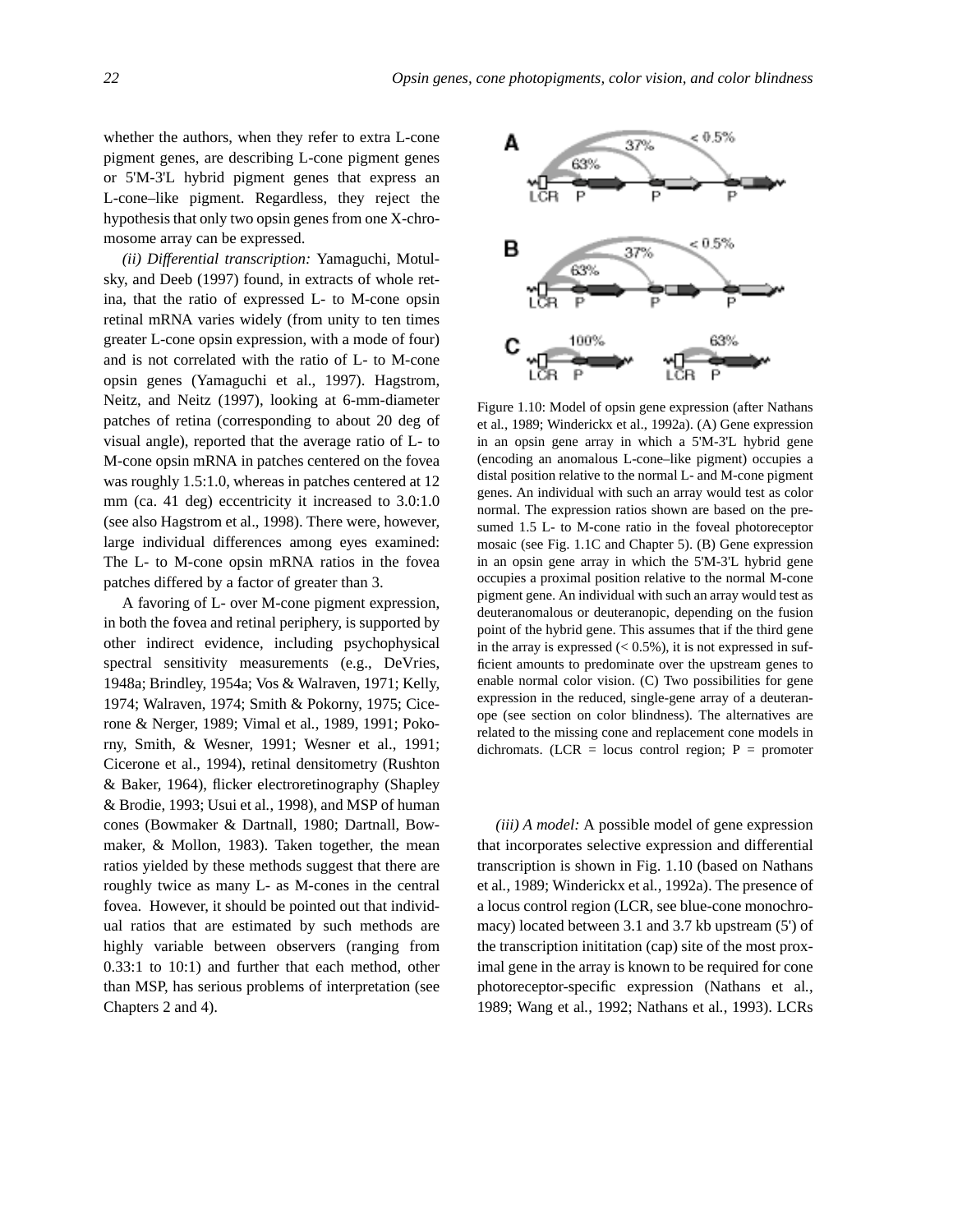whether the authors, when they refer to extra L-cone pigment genes, are describing L-cone pigment genes or 5'M-3'L hybrid pigment genes that express an L-cone–like pigment. Regardless, they reject the hypothesis that only two opsin genes from one X-chromosome array can be expressed.

*(ii) Differential transcription:* Yamaguchi, Motulsky, and Deeb (1997) found, in extracts of whole retina, that the ratio of expressed L- to M-cone opsin retinal mRNA varies widely (from unity to ten times greater L-cone opsin expression, with a mode of four) and is not correlated with the ratio of L- to M-cone opsin genes (Yamaguchi et al., 1997). Hagstrom, Neitz, and Neitz (1997), looking at 6-mm-diameter patches of retina (corresponding to about 20 deg of visual angle), reported that the average ratio of L- to M-cone opsin mRNA in patches centered on the fovea was roughly 1.5:1.0, whereas in patches centered at 12 mm (ca. 41 deg) eccentricity it increased to 3.0:1.0 (see also Hagstrom et al., 1998). There were, however, large individual differences among eyes examined: The L- to M-cone opsin mRNA ratios in the fovea patches differed by a factor of greater than 3.

A favoring of L- over M-cone pigment expression, in both the fovea and retinal periphery, is supported by other indirect evidence, including psychophysical spectral sensitivity measurements (e.g., DeVries, 1948a; Brindley, 1954a; Vos & Walraven, 1971; Kelly, 1974; Walraven, 1974; Smith & Pokorny, 1975; Cicerone & Nerger, 1989; Vimal et al., 1989, 1991; Pokorny, Smith, & Wesner, 1991; Wesner et al., 1991; Cicerone et al., 1994), retinal densitometry (Rushton & Baker, 1964), flicker electroretinography (Shapley & Brodie, 1993; Usui et al., 1998), and MSP of human cones (Bowmaker & Dartnall, 1980; Dartnall, Bowmaker, & Mollon, 1983). Taken together, the mean ratios yielded by these methods suggest that there are roughly twice as many L- as M-cones in the central fovea. However, it should be pointed out that individual ratios that are estimated by such methods are highly variable between observers (ranging from 0.33:1 to 10:1) and further that each method, other than MSP, has serious problems of interpretation (see Chapters 2 and 4).

Figure 1.10: Model of opsin gene expression (after Nathans et al., 1989; Winderickx et al., 1992a). (A) Gene expression in an opsin gene array in which a 5'M-3'L hybrid gene (encoding an anomalous L-cone–like pigment) occupies a distal position relative to the normal L- and M-cone pigment genes. An individual with such an array would test as color normal. The expression ratios shown are based on the presumed 1.5 L- to M-cone ratio in the foveal photoreceptor mosaic (see Fig. 1.1C and Chapter 5). (B) Gene expression in an opsin gene array in which the 5'M-3'L hybrid gene occupies a proximal position relative to the normal M-cone pigment gene. An individual with such an array would test as deuteranomalous or deuteranopic, depending on the fusion point of the hybrid gene. This assumes that if the third gene in the array is expressed (< 0.5%), it is not expressed in sufficient amounts to predominate over the upstream genes to enable normal color vision. (C) Two possibilities for gene expression in the reduced, single-gene array of a deuteranope (see section on color blindness). The alternatives are related to the missing cone and replacement cone models in dichromats. (LCR = locus control region; P = promoter

*(iii) A model:* A possible model of gene expression that incorporates selective expression and differential transcription is shown in Fig. 1.10 (based on Nathans et al., 1989; Winderickx et al., 1992a). The presence of a locus control region (LCR, see blue-cone monochromacy) located between 3.1 and 3.7 kb upstream (5') of the transcription inititation (cap) site of the most proximal gene in the array is known to be required for cone photoreceptor-specific expression (Nathans et al., 1989; Wang et al., 1992; Nathans et al., 1993). LCRs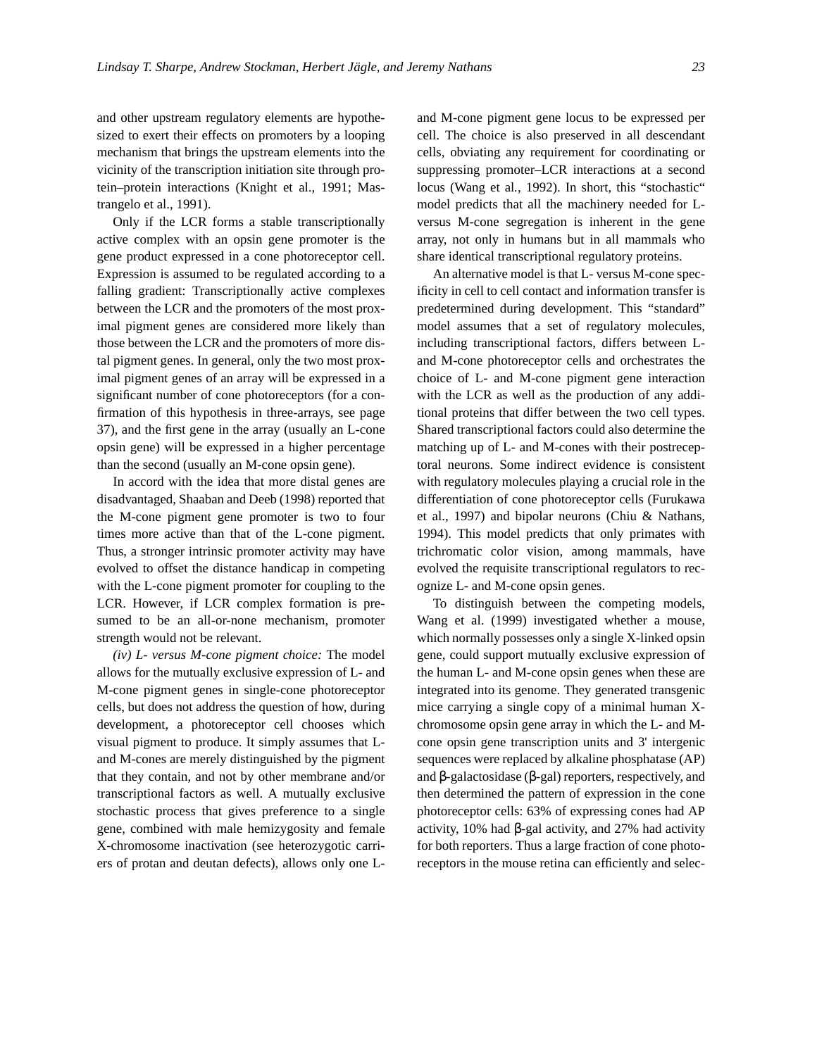and other upstream regulatory elements are hypothesized to exert their effects on promoters by a looping mechanism that brings the upstream elements into the vicinity of the transcription initiation site through protein–protein interactions (Knight et al., 1991; Mastrangelo et al., 1991).

Only if the LCR forms a stable transcriptionally active complex with an opsin gene promoter is the gene product expressed in a cone photoreceptor cell. Expression is assumed to be regulated according to a falling gradient: Transcriptionally active complexes between the LCR and the promoters of the most proximal pigment genes are considered more likely than those between the LCR and the promoters of more distal pigment genes. In general, only the two most proximal pigment genes of an array will be expressed in a significant number of cone photoreceptors (for a confirmation of this hypothesis in three-arrays, see page 37), and the first gene in the array (usually an L-cone opsin gene) will be expressed in a higher percentage than the second (usually an M-cone opsin gene).

In accord with the idea that more distal genes are disadvantaged, Shaaban and Deeb (1998) reported that the M-cone pigment gene promoter is two to four times more active than that of the L-cone pigment. Thus, a stronger intrinsic promoter activity may have evolved to offset the distance handicap in competing with the L-cone pigment promoter for coupling to the LCR. However, if LCR complex formation is presumed to be an all-or-none mechanism, promoter strength would not be relevant.

*(iv) L- versus M-cone pigment choice:* The model allows for the mutually exclusive expression of L- and M-cone pigment genes in single-cone photoreceptor cells, but does not address the question of how, during development, a photoreceptor cell chooses which visual pigment to produce. It simply assumes that L- and M-cones are merely distinguished by the pigment that they contain, and not by other membrane and/or transcriptional factors as well. A mutually exclusive stochastic process that gives preference to a single gene, combined with male hemizygosity and female X-chromosome inactivation (see heterozygotic carriers of protan and deutan defects), allows only one L- and M-cone pigment gene locus to be expressed per cell. The choice is also preserved in all descendant cells, obviating any requirement for coordinating or suppressing promoter–LCR interactions at a second locus (Wang et al., 1992). In short, this "stochastic" model predicts that all the machinery needed for L- versus M-cone segregation is inherent in the gene array, not only in humans but in all mammals who share identical transcriptional regulatory proteins.

An alternative model is that L- versus M-cone specificity in cell to cell contact and information transfer is predetermined during development. This "standard" model assumes that a set of regulatory molecules, including transcriptional factors, differs between L- and M-cone photoreceptor cells and orchestrates the choice of L- and M-cone pigment gene interaction with the LCR as well as the production of any additional proteins that differ between the two cell types. Shared transcriptional factors could also determine the matching up of L- and M-cones with their postreceptoral neurons. Some indirect evidence is consistent with regulatory molecules playing a crucial role in the differentiation of cone photoreceptor cells (Furukawa et al., 1997) and bipolar neurons (Chiu & Nathans, 1994). This model predicts that only primates with trichromatic color vision, among mammals, have evolved the requisite transcriptional regulators to recognize L- and M-cone opsin genes.

To distinguish between the competing models, Wang et al. (1999) investigated whether a mouse, which normally possesses only a single X-linked opsin gene, could support mutually exclusive expression of the human L- and M-cone opsin genes when these are integrated into its genome. They generated transgenic mice carrying a single copy of a minimal human X-chromosome opsin gene array in which the L- and M-cone opsin gene transcription units and 3' intergenic sequences were replaced by alkaline phosphatase (AP) and β-galactosidase (β-gal) reporters, respectively, and then determined the pattern of expression in the cone photoreceptor cells: 63% of expressing cones had AP activity, 10% had β-gal activity, and 27% had activity for both reporters. Thus a large fraction of cone photoreceptors in the mouse retina can efficiently and selec-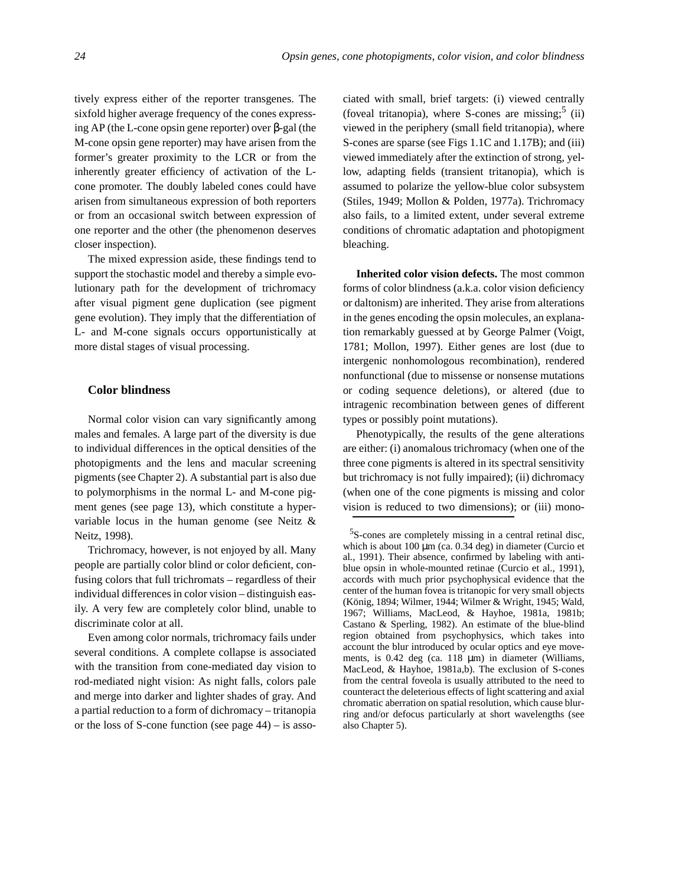tively express either of the reporter transgenes. The sixfold higher average frequency of the cones expressing AP (the L-cone opsin gene reporter) over β-gal (the M-cone opsin gene reporter) may have arisen from the former's greater proximity to the LCR or from the inherently greater efficiency of activation of the L-cone promoter. The doubly labeled cones could have arisen from simultaneous expression of both reporters or from an occasional switch between expression of one reporter and the other (the phenomenon deserves closer inspection).

The mixed expression aside, these findings tend to support the stochastic model and thereby a simple evolutionary path for the development of trichromacy after visual pigment gene duplication (see pigment gene evolution). They imply that the differentiation of L- and M-cone signals occurs opportunistically at more distal stages of visual processing.

## Color blindness

Normal color vision can vary significantly among males and females. A large part of the diversity is due to individual differences in the optical densities of the photopigments and the lens and macular screening pigments (see Chapter 2). A substantial part is also due to polymorphisms in the normal L- and M-cone pigment genes (see page 13), which constitute a hypervariable locus in the human genome (see Neitz & Neitz, 1998).

Trichromacy, however, is not enjoyed by all. Many people are partially color blind or color deficient, confusing colors that full trichromats – regardless of their individual differences in color vision – distinguish easily. A very few are completely color blind, unable to discriminate color at all.

Even among color normals, trichromacy fails under several conditions. A complete collapse is associated with the transition from cone-mediated day vision to rod-mediated night vision: As night falls, colors pale and merge into darker and lighter shades of gray. And a partial reduction to a form of dichromacy – tritanopia or the loss of S-cone function (see page 44) – is associated with small, brief targets: (i) viewed centrally (foveal tritanopia), where S-cones are missing;[5] (ii) viewed in the periphery (small field tritanopia), where S-cones are sparse (see Figs 1.1C and 1.17B); and (iii) viewed immediately after the extinction of strong, yellow, adapting fields (transient tritanopia), which is assumed to polarize the yellow-blue color subsystem (Stiles, 1949; Mollon & Polden, 1977a). Trichromacy also fails, to a limited extent, under several extreme conditions of chromatic adaptation and photopigment bleaching.

**Inherited color vision defects.** The most common forms of color blindness (a.k.a. color vision deficiency or daltonism) are inherited. They arise from alterations in the genes encoding the opsin molecules, an explanation remarkably guessed at by George Palmer (Voigt, 1781; Mollon, 1997). Either genes are lost (due to intergenic nonhomologous recombination), rendered nonfunctional (due to missense or nonsense mutations or coding sequence deletions), or altered (due to intragenic recombination between genes of different types or possibly point mutations).

Phenotypically, the results of the gene alterations are either: (i) anomalous trichromacy (when one of the three cone pigments is altered in its spectral sensitivity but trichromacy is not fully impaired); (ii) dichromacy (when one of the cone pigments is missing and color vision is reduced to two dimensions); or (iii) mono-

[5] S-cones are completely missing in a central retinal disc, which is about 100 μm (ca. 0.34 deg) in diameter (Curcio et al., 1991). Their absence, confirmed by labeling with anti-blue opsin in whole-mounted retinae (Curcio et al., 1991), accords with much prior psychophysical evidence that the center of the human fovea is tritanopic for very small objects (König, 1894; Wilmer, 1944; Wilmer & Wright, 1945; Wald, 1967; Williams, MacLeod, & Hayhoe, 1981a, 1981b; Castano & Sperling, 1982). An estimate of the blue-blind region obtained from psychophysics, which takes into account the blur introduced by ocular optics and eye movements, is 0.42 deg (ca. 118 μm) in diameter (Williams, MacLeod, & Hayhoe, 1981a,b). The exclusion of S-cones from the central foveola is usually attributed to the need to counteract the deleterious effects of light scattering and axial chromatic aberration on spatial resolution, which cause blurring and/or defocus particularly at short wavelengths (see also Chapter 5).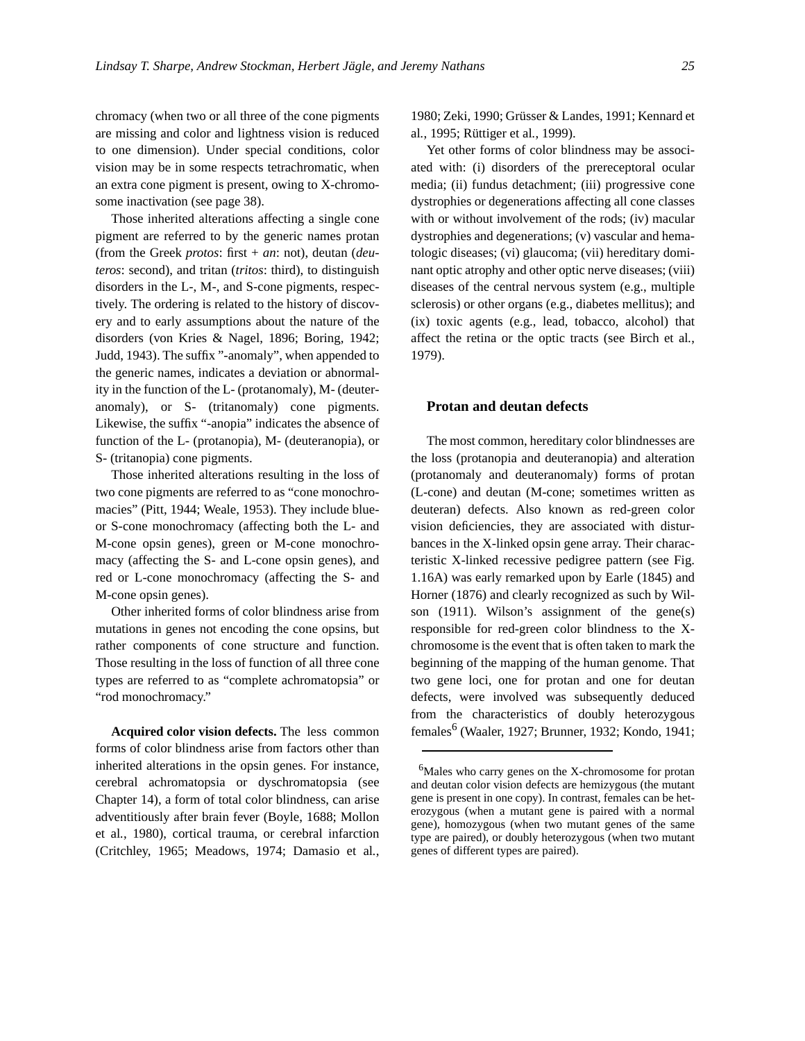chromacy (when two or all three of the cone pigments are missing and color and lightness vision is reduced to one dimension). Under special conditions, color vision may be in some respects tetrachromatic, when an extra cone pigment is present, owing to X-chromosome inactivation (see page 38).

Those inherited alterations affecting a single cone pigment are referred to by the generic names protan (from the Greek *protos*: first + *an*: not), deutan (*deuteros*: second), and tritan (*tritos*: third), to distinguish disorders in the L-, M-, and S-cone pigments, respectively. The ordering is related to the history of discovery and to early assumptions about the nature of the disorders (von Kries & Nagel, 1896; Boring, 1942; Judd, 1943). The suffix "-anomaly", when appended to the generic names, indicates a deviation or abnormality in the function of the L- (protanomaly), M- (deuteranomaly), or S- (tritanomaly) cone pigments. Likewise, the suffix "-anopia" indicates the absence of function of the L- (protanopia), M- (deuteranopia), or S- (tritanopia) cone pigments.

Those inherited alterations resulting in the loss of two cone pigments are referred to as "cone monochromacies" (Pitt, 1944; Weale, 1953). They include blue- or S-cone monochromacy (affecting both the L- and M-cone opsin genes), green or M-cone monochromacy (affecting the S- and L-cone opsin genes), and red or L-cone monochromacy (affecting the S- and M-cone opsin genes).

Other inherited forms of color blindness arise from mutations in genes not encoding the cone opsins, but rather components of cone structure and function. Those resulting in the loss of function of all three cone types are referred to as "complete achromatopsia" or "rod monochromacy."

**Acquired color vision defects.** The less common forms of color blindness arise from factors other than inherited alterations in the opsin genes. For instance, cerebral achromatopsia or dyschromatopsia (see Chapter 14), a form of total color blindness, can arise adventitiously after brain fever (Boyle, 1688; Mollon et al., 1980), cortical trauma, or cerebral infarction (Critchley, 1965; Meadows, 1974; Damasio et al., 1980; Zeki, 1990; Grüsser & Landes, 1991; Kennard et al., 1995; Rüttiger et al., 1999).

Yet other forms of color blindness may be associated with: (i) disorders of the prereceptoral ocular media; (ii) fundus detachment; (iii) progressive cone dystrophies or degenerations affecting all cone classes with or without involvement of the rods; (iv) macular dystrophies and degenerations; (v) vascular and hematologic diseases; (vi) glaucoma; (vii) hereditary dominant optic atrophy and other optic nerve diseases; (viii) diseases of the central nervous system (e.g., multiple sclerosis) or other organs (e.g., diabetes mellitus); and (ix) toxic agents (e.g., lead, tobacco, alcohol) that affect the retina or the optic tracts (see Birch et al., 1979).

### Protan and deutan defects

The most common, hereditary color blindnesses are the loss (protanopia and deuteranopia) and alteration (protanomaly and deuteranomaly) forms of protan (L-cone) and deutan (M-cone; sometimes written as deuteran) defects. Also known as red-green color vision deficiencies, they are associated with disturbances in the X-linked opsin gene array. Their characteristic X-linked recessive pedigree pattern (see Fig. 1.16A) was early remarked upon by Earle (1845) and Horner (1876) and clearly recognized as such by Wilson (1911). Wilson's assignment of the gene(s) responsible for red-green color blindness to the X-chromosome is the event that is often taken to mark the beginning of the mapping of the human genome. That two gene loci, one for protan and one for deutan defects, were involved was subsequently deduced from the characteristics of doubly heterozygous females[6] (Waaler, 1927; Brunner, 1932; Kondo, 1941;

[6]Males who carry genes on the X-chromosome for protan and deutan color vision defects are hemizygous (the mutant gene is present in one copy). In contrast, females can be heterozygous (when a mutant gene is paired with a normal gene), homozygous (when two mutant genes of the same type are paired), or doubly heterozygous (when two mutant genes of different types are paired).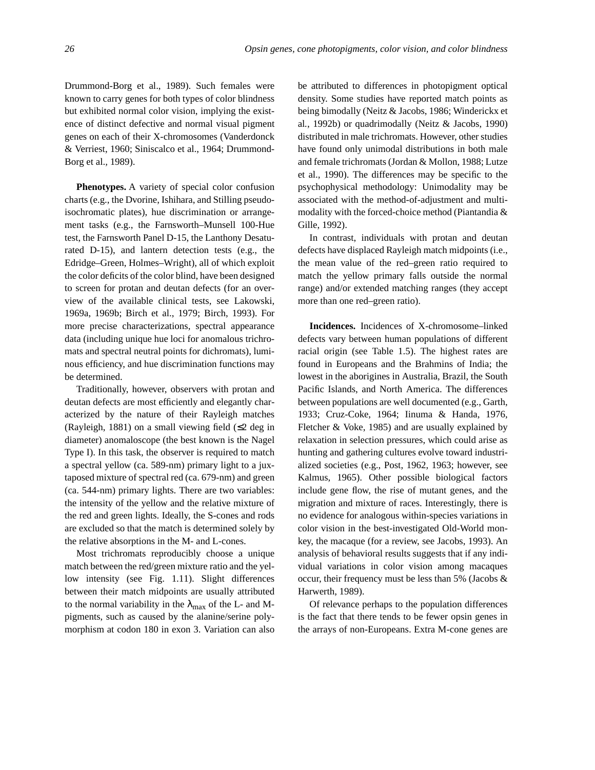Drummond-Borg et al., 1989). Such females were known to carry genes for both types of color blindness but exhibited normal color vision, implying the existence of distinct defective and normal visual pigment genes on each of their X-chromosomes (Vanderdonck & Verriest, 1960; Siniscalco et al., 1964; Drummond-Borg et al., 1989).

**Phenotypes.** A variety of special color confusion charts (e.g., the Dvorine, Ishihara, and Stilling pseudoisochromatic plates), hue discrimination or arrangement tasks (e.g., the Farnsworth–Munsell 100-Hue test, the Farnsworth Panel D-15, the Lanthony Desaturated D-15), and lantern detection tests (e.g., the Edridge–Green, Holmes–Wright), all of which exploit the color deficits of the color blind, have been designed to screen for protan and deutan defects (for an overview of the available clinical tests, see Lakowski, 1969a, 1969b; Birch et al., 1979; Birch, 1993). For more precise characterizations, spectral appearance data (including unique hue loci for anomalous trichromats and spectral neutral points for dichromats), luminous efficiency, and hue discrimination functions may be determined.

Traditionally, however, observers with protan and deutan defects are most efficiently and elegantly characterized by the nature of their Rayleigh matches (Rayleigh, 1881) on a small viewing field (≤2 deg in diameter) anomaloscope (the best known is the Nagel Type I). In this task, the observer is required to match a spectral yellow (ca. 589-nm) primary light to a juxtaposed mixture of spectral red (ca. 679-nm) and green (ca. 544-nm) primary lights. There are two variables: the intensity of the yellow and the relative mixture of the red and green lights. Ideally, the S-cones and rods are excluded so that the match is determined solely by the relative absorptions in the M- and L-cones.

Most trichromats reproducibly choose a unique match between the red/green mixture ratio and the yellow intensity (see Fig. 1.11). Slight differences between their match midpoints are usually attributed to the normal variability in the $\lambda_{max}$ of the L- and M-pigments, such as caused by the alanine/serine polymorphism at codon 180 in exon 3. Variation can also be attributed to differences in photopigment optical density. Some studies have reported match points as being bimodally (Neitz & Jacobs, 1986; Winderickx et al., 1992b) or quadrimodally (Neitz & Jacobs, 1990) distributed in male trichromats. However, other studies have found only unimodal distributions in both male and female trichromats (Jordan & Mollon, 1988; Lutze et al., 1990). The differences may be specific to the psychophysical methodology: Unimodality may be associated with the method-of-adjustment and multimodality with the forced-choice method (Piantandia & Gille, 1992).

In contrast, individuals with protan and deutan defects have displaced Rayleigh match midpoints (i.e., the mean value of the red–green ratio required to match the yellow primary falls outside the normal range) and/or extended matching ranges (they accept more than one red–green ratio).

**Incidences.** Incidences of X-chromosome–linked defects vary between human populations of different racial origin (see Table 1.5). The highest rates are found in Europeans and the Brahmins of India; the lowest in the aborigines in Australia, Brazil, the South Pacific Islands, and North America. The differences between populations are well documented (e.g., Garth, 1933; Cruz-Coke, 1964; Iinuma & Handa, 1976, Fletcher & Voke, 1985) and are usually explained by relaxation in selection pressures, which could arise as hunting and gathering cultures evolve toward industrialized societies (e.g., Post, 1962, 1963; however, see Kalmus, 1965). Other possible biological factors include gene flow, the rise of mutant genes, and the migration and mixture of races. Interestingly, there is no evidence for analogous within-species variations in color vision in the best-investigated Old-World monkey, the macaque (for a review, see Jacobs, 1993). An analysis of behavioral results suggests that if any individual variations in color vision among macaques occur, their frequency must be less than 5% (Jacobs & Harwerth, 1989).

Of relevance perhaps to the population differences is the fact that there tends to be fewer opsin genes in the arrays of non-Europeans. Extra M-cone genes are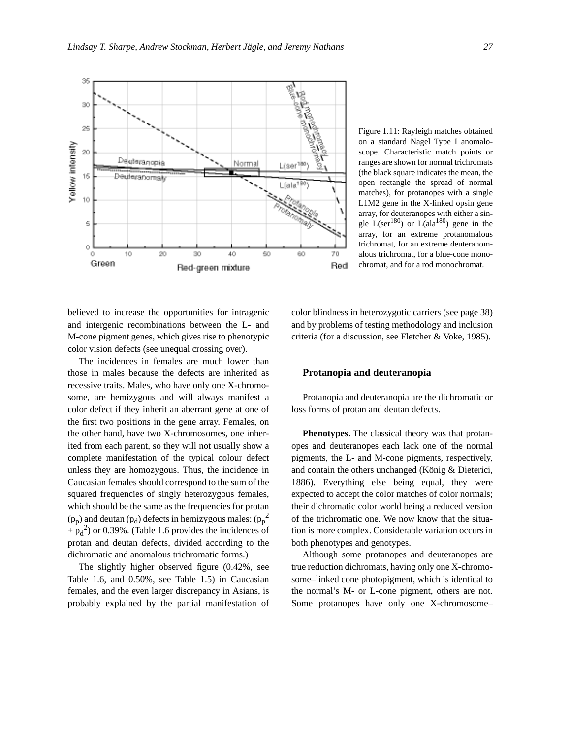Figure 1.11: Rayleigh matches obtained on a standard Nagel Type I anomaloscope. Characteristic match points or ranges are shown for normal trichromats (the black square indicates the mean, the open rectangle the spread of normal matches), for protanopes with a single L1M2 gene in the X-linked opsin gene array, for deuteranopes with either a single L(ser[180]) or L(ala[180]) gene in the array, for an extreme protanomalous trichromat, for an extreme deuteranomalous trichromat, for a blue-cone monochromat, and for a rod monochromat.

believed to increase the opportunities for intragenic and intergenic recombinations between the L- and M-cone pigment genes, which gives rise to phenotypic color vision defects (see unequal crossing over).

The incidences in females are much lower than those in males because the defects are inherited as recessive traits. Males, who have only one X-chromosome, are hemizygous and will always manifest a color defect if they inherit an aberrant gene at one of the first two positions in the gene array. Females, on the other hand, have two X-chromosomes, one inherited from each parent, so they will not usually show a complete manifestation of the typical colour defect unless they are homozygous. Thus, the incidence in Caucasian females should correspond to the sum of the squared frequencies of singly heterozygous females, which should be the same as the frequencies for protan ($p_p$) and deutan ($p_d$) defects in hemizygous males: ($p_p^2 + p_d^2$) or 0.39%. (Table 1.6 provides the incidences of protan and deutan defects, divided according to the dichromatic and anomalous trichromatic forms.)

The slightly higher observed figure (0.42%, see Table 1.6, and 0.50%, see Table 1.5) in Caucasian females, and the even larger discrepancy in Asians, is probably explained by the partial manifestation of color blindness in heterozygotic carriers (see page 38) and by problems of testing methodology and inclusion criteria (for a discussion, see Fletcher & Voke, 1985).

### Protanopia and deuteranopia

Protanopia and deuteranopia are the dichromatic or loss forms of protan and deutan defects.

**Phenotypes.** The classical theory was that protanopes and deuteranopes each lack one of the normal pigments, the L- and M-cone pigments, respectively, and contain the others unchanged (König & Dieterici, 1886). Everything else being equal, they were expected to accept the color matches of color normals; their dichromatic color world being a reduced version of the trichromatic one. We now know that the situation is more complex. Considerable variation occurs in both phenotypes and genotypes.

Although some protanopes and deuteranopes are true reduction dichromats, having only one X-chromosome–linked cone photopigment, which is identical to the normal's M- or L-cone pigment, others are not. Some protanopes have only one X-chromosome–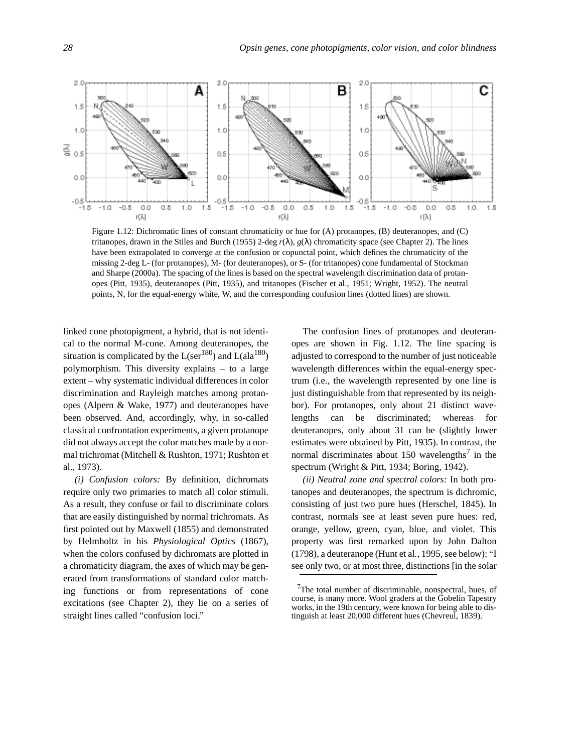Figure 1.12: Dichromatic lines of constant chromaticity or hue for (A) protanopes, (B) deuteranopes, and (C) tritanopes, drawn in the Stiles and Burch (1955) 2-deg $r(\lambda)$, $g(\lambda)$ chromaticity space (see Chapter 2). The lines have been extrapolated to converge at the confusion or copunctal point, which defines the chromaticity of the missing 2-deg L- (for protanopes), M- (for deuteranopes), or S- (for tritanopes) cone fundamental of Stockman and Sharpe (2000a). The spacing of the lines is based on the spectral wavelength discrimination data of protanopes (Pitt, 1935), deuteranopes (Pitt, 1935), and tritanopes (Fischer et al., 1951; Wright, 1952). The neutral points, N, for the equal-energy white, W, and the corresponding confusion lines (dotted lines) are shown.

linked cone photopigment, a hybrid, that is not identical to the normal M-cone. Among deuteranopes, the situation is complicated by the L(ser[180]) and L(ala[180]) polymorphism. This diversity explains – to a large extent – why systematic individual differences in color discrimination and Rayleigh matches among protanopes (Alpern & Wake, 1977) and deuteranopes have been observed. And, accordingly, why, in so-called classical confrontation experiments, a given protanope did not always accept the color matches made by a normal trichromat (Mitchell & Rushton, 1971; Rushton et al., 1973).

*(i) Confusion colors:* By definition, dichromats require only two primaries to match all color stimuli. As a result, they confuse or fail to discriminate colors that are easily distinguished by normal trichromats. As first pointed out by Maxwell (1855) and demonstrated by Helmholtz in his *Physiological Optics* (1867), when the colors confused by dichromats are plotted in a chromaticity diagram, the axes of which may be generated from transformations of standard color matching functions or from representations of cone excitations (see Chapter 2), they lie on a series of straight lines called "confusion loci."

The confusion lines of protanopes and deuteranopes are shown in Fig. 1.12. The line spacing is adjusted to correspond to the number of just noticeable wavelength differences within the equal-energy spectrum (i.e., the wavelength represented by one line is just distinguishable from that represented by its neighbor). For protanopes, only about 21 distinct wavelengths can be discriminated; whereas for deuteranopes, only about 31 can be (slightly lower estimates were obtained by Pitt, 1935). In contrast, the normal discriminates about 150 wavelengths[7] in the spectrum (Wright & Pitt, 1934; Boring, 1942).

*(ii) Neutral zone and spectral colors:* In both protanopes and deuteranopes, the spectrum is dichromic, consisting of just two pure hues (Herschel, 1845). In contrast, normals see at least seven pure hues: red, orange, yellow, green, cyan, blue, and violet. This property was first remarked upon by John Dalton (1798), a deuteranope (Hunt et al., 1995, see below): "I see only two, or at most three, distinctions [in the solar

[7] The total number of discriminable, nonspectral, hues, of course, is many more. Wool graders at the Gobelin Tapestry works, in the 19th century, were known for being able to distinguish at least 20,000 different hues (Chevreul, 1839).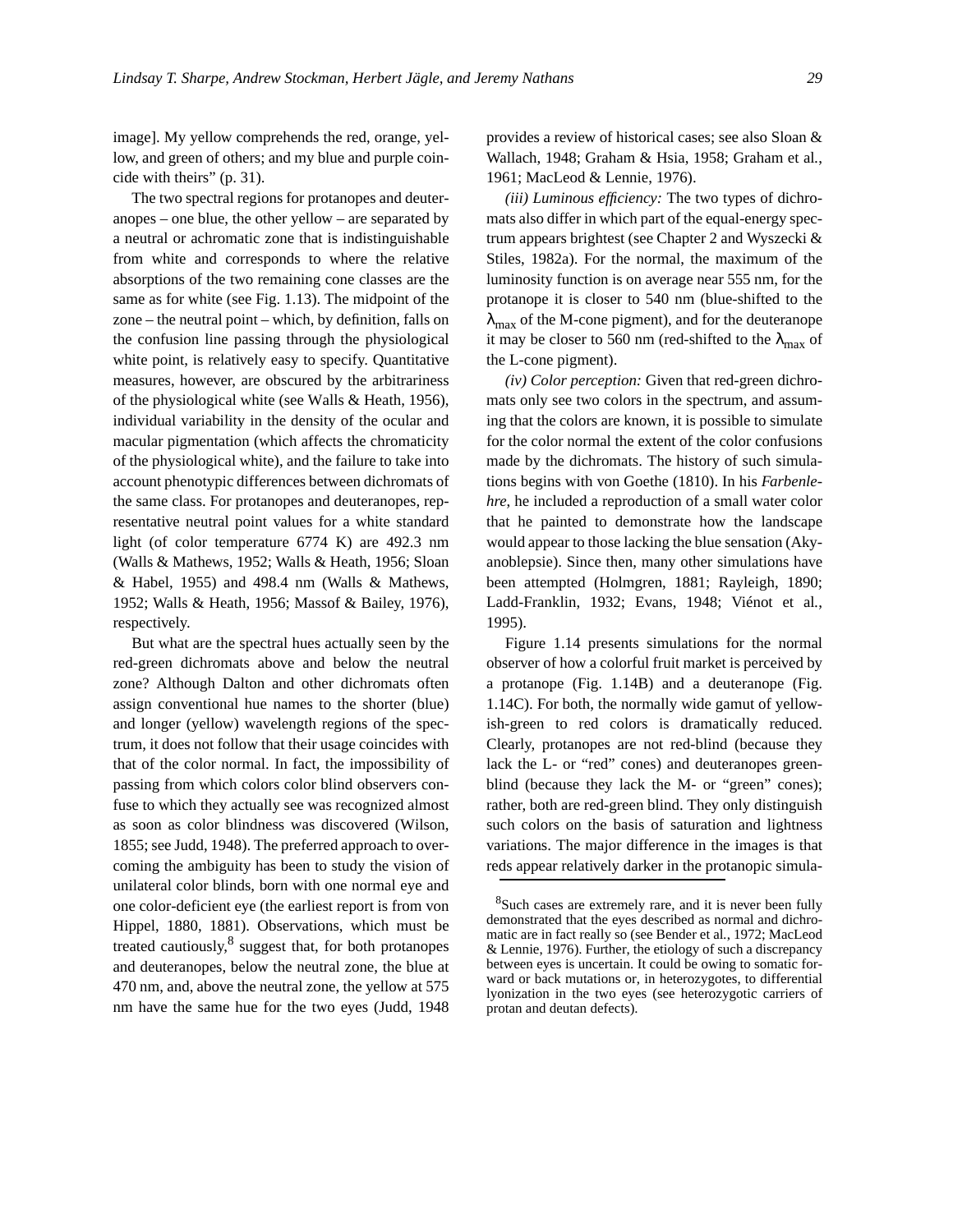image]. My yellow comprehends the red, orange, yellow, and green of others; and my blue and purple coincide with theirs" (p. 31).

The two spectral regions for protanopes and deuteranopes – one blue, the other yellow – are separated by a neutral or achromatic zone that is indistinguishable from white and corresponds to where the relative absorptions of the two remaining cone classes are the same as for white (see Fig. 1.13). The midpoint of the zone – the neutral point – which, by definition, falls on the confusion line passing through the physiological white point, is relatively easy to specify. Quantitative measures, however, are obscured by the arbitrariness of the physiological white (see Walls & Heath, 1956), individual variability in the density of the ocular and macular pigmentation (which affects the chromaticity of the physiological white), and the failure to take into account phenotypic differences between dichromats of the same class. For protanopes and deuteranopes, representative neutral point values for a white standard light (of color temperature 6774 K) are 492.3 nm (Walls & Mathews, 1952; Walls & Heath, 1956; Sloan & Habel, 1955) and 498.4 nm (Walls & Mathews, 1952; Walls & Heath, 1956; Massof & Bailey, 1976), respectively.

But what are the spectral hues actually seen by the red-green dichromats above and below the neutral zone? Although Dalton and other dichromats often assign conventional hue names to the shorter (blue) and longer (yellow) wavelength regions of the spectrum, it does not follow that their usage coincides with that of the color normal. In fact, the impossibility of passing from which colors color blind observers confuse to which they actually see was recognized almost as soon as color blindness was discovered (Wilson, 1855; see Judd, 1948). The preferred approach to overcoming the ambiguity has been to study the vision of unilateral color blinds, born with one normal eye and one color-deficient eye (the earliest report is from von Hippel, 1880, 1881). Observations, which must be treated cautiously,[8] suggest that, for both protanopes and deuteranopes, below the neutral zone, the blue at 470 nm, and, above the neutral zone, the yellow at 575 nm have the same hue for the two eyes (Judd, 1948 provides a review of historical cases; see also Sloan & Wallach, 1948; Graham & Hsia, 1958; Graham et al., 1961; MacLeod & Lennie, 1976).

*(iii) Luminous efficiency:* The two types of dichromats also differ in which part of the equal-energy spectrum appears brightest (see Chapter 2 and Wyszecki & Stiles, 1982a). For the normal, the maximum of the luminosity function is on average near 555 nm, for the protanope it is closer to 540 nm (blue-shifted to the $\lambda_{max}$ of the M-cone pigment), and for the deuteranope it may be closer to 560 nm (red-shifted to the $\lambda_{max}$ of the L-cone pigment).

*(iv) Color perception:* Given that red-green dichromats only see two colors in the spectrum, and assuming that the colors are known, it is possible to simulate for the color normal the extent of the color confusions made by the dichromats. The history of such simulations begins with von Goethe (1810). In his *Farbenlehre*, he included a reproduction of a small water color that he painted to demonstrate how the landscape would appear to those lacking the blue sensation (Akyanoblepsie). Since then, many other simulations have been attempted (Holmgren, 1881; Rayleigh, 1890; Ladd-Franklin, 1932; Evans, 1948; Viénot et al., 1995).

Figure 1.14 presents simulations for the normal observer of how a colorful fruit market is perceived by a protanope (Fig. 1.14B) and a deuteranope (Fig. 1.14C). For both, the normally wide gamut of yellowish-green to red colors is dramatically reduced. Clearly, protanopes are not red-blind (because they lack the L- or "red" cones) and deuteranopes green-blind (because they lack the M- or "green" cones); rather, both are red-green blind. They only distinguish such colors on the basis of saturation and lightness variations. The major difference in the images is that reds appear relatively darker in the protanopic simula-

[8] Such cases are extremely rare, and it is never been fully demonstrated that the eyes described as normal and dichromatic are in fact really so (see Bender et al., 1972; MacLeod & Lennie, 1976). Further, the etiology of such a discrepancy between eyes is uncertain. It could be owing to somatic forward or back mutations or, in heterozygotes, to differential lyonization in the two eyes (see heterozygotic carriers of protan and deutan defects).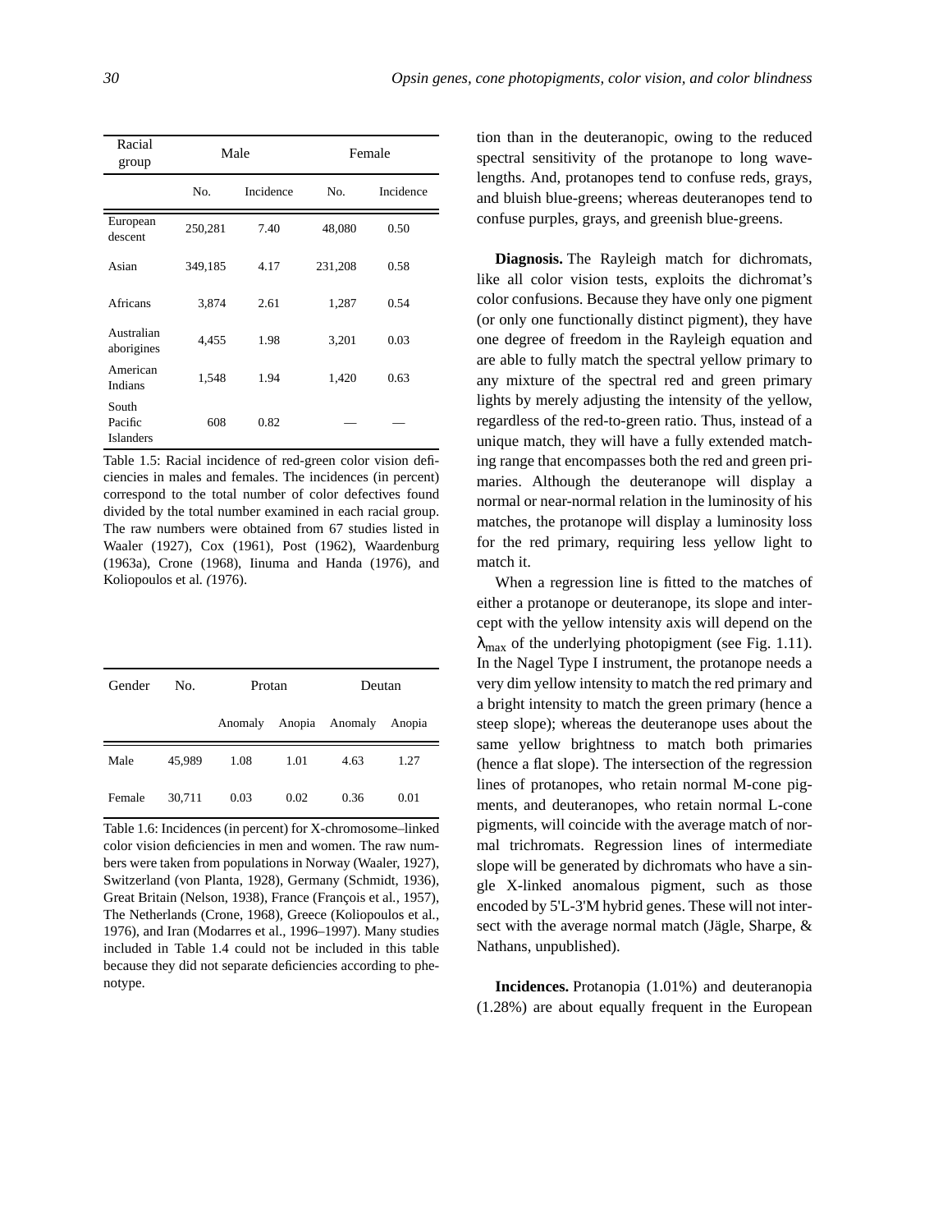| Racial group | Male | | Female | |
|---|---|---|---|---|
| | No. | Incidence | No. | Incidence |
| European descent | 250,281 | 7.40 | 48,080 | 0.50 |
| Asian | 349,185 | 4.17 | 231,208 | 0.58 |
| Africans | 3,874 | 2.61 | 1,287 | 0.54 |
| Australian aborigines | 4,455 | 1.98 | 3,201 | 0.03 |
| American Indians | 1,548 | 1.94 | 1,420 | 0.63 |
| South Pacific Islanders | 608 | 0.82 | — | — |

Table 1.5: Racial incidence of red-green color vision deficiencies in males and females. The incidences (in percent) correspond to the total number of color defectives found divided by the total number examined in each racial group. The raw numbers were obtained from 67 studies listed in Waaler (1927), Cox (1961), Post (1962), Waardenburg (1963a), Crone (1968), Iinuma and Handa (1976), and Koliopoulos et al. (1976).

| Gender | No. | Protan | | Deutan | |
|---|---|---|---|---|---|
| | | Anomaly | Anopia | Anomaly | Anopia |
| Male | 45,989 | 1.08 | 1.01 | 4.63 | 1.27 |
| Female | 30,711 | 0.03 | 0.02 | 0.36 | 0.01 |

Table 1.6: Incidences (in percent) for X-chromosome–linked color vision deficiencies in men and women. The raw numbers were taken from populations in Norway (Waaler, 1927), Switzerland (von Planta, 1928), Germany (Schmidt, 1936), Great Britain (Nelson, 1938), France (François et al., 1957), The Netherlands (Crone, 1968), Greece (Koliopoulos et al., 1976), and Iran (Modarres et al., 1996–1997). Many studies included in Table 1.4 could not be included in this table because they did not separate deficiencies according to phenotype.

tion than in the deuteranopic, owing to the reduced spectral sensitivity of the protanope to long wavelengths. And, protanopes tend to confuse reds, grays, and bluish blue-greens; whereas deuteranopes tend to confuse purples, grays, and greenish blue-greens.

**Diagnosis.** The Rayleigh match for dichromats, like all color vision tests, exploits the dichromat's color confusions. Because they have only one pigment (or only one functionally distinct pigment), they have one degree of freedom in the Rayleigh equation and are able to fully match the spectral yellow primary to any mixture of the spectral red and green primary lights by merely adjusting the intensity of the yellow, regardless of the red-to-green ratio. Thus, instead of a unique match, they will have a fully extended matching range that encompasses both the red and green primaries. Although the deuteranope will display a normal or near-normal relation in the luminosity of his matches, the protanope will display a luminosity loss for the red primary, requiring less yellow light to match it.

When a regression line is fitted to the matches of either a protanope or deuteranope, its slope and intercept with the yellow intensity axis will depend on the $\lambda_{max}$ of the underlying photopigment (see Fig. 1.11). In the Nagel Type I instrument, the protanope needs a very dim yellow intensity to match the red primary and a bright intensity to match the green primary (hence a steep slope); whereas the deuteranope uses about the same yellow brightness to match both primaries (hence a flat slope). The intersection of the regression lines of protanopes, who retain normal M-cone pigments, and deuteranopes, who retain normal L-cone pigments, will coincide with the average match of normal trichromats. Regression lines of intermediate slope will be generated by dichromats who have a single X-linked anomalous pigment, such as those encoded by 5'L-3'M hybrid genes. These will not intersect with the average normal match (Jägle, Sharpe, & Nathans, unpublished).

**Incidences.** Protanopia (1.01%) and deuteranopia (1.28%) are about equally frequent in the European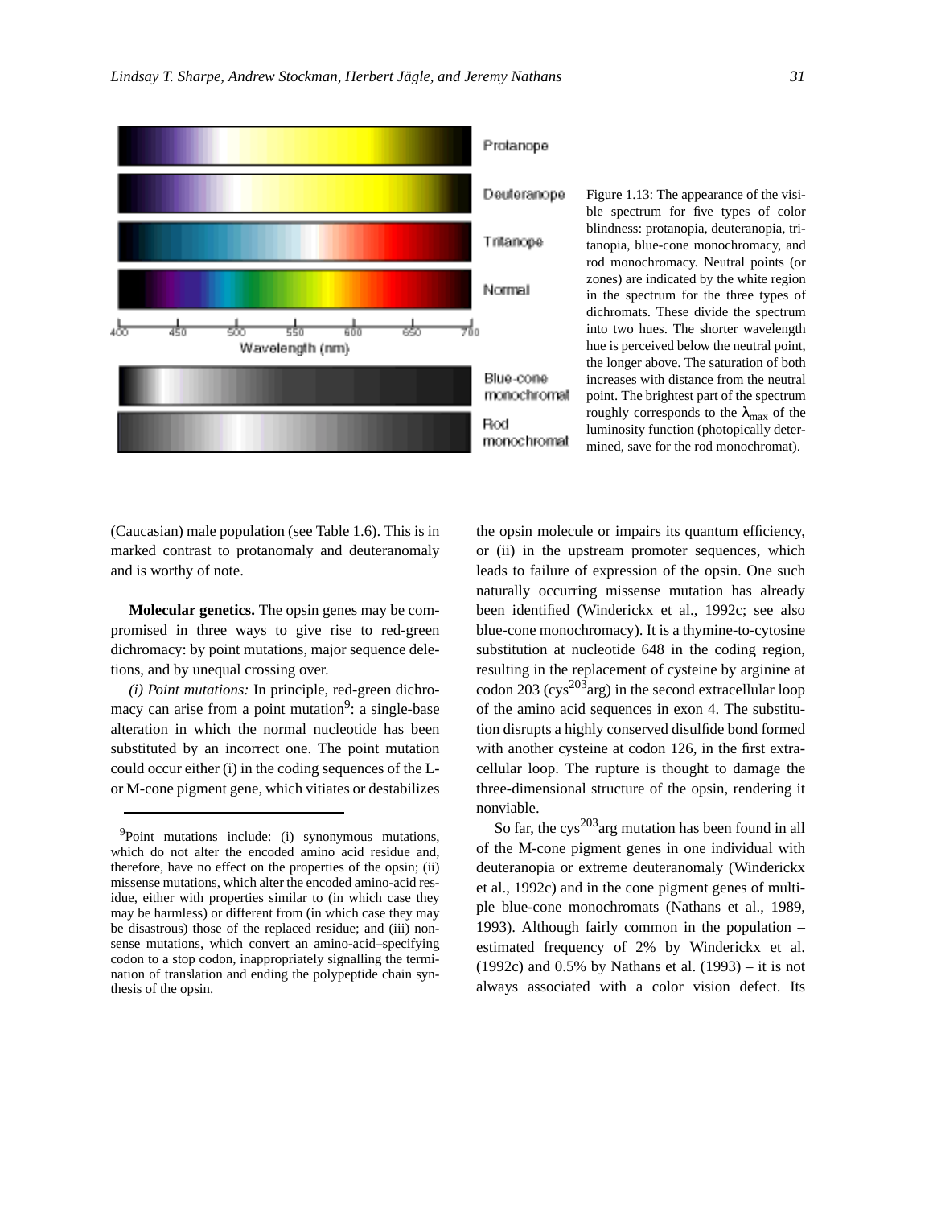Figure 1.13: The appearance of the visible spectrum for five types of color blindness: protanopia, deuteranopia, tritanopia, blue-cone monochromacy, and rod monochromacy. Neutral points (or zones) are indicated by the white region in the spectrum for the three types of dichromats. These divide the spectrum into two hues. The shorter wavelength hue is perceived below the neutral point, the longer above. The saturation of both increases with distance from the neutral point. The brightest part of the spectrum roughly corresponds to the $\lambda_{max}$ of the luminosity function (photopically determined, save for the rod monochromat).

(Caucasian) male population (see Table 1.6). This is in marked contrast to protanomaly and deuteranomaly and is worthy of note.

**Molecular genetics.** The opsin genes may be compromised in three ways to give rise to red-green dichromacy: by point mutations, major sequence deletions, and by unequal crossing over.

*(i) Point mutations:* In principle, red-green dichromacy can arise from a point mutation[9]: a single-base alteration in which the normal nucleotide has been substituted by an incorrect one. The point mutation could occur either (i) in the coding sequences of the L- or M-cone pigment gene, which vitiates or destabilizes the opsin molecule or impairs its quantum efficiency, or (ii) in the upstream promoter sequences, which leads to failure of expression of the opsin. One such naturally occurring missense mutation has already been identified (Winderickx et al., 1992c; see also blue-cone monochromacy). It is a thymine-to-cytosine substitution at nucleotide 648 in the coding region, resulting in the replacement of cysteine by arginine at codon 203 ($cys^{203}arg$) in the second extracellular loop of the amino acid sequences in exon 4. The substitution disrupts a highly conserved disulfide bond formed with another cysteine at codon 126, in the first extracellular loop. The rupture is thought to damage the three-dimensional structure of the opsin, rendering it nonviable.

So far, the $cys^{203}arg$ mutation has been found in all of the M-cone pigment genes in one individual with deuteranopia or extreme deuteranomaly (Winderickx et al., 1992c) and in the cone pigment genes of multiple blue-cone monochromats (Nathans et al., 1989, 1993). Although fairly common in the population – estimated frequency of 2% by Winderickx et al. (1992c) and 0.5% by Nathans et al. (1993) – it is not always associated with a color vision defect. Its

[9] Point mutations include: (i) synonymous mutations, which do not alter the encoded amino acid residue and, therefore, have no effect on the properties of the opsin; (ii) missense mutations, which alter the encoded amino-acid residue, either with properties similar to (in which case they may be harmless) or different from (in which case they may be disastrous) those of the replaced residue; and (iii) nonsense mutations, which convert an amino-acid–specifying codon to a stop codon, inappropriately signalling the termination of translation and ending the polypeptide chain synthesis of the opsin.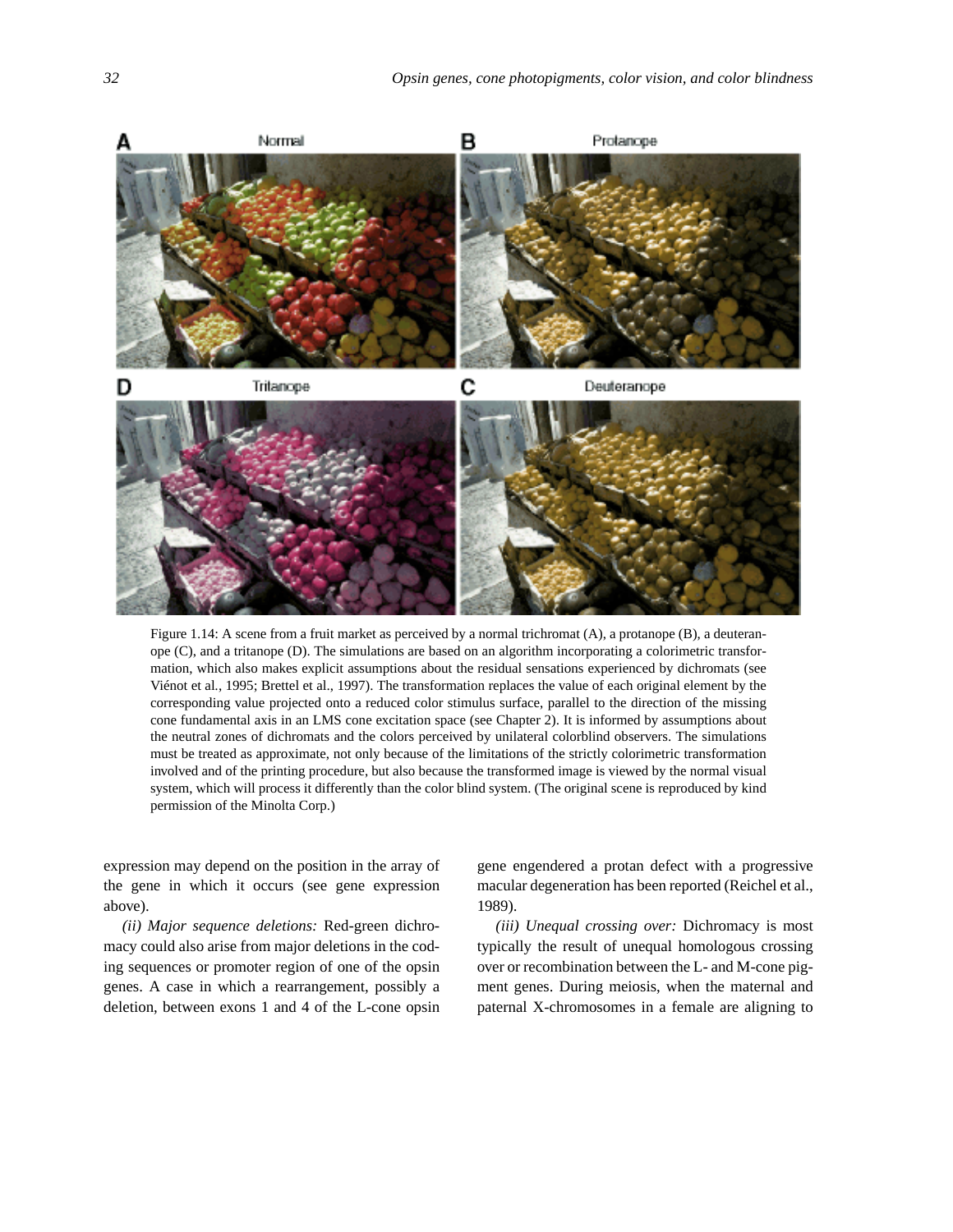Figure 1.14: A scene from a fruit market as perceived by a normal trichromat (A), a protanope (B), a deuteranope (C), and a tritanope (D). The simulations are based on an algorithm incorporating a colorimetric transformation, which also makes explicit assumptions about the residual sensations experienced by dichromats (see Viénot et al., 1995; Brettel et al., 1997). The transformation replaces the value of each original element by the corresponding value projected onto a reduced color stimulus surface, parallel to the direction of the missing cone fundamental axis in an LMS cone excitation space (see Chapter 2). It is informed by assumptions about the neutral zones of dichromats and the colors perceived by unilateral colorblind observers. The simulations must be treated as approximate, not only because of the limitations of the strictly colorimetric transformation involved and of the printing procedure, but also because the transformed image is viewed by the normal visual system, which will process it differently than the color blind system. (The original scene is reproduced by kind permission of the Minolta Corp.)

expression may depend on the position in the array of the gene in which it occurs (see gene expression above).

*(ii) Major sequence deletions:* Red-green dichromacy could also arise from major deletions in the coding sequences or promoter region of one of the opsin genes. A case in which a rearrangement, possibly a deletion, between exons 1 and 4 of the L-cone opsin gene engendered a protan defect with a progressive macular degeneration has been reported (Reichel et al., 1989).

*(iii) Unequal crossing over:* Dichromacy is most typically the result of unequal homologous crossing over or recombination between the L- and M-cone pigment genes. During meiosis, when the maternal and paternal X-chromosomes in a female are aligning to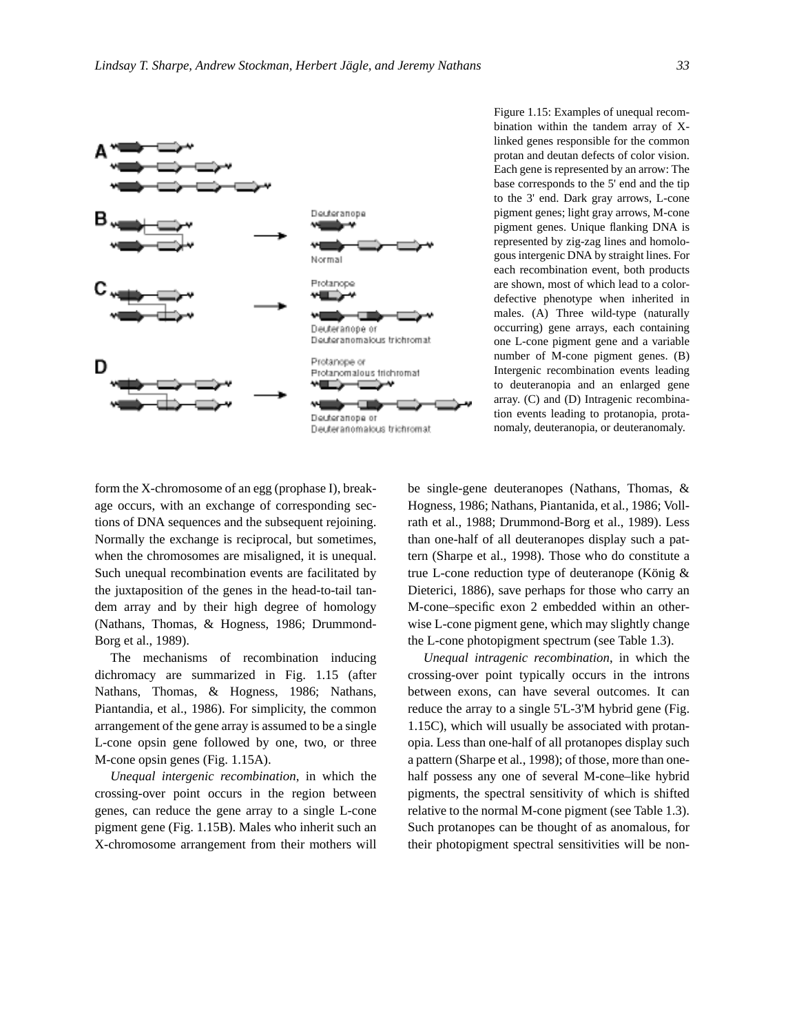Figure 1.15: Examples of unequal recombination within the tandem array of X-linked genes responsible for the common protan and deutan defects of color vision. Each gene is represented by an arrow: The base corresponds to the 5' end and the tip to the 3' end. Dark gray arrows, L-cone pigment genes; light gray arrows, M-cone pigment genes. Unique flanking DNA is represented by zig-zag lines and homologous intergenic DNA by straight lines. For each recombination event, both products are shown, most of which lead to a color-defective phenotype when inherited in males. (A) Three wild-type (naturally occurring) gene arrays, each containing one L-cone pigment gene and a variable number of M-cone pigment genes. (B) Intergenic recombination events leading to deuteranopia and an enlarged gene array. (C) and (D) Intragenic recombination events leading to protanopia, protanomaly, deuteranopia, or deuteranomaly.

form the X-chromosome of an egg (prophase I), breakage occurs, with an exchange of corresponding sections of DNA sequences and the subsequent rejoining. Normally the exchange is reciprocal, but sometimes, when the chromosomes are misaligned, it is unequal. Such unequal recombination events are facilitated by the juxtaposition of the genes in the head-to-tail tandem array and by their high degree of homology (Nathans, Thomas, & Hogness, 1986; Drummond-Borg et al., 1989).

The mechanisms of recombination inducing dichromacy are summarized in Fig. 1.15 (after Nathans, Thomas, & Hogness, 1986; Nathans, Piantandia, et al., 1986). For simplicity, the common arrangement of the gene array is assumed to be a single L-cone opsin gene followed by one, two, or three M-cone opsin genes (Fig. 1.15A).

*Unequal intergenic recombination*, in which the crossing-over point occurs in the region between genes, can reduce the gene array to a single L-cone pigment gene (Fig. 1.15B). Males who inherit such an X-chromosome arrangement from their mothers will be single-gene deuteranopes (Nathans, Thomas, & Hogness, 1986; Nathans, Piantanida, et al., 1986; Vollrath et al., 1988; Drummond-Borg et al., 1989). Less than one-half of all deuteranopes display such a pattern (Sharpe et al., 1998). Those who do constitute a true L-cone reduction type of deuteranope (König & Dieterici, 1886), save perhaps for those who carry an M-cone–specific exon 2 embedded within an otherwise L-cone pigment gene, which may slightly change the L-cone photopigment spectrum (see Table 1.3).

*Unequal intragenic recombination*, in which the crossing-over point typically occurs in the introns between exons, can have several outcomes. It can reduce the array to a single 5'L-3'M hybrid gene (Fig. 1.15C), which will usually be associated with protanopia. Less than one-half of all protanopes display such a pattern (Sharpe et al., 1998); of those, more than one-half possess any one of several M-cone–like hybrid pigments, the spectral sensitivity of which is shifted relative to the normal M-cone pigment (see Table 1.3). Such protanopes can be thought of as anomalous, for their photopigment spectral sensitivities will be non-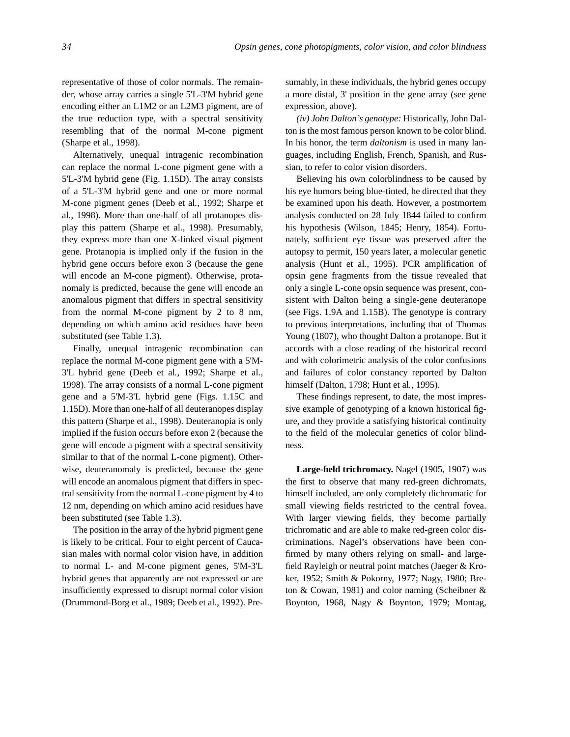representative of those of color normals. The remainder, whose array carries a single 5'L-3'M hybrid gene encoding either an L1M2 or an L2M3 pigment, are of the true reduction type, with a spectral sensitivity resembling that of the normal M-cone pigment (Sharpe et al., 1998).

Alternatively, unequal intragenic recombination can replace the normal L-cone pigment gene with a 5'L-3'M hybrid gene (Fig. 1.15D). The array consists of a 5'L-3'M hybrid gene and one or more normal M-cone pigment genes (Deeb et al., 1992; Sharpe et al., 1998). More than one-half of all protanopes display this pattern (Sharpe et al., 1998). Presumably, they express more than one X-linked visual pigment gene. Protanopia is implied only if the fusion in the hybrid gene occurs before exon 3 (because the gene will encode an M-cone pigment). Otherwise, protanomaly is predicted, because the gene will encode an anomalous pigment that differs in spectral sensitivity from the normal M-cone pigment by 2 to 8 nm, depending on which amino acid residues have been substituted (see Table 1.3).

Finally, unequal intragenic recombination can replace the normal M-cone pigment gene with a 5'M-3'L hybrid gene (Deeb et al., 1992; Sharpe et al., 1998). The array consists of a normal L-cone pigment gene and a 5'M-3'L hybrid gene (Figs. 1.15C and 1.15D). More than one-half of all deuteranopes display this pattern (Sharpe et al., 1998). Deuteranopia is only implied if the fusion occurs before exon 2 (because the gene will encode a pigment with a spectral sensitivity similar to that of the normal L-cone pigment). Otherwise, deuteranomaly is predicted, because the gene will encode an anomalous pigment that differs in spectral sensitivity from the normal L-cone pigment by 4 to 12 nm, depending on which amino acid residues have been substituted (see Table 1.3).

The position in the array of the hybrid pigment gene is likely to be critical. Four to eight percent of Caucasian males with normal color vision have, in addition to normal L- and M-cone pigment genes, 5'M-3'L hybrid genes that apparently are not expressed or are insufficiently expressed to disrupt normal color vision (Drummond-Borg et al., 1989; Deeb et al., 1992). Presumably, in these individuals, the hybrid genes occupy a more distal, 3' position in the gene array (see gene expression, above).

*(iv) John Dalton's genotype:* Historically, John Dalton is the most famous person known to be color blind. In his honor, the term *daltonism* is used in many languages, including English, French, Spanish, and Russian, to refer to color vision disorders.

Believing his own colorblindness to be caused by his eye humors being blue-tinted, he directed that they be examined upon his death. However, a postmortem analysis conducted on 28 July 1844 failed to confirm his hypothesis (Wilson, 1845; Henry, 1854). Fortunately, sufficient eye tissue was preserved after the autopsy to permit, 150 years later, a molecular genetic analysis (Hunt et al., 1995). PCR amplification of opsin gene fragments from the tissue revealed that only a single L-cone opsin sequence was present, consistent with Dalton being a single-gene deuteranope (see Figs. 1.9A and 1.15B). The genotype is contrary to previous interpretations, including that of Thomas Young (1807), who thought Dalton a protanope. But it accords with a close reading of the historical record and with colorimetric analysis of the color confusions and failures of color constancy reported by Dalton himself (Dalton, 1798; Hunt et al., 1995).

These findings represent, to date, the most impressive example of genotyping of a known historical figure, and they provide a satisfying historical continuity to the field of the molecular genetics of color blindness.

**Large-field trichromacy.** Nagel (1905, 1907) was the first to observe that many red-green dichromats, himself included, are only completely dichromatic for small viewing fields restricted to the central fovea. With larger viewing fields, they become partially trichromatic and are able to make red-green color discriminations. Nagel's observations have been confirmed by many others relying on small- and large-field Rayleigh or neutral point matches (Jaeger & Kroker, 1952; Smith & Pokorny, 1977; Nagy, 1980; Breton & Cowan, 1981) and color naming (Scheibner & Boynton, 1968, Nagy & Boynton, 1979; Montag,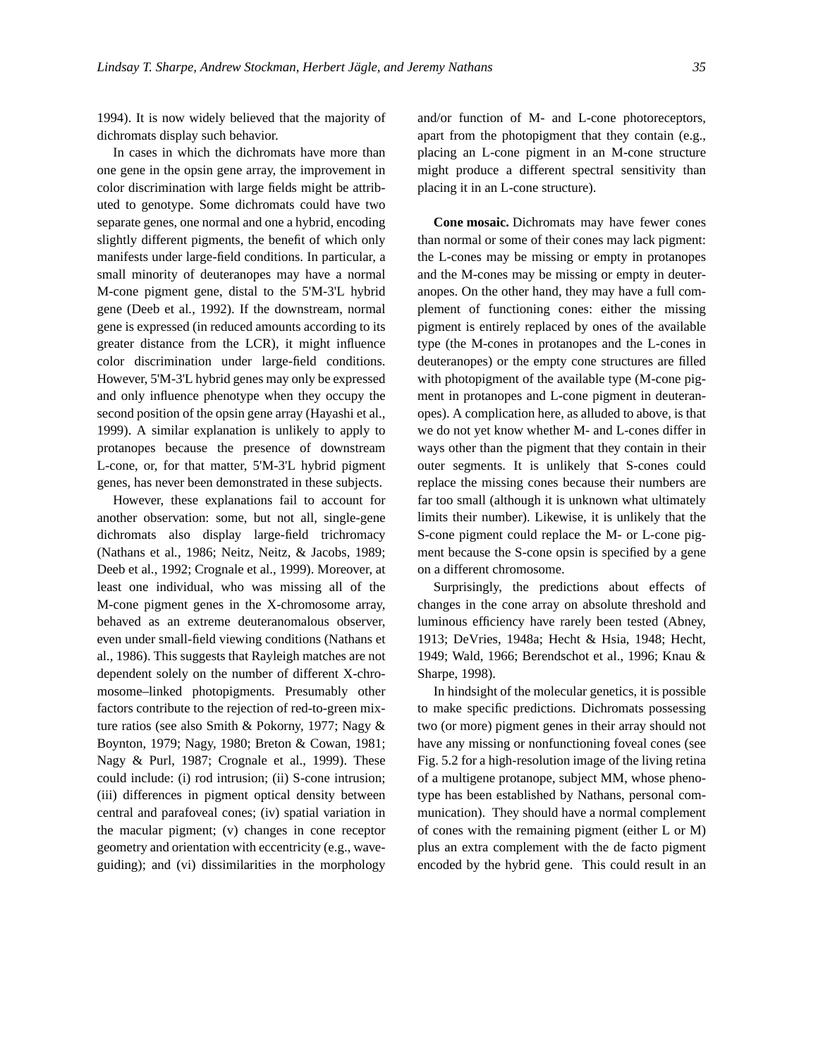1994). It is now widely believed that the majority of dichromats display such behavior.

In cases in which the dichromats have more than one gene in the opsin gene array, the improvement in color discrimination with large fields might be attributed to genotype. Some dichromats could have two separate genes, one normal and one a hybrid, encoding slightly different pigments, the benefit of which only manifests under large-field conditions. In particular, a small minority of deuteranopes may have a normal M-cone pigment gene, distal to the 5'M-3'L hybrid gene (Deeb et al., 1992). If the downstream, normal gene is expressed (in reduced amounts according to its greater distance from the LCR), it might influence color discrimination under large-field conditions. However, 5'M-3'L hybrid genes may only be expressed and only influence phenotype when they occupy the second position of the opsin gene array (Hayashi et al., 1999). A similar explanation is unlikely to apply to protanopes because the presence of downstream L-cone, or, for that matter, 5'M-3'L hybrid pigment genes, has never been demonstrated in these subjects.

However, these explanations fail to account for another observation: some, but not all, single-gene dichromats also display large-field trichromacy (Nathans et al., 1986; Neitz, Neitz, & Jacobs, 1989; Deeb et al., 1992; Crognale et al., 1999). Moreover, at least one individual, who was missing all of the M-cone pigment genes in the X-chromosome array, behaved as an extreme deuteranomalous observer, even under small-field viewing conditions (Nathans et al., 1986). This suggests that Rayleigh matches are not dependent solely on the number of different X-chromosome–linked photopigments. Presumably other factors contribute to the rejection of red-to-green mixture ratios (see also Smith & Pokorny, 1977; Nagy & Boynton, 1979; Nagy, 1980; Breton & Cowan, 1981; Nagy & Purl, 1987; Crognale et al., 1999). These could include: (i) rod intrusion; (ii) S-cone intrusion; (iii) differences in pigment optical density between central and parafoveal cones; (iv) spatial variation in the macular pigment; (v) changes in cone receptor geometry and orientation with eccentricity (e.g., waveguiding); and (vi) dissimilarities in the morphology and/or function of M- and L-cone photoreceptors, apart from the photopigment that they contain (e.g., placing an L-cone pigment in an M-cone structure might produce a different spectral sensitivity than placing it in an L-cone structure).

**Cone mosaic.** Dichromats may have fewer cones than normal or some of their cones may lack pigment: the L-cones may be missing or empty in protanopes and the M-cones may be missing or empty in deuteranopes. On the other hand, they may have a full complement of functioning cones: either the missing pigment is entirely replaced by ones of the available type (the M-cones in protanopes and the L-cones in deuteranopes) or the empty cone structures are filled with photopigment of the available type (M-cone pigment in protanopes and L-cone pigment in deuteranopes). A complication here, as alluded to above, is that we do not yet know whether M- and L-cones differ in ways other than the pigment that they contain in their outer segments. It is unlikely that S-cones could replace the missing cones because their numbers are far too small (although it is unknown what ultimately limits their number). Likewise, it is unlikely that the S-cone pigment could replace the M- or L-cone pigment because the S-cone opsin is specified by a gene on a different chromosome.

Surprisingly, the predictions about effects of changes in the cone array on absolute threshold and luminous efficiency have rarely been tested (Abney, 1913; DeVries, 1948a; Hecht & Hsia, 1948; Hecht, 1949; Wald, 1966; Berendschot et al., 1996; Knau & Sharpe, 1998).

In hindsight of the molecular genetics, it is possible to make specific predictions. Dichromats possessing two (or more) pigment genes in their array should not have any missing or nonfunctioning foveal cones (see Fig. 5.2 for a high-resolution image of the living retina of a multigene protanope, subject MM, whose phenotype has been established by Nathans, personal communication). They should have a normal complement of cones with the remaining pigment (either L or M) plus an extra complement with the de facto pigment encoded by the hybrid gene. This could result in an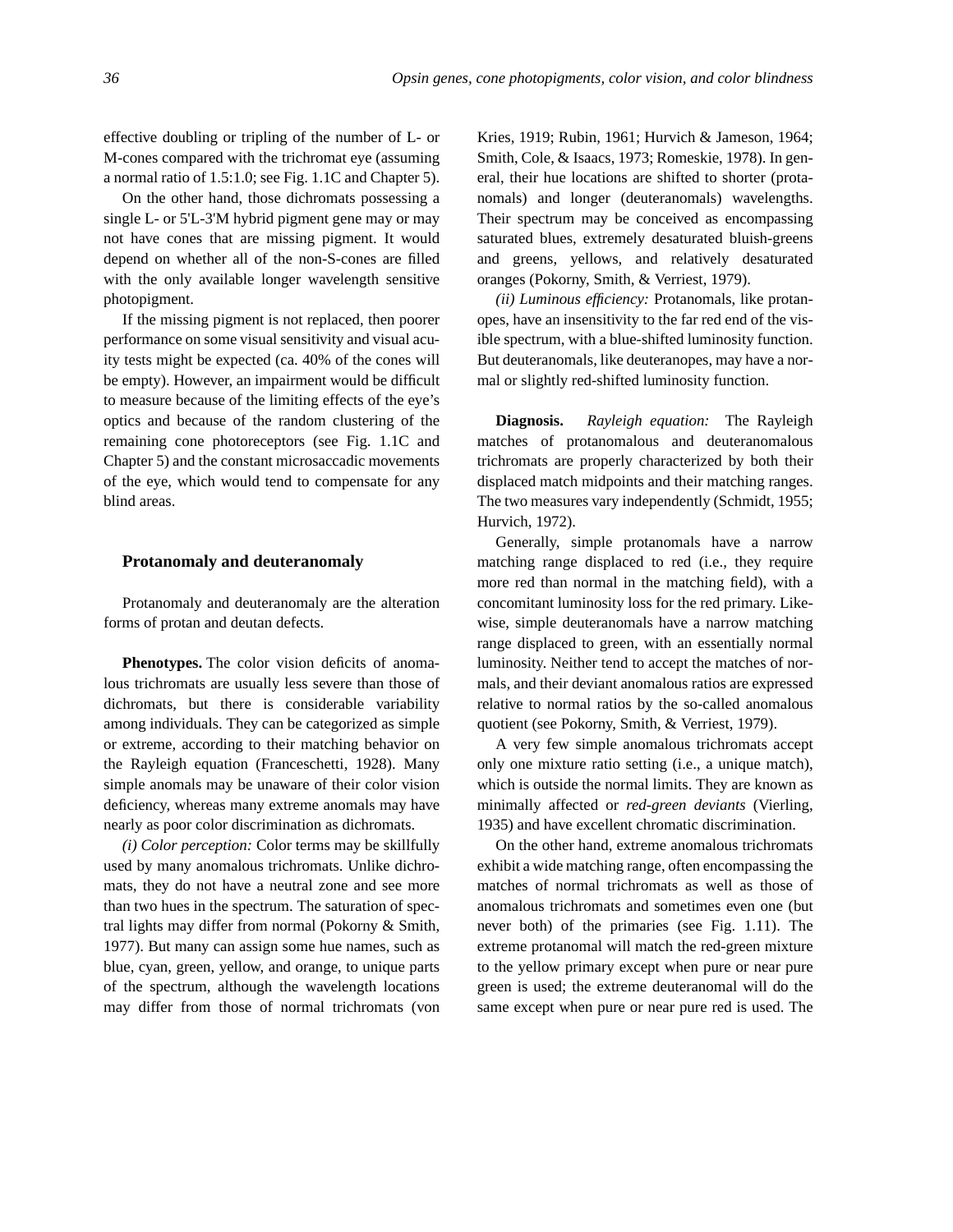effective doubling or tripling of the number of L- or M-cones compared with the trichromat eye (assuming a normal ratio of 1.5:1.0; see Fig. 1.1C and Chapter 5).

On the other hand, those dichromats possessing a single L- or 5'L-3'M hybrid pigment gene may or may not have cones that are missing pigment. It would depend on whether all of the non-S-cones are filled with the only available longer wavelength sensitive photopigment.

If the missing pigment is not replaced, then poorer performance on some visual sensitivity and visual acuity tests might be expected (ca. 40% of the cones will be empty). However, an impairment would be difficult to measure because of the limiting effects of the eye's optics and because of the random clustering of the remaining cone photoreceptors (see Fig. 1.1C and Chapter 5) and the constant microsaccadic movements of the eye, which would tend to compensate for any blind areas.

### Protanomaly and deuteranomaly

Protanomaly and deuteranomaly are the alteration forms of protan and deutan defects.

**Phenotypes.** The color vision deficits of anomalous trichromats are usually less severe than those of dichromats, but there is considerable variability among individuals. They can be categorized as simple or extreme, according to their matching behavior on the Rayleigh equation (Franceschetti, 1928). Many simple anomals may be unaware of their color vision deficiency, whereas many extreme anomals may have nearly as poor color discrimination as dichromats.

*(i) Color perception:* Color terms may be skillfully used by many anomalous trichromats. Unlike dichromats, they do not have a neutral zone and see more than two hues in the spectrum. The saturation of spectral lights may differ from normal (Pokorny & Smith, 1977). But many can assign some hue names, such as blue, cyan, green, yellow, and orange, to unique parts of the spectrum, although the wavelength locations may differ from those of normal trichromats (von Kries, 1919; Rubin, 1961; Hurvich & Jameson, 1964; Smith, Cole, & Isaacs, 1973; Romeskie, 1978). In general, their hue locations are shifted to shorter (protanomals) and longer (deuteranomals) wavelengths. Their spectrum may be conceived as encompassing saturated blues, extremely desaturated bluish-greens and greens, yellows, and relatively desaturated oranges (Pokorny, Smith, & Verriest, 1979).

*(ii) Luminous efficiency:* Protanomals, like protanopes, have an insensitivity to the far red end of the visible spectrum, with a blue-shifted luminosity function. But deuteranomals, like deuteranopes, may have a normal or slightly red-shifted luminosity function.

**Diagnosis.** *Rayleigh equation:* The Rayleigh matches of protanomalous and deuteranomalous trichromats are properly characterized by both their displaced match midpoints and their matching ranges. The two measures vary independently (Schmidt, 1955; Hurvich, 1972).

Generally, simple protanomals have a narrow matching range displaced to red (i.e., they require more red than normal in the matching field), with a concomitant luminosity loss for the red primary. Likewise, simple deuteranomals have a narrow matching range displaced to green, with an essentially normal luminosity. Neither tend to accept the matches of normals, and their deviant anomalous ratios are expressed relative to normal ratios by the so-called anomalous quotient (see Pokorny, Smith, & Verriest, 1979).

A very few simple anomalous trichromats accept only one mixture ratio setting (i.e., a unique match), which is outside the normal limits. They are known as minimally affected or *red-green deviants* (Vierling, 1935) and have excellent chromatic discrimination.

On the other hand, extreme anomalous trichromats exhibit a wide matching range, often encompassing the matches of normal trichromats as well as those of anomalous trichromats and sometimes even one (but never both) of the primaries (see Fig. 1.11). The extreme protanomal will match the red-green mixture to the yellow primary except when pure or near pure green is used; the extreme deuteranomal will do the same except when pure or near pure red is used. The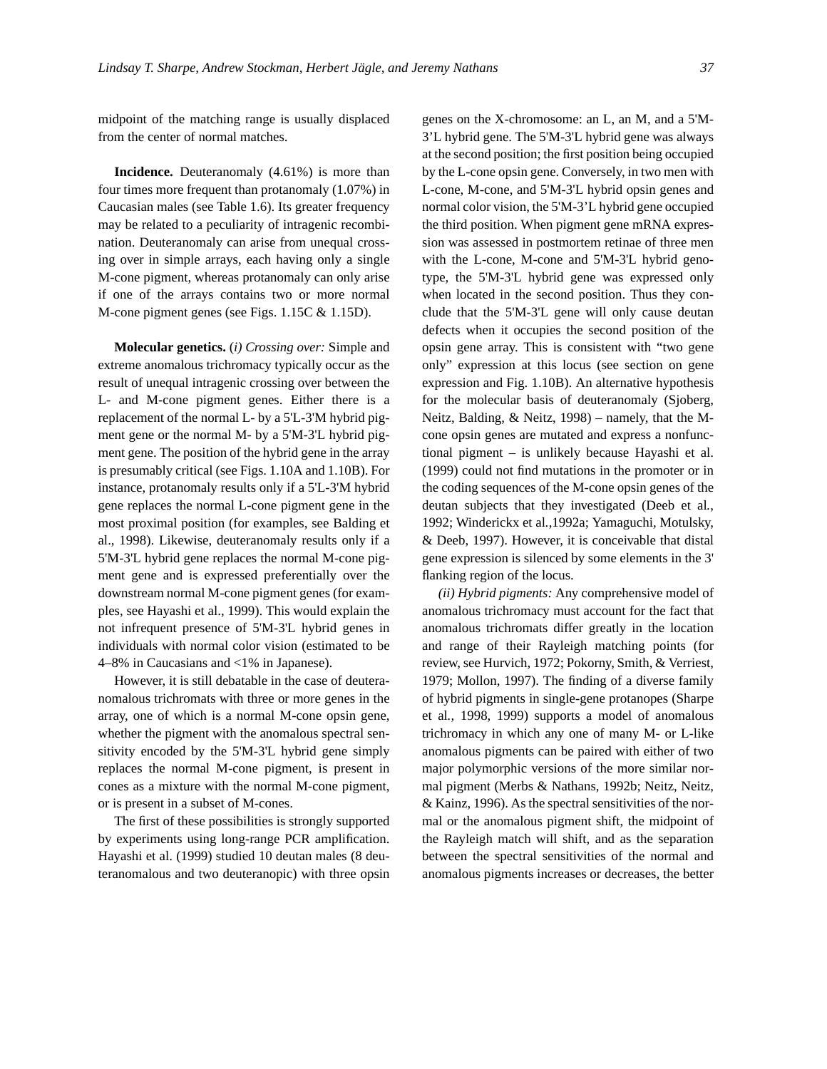midpoint of the matching range is usually displaced from the center of normal matches.

**Incidence.** Deuteranomaly (4.61%) is more than four times more frequent than protanomaly (1.07%) in Caucasian males (see Table 1.6). Its greater frequency may be related to a peculiarity of intragenic recombination. Deuteranomaly can arise from unequal crossing over in simple arrays, each having only a single M-cone pigment, whereas protanomaly can only arise if one of the arrays contains two or more normal M-cone pigment genes (see Figs. 1.15C & 1.15D).

**Molecular genetics.** (*i) Crossing over:* Simple and extreme anomalous trichromacy typically occur as the result of unequal intragenic crossing over between the L- and M-cone pigment genes. Either there is a replacement of the normal L- by a 5'L-3'M hybrid pigment gene or the normal M- by a 5'M-3'L hybrid pigment gene. The position of the hybrid gene in the array is presumably critical (see Figs. 1.10A and 1.10B). For instance, protanomaly results only if a 5'L-3'M hybrid gene replaces the normal L-cone pigment gene in the most proximal position (for examples, see Balding et al., 1998). Likewise, deuteranomaly results only if a 5'M-3'L hybrid gene replaces the normal M-cone pigment gene and is expressed preferentially over the downstream normal M-cone pigment genes (for examples, see Hayashi et al., 1999). This would explain the not infrequent presence of 5'M-3'L hybrid genes in individuals with normal color vision (estimated to be 4–8% in Caucasians and <1% in Japanese).

However, it is still debatable in the case of deuteranomalous trichromats with three or more genes in the array, one of which is a normal M-cone opsin gene, whether the pigment with the anomalous spectral sensitivity encoded by the 5'M-3'L hybrid gene simply replaces the normal M-cone pigment, is present in cones as a mixture with the normal M-cone pigment, or is present in a subset of M-cones.

The first of these possibilities is strongly supported by experiments using long-range PCR amplification. Hayashi et al. (1999) studied 10 deutan males (8 deuteranomalous and two deuteranopic) with three opsin genes on the X-chromosome: an L, an M, and a 5'M-3'L hybrid gene. The 5'M-3'L hybrid gene was always at the second position; the first position being occupied by the L-cone opsin gene. Conversely, in two men with L-cone, M-cone, and 5'M-3'L hybrid opsin genes and normal color vision, the 5'M-3'L hybrid gene occupied the third position. When pigment gene mRNA expression was assessed in postmortem retinae of three men with the L-cone, M-cone and 5'M-3'L hybrid genotype, the 5'M-3'L hybrid gene was expressed only when located in the second position. Thus they conclude that the 5'M-3'L gene will only cause deutan defects when it occupies the second position of the opsin gene array. This is consistent with "two gene only" expression at this locus (see section on gene expression and Fig. 1.10B). An alternative hypothesis for the molecular basis of deuteranomaly (Sjoberg, Neitz, Balding, & Neitz, 1998) – namely, that the M-cone opsin genes are mutated and express a nonfunctional pigment – is unlikely because Hayashi et al. (1999) could not find mutations in the promoter or in the coding sequences of the M-cone opsin genes of the deutan subjects that they investigated (Deeb et al., 1992; Winderickx et al.,1992a; Yamaguchi, Motulsky, & Deeb, 1997). However, it is conceivable that distal gene expression is silenced by some elements in the 3' flanking region of the locus.

*(ii) Hybrid pigments:* Any comprehensive model of anomalous trichromacy must account for the fact that anomalous trichromats differ greatly in the location and range of their Rayleigh matching points (for review, see Hurvich, 1972; Pokorny, Smith, & Verriest, 1979; Mollon, 1997). The finding of a diverse family of hybrid pigments in single-gene protanopes (Sharpe et al., 1998, 1999) supports a model of anomalous trichromacy in which any one of many M- or L-like anomalous pigments can be paired with either of two major polymorphic versions of the more similar normal pigment (Merbs & Nathans, 1992b; Neitz, Neitz, & Kainz, 1996). As the spectral sensitivities of the normal or the anomalous pigment shift, the midpoint of the Rayleigh match will shift, and as the separation between the spectral sensitivities of the normal and anomalous pigments increases or decreases, the better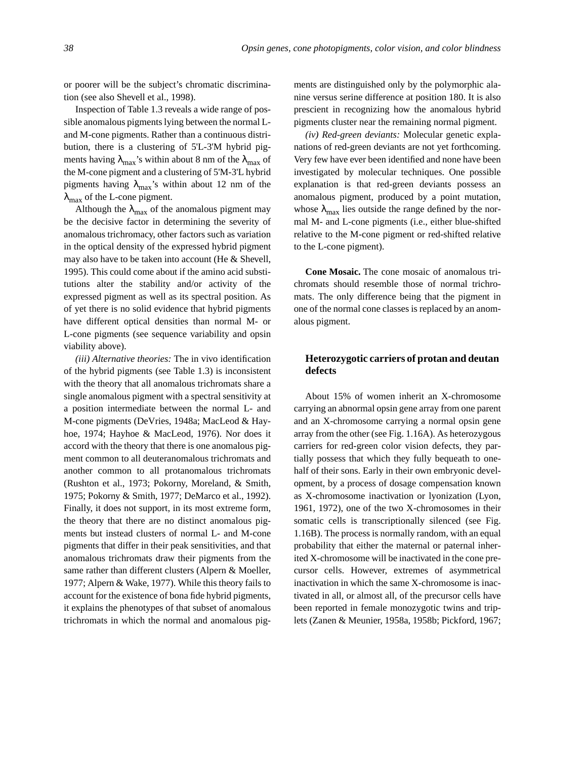or poorer will be the subject's chromatic discrimination (see also Shevell et al., 1998).

Inspection of Table 1.3 reveals a wide range of possible anomalous pigments lying between the normal L- and M-cone pigments. Rather than a continuous distribution, there is a clustering of 5'L-3'M hybrid pigments having $\lambda_{max}$'s within about 8 nm of the $\lambda_{max}$ of the M-cone pigment and a clustering of 5'M-3'L hybrid pigments having $\lambda_{max}$'s within about 12 nm of the $\lambda_{max}$ of the L-cone pigment.

Although the $\lambda_{max}$ of the anomalous pigment may be the decisive factor in determining the severity of anomalous trichromacy, other factors such as variation in the optical density of the expressed hybrid pigment may also have to be taken into account (He & Shevell, 1995). This could come about if the amino acid substitutions alter the stability and/or activity of the expressed pigment as well as its spectral position. As of yet there is no solid evidence that hybrid pigments have different optical densities than normal M- or L-cone pigments (see sequence variability and opsin viability above).

*(iii) Alternative theories:* The in vivo identification of the hybrid pigments (see Table 1.3) is inconsistent with the theory that all anomalous trichromats share a single anomalous pigment with a spectral sensitivity at a position intermediate between the normal L- and M-cone pigments (DeVries, 1948a; MacLeod & Hayhoe, 1974; Hayhoe & MacLeod, 1976). Nor does it accord with the theory that there is one anomalous pigment common to all deuteranomalous trichromats and another common to all protanomalous trichromats (Rushton et al., 1973; Pokorny, Moreland, & Smith, 1975; Pokorny & Smith, 1977; DeMarco et al., 1992). Finally, it does not support, in its most extreme form, the theory that there are no distinct anomalous pigments but instead clusters of normal L- and M-cone pigments that differ in their peak sensitivities, and that anomalous trichromats draw their pigments from the same rather than different clusters (Alpern & Moeller, 1977; Alpern & Wake, 1977). While this theory fails to account for the existence of bona fide hybrid pigments, it explains the phenotypes of that subset of anomalous trichromats in which the normal and anomalous pigments are distinguished only by the polymorphic alanine versus serine difference at position 180. It is also prescient in recognizing how the anomalous hybrid pigments cluster near the remaining normal pigment.

*(iv) Red-green deviants:* Molecular genetic explanations of red-green deviants are not yet forthcoming. Very few have ever been identified and none have been investigated by molecular techniques. One possible explanation is that red-green deviants possess an anomalous pigment, produced by a point mutation, whose $\lambda_{max}$ lies outside the range defined by the normal M- and L-cone pigments (i.e., either blue-shifted relative to the M-cone pigment or red-shifted relative to the L-cone pigment).

**Cone Mosaic.** The cone mosaic of anomalous trichromats should resemble those of normal trichromats. The only difference being that the pigment in one of the normal cone classes is replaced by an anomalous pigment.

### Heterozygotic carriers of protan and deutan defects

About 15% of women inherit an X-chromosome carrying an abnormal opsin gene array from one parent and an X-chromosome carrying a normal opsin gene array from the other (see Fig. 1.16A). As heterozygous carriers for red-green color vision defects, they partially possess that which they fully bequeath to one-half of their sons. Early in their own embryonic development, by a process of dosage compensation known as X-chromosome inactivation or lyonization (Lyon, 1961, 1972), one of the two X-chromosomes in their somatic cells is transcriptionally silenced (see Fig. 1.16B). The process is normally random, with an equal probability that either the maternal or paternal inherited X-chromosome will be inactivated in the cone precursor cells. However, extremes of asymmetrical inactivation in which the same X-chromosome is inactivated in all, or almost all, of the precursor cells have been reported in female monozygotic twins and triplets (Zanen & Meunier, 1958a, 1958b; Pickford, 1967;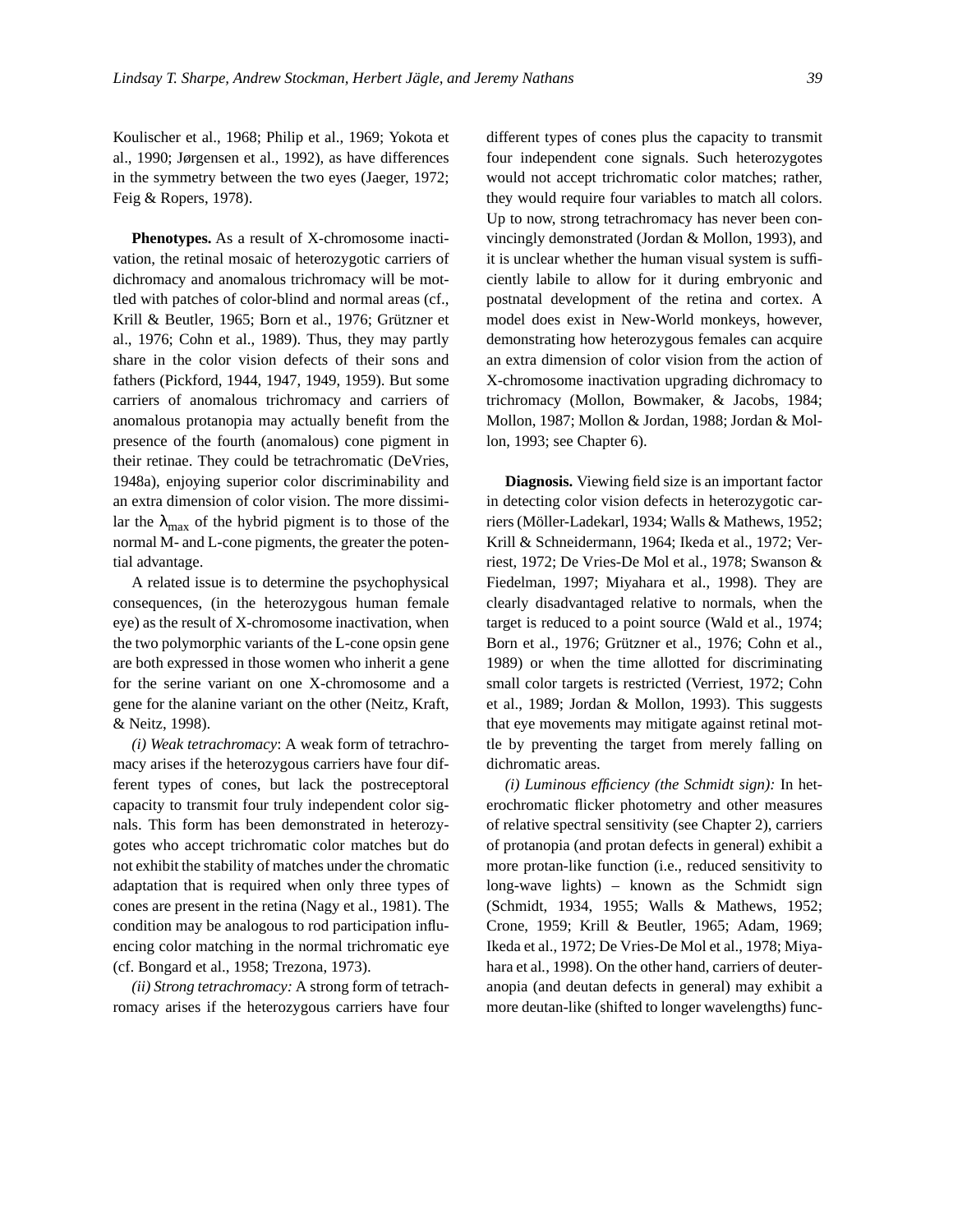Koulischer et al., 1968; Philip et al., 1969; Yokota et al., 1990; Jørgensen et al., 1992), as have differences in the symmetry between the two eyes (Jaeger, 1972; Feig & Ropers, 1978).

**Phenotypes.** As a result of X-chromosome inactivation, the retinal mosaic of heterozygotic carriers of dichromacy and anomalous trichromacy will be mottled with patches of color-blind and normal areas (cf., Krill & Beutler, 1965; Born et al., 1976; Grützner et al., 1976; Cohn et al., 1989). Thus, they may partly share in the color vision defects of their sons and fathers (Pickford, 1944, 1947, 1949, 1959). But some carriers of anomalous trichromacy and carriers of anomalous protanopia may actually benefit from the presence of the fourth (anomalous) cone pigment in their retinae. They could be tetrachromatic (DeVries, 1948a), enjoying superior color discriminability and an extra dimension of color vision. The more dissimilar the $\lambda_{max}$ of the hybrid pigment is to those of the normal M- and L-cone pigments, the greater the potential advantage.

A related issue is to determine the psychophysical consequences, (in the heterozygous human female eye) as the result of X-chromosome inactivation, when the two polymorphic variants of the L-cone opsin gene are both expressed in those women who inherit a gene for the serine variant on one X-chromosome and a gene for the alanine variant on the other (Neitz, Kraft, & Neitz, 1998).

*(i) Weak tetrachromacy*: A weak form of tetrachromacy arises if the heterozygous carriers have four different types of cones, but lack the postreceptoral capacity to transmit four truly independent color signals. This form has been demonstrated in heterozygotes who accept trichromatic color matches but do not exhibit the stability of matches under the chromatic adaptation that is required when only three types of cones are present in the retina (Nagy et al., 1981). The condition may be analogous to rod participation influencing color matching in the normal trichromatic eye (cf. Bongard et al., 1958; Trezona, 1973).

*(ii) Strong tetrachromacy:* A strong form of tetrachromacy arises if the heterozygous carriers have four different types of cones plus the capacity to transmit four independent cone signals. Such heterozygotes would not accept trichromatic color matches; rather, they would require four variables to match all colors. Up to now, strong tetrachromacy has never been convincingly demonstrated (Jordan & Mollon, 1993), and it is unclear whether the human visual system is sufficiently labile to allow for it during embryonic and postnatal development of the retina and cortex. A model does exist in New-World monkeys, however, demonstrating how heterozygous females can acquire an extra dimension of color vision from the action of X-chromosome inactivation upgrading dichromacy to trichromacy (Mollon, Bowmaker, & Jacobs, 1984; Mollon, 1987; Mollon & Jordan, 1988; Jordan & Mollon, 1993; see Chapter 6).

**Diagnosis.** Viewing field size is an important factor in detecting color vision defects in heterozygotic carriers (Möller-Ladekarl, 1934; Walls & Mathews, 1952; Krill & Schneidermann, 1964; Ikeda et al., 1972; Verriest, 1972; De Vries-De Mol et al., 1978; Swanson & Fiedelman, 1997; Miyahara et al., 1998). They are clearly disadvantaged relative to normals, when the target is reduced to a point source (Wald et al., 1974; Born et al., 1976; Grützner et al., 1976; Cohn et al., 1989) or when the time allotted for discriminating small color targets is restricted (Verriest, 1972; Cohn et al., 1989; Jordan & Mollon, 1993). This suggests that eye movements may mitigate against retinal mottle by preventing the target from merely falling on dichromatic areas.

*(i) Luminous efficiency (the Schmidt sign):* In heterochromatic flicker photometry and other measures of relative spectral sensitivity (see Chapter 2), carriers of protanopia (and protan defects in general) exhibit a more protan-like function (i.e., reduced sensitivity to long-wave lights) – known as the Schmidt sign (Schmidt, 1934, 1955; Walls & Mathews, 1952; Crone, 1959; Krill & Beutler, 1965; Adam, 1969; Ikeda et al., 1972; De Vries-De Mol et al., 1978; Miyahara et al., 1998). On the other hand, carriers of deuteranopia (and deutan defects in general) may exhibit a more deutan-like (shifted to longer wavelengths) func-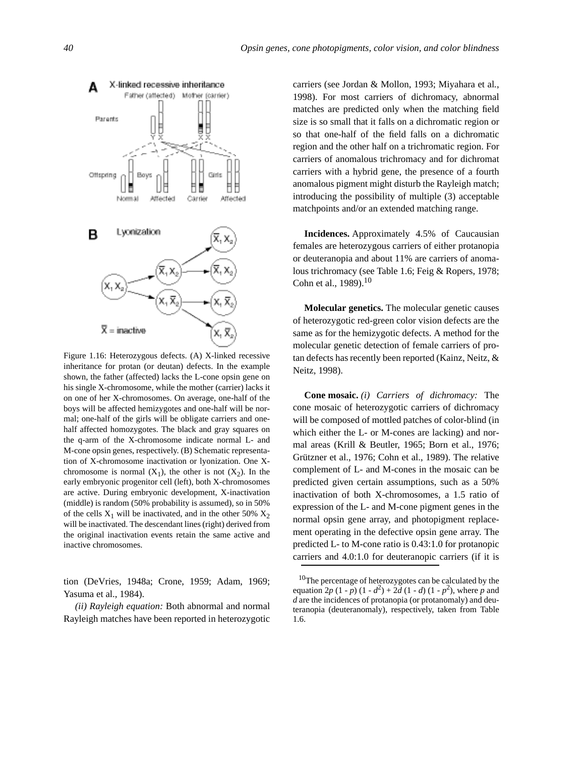Figure 1.16: Heterozygous defects. (A) X-linked recessive inheritance for protan (or deutan) defects. In the example shown, the father (affected) lacks the L-cone opsin gene on his single X-chromosome, while the mother (carrier) lacks it on one of her X-chromosomes. On average, one-half of the boys will be affected hemizygotes and one-half will be normal; one-half of the girls will be obligate carriers and one-half affected homozygotes. The black and gray squares on the q-arm of the X-chromosome indicate normal L- and M-cone opsin genes, respectively. (B) Schematic representation of X-chromosome inactivation or lyonization. One X-chromosome is normal ($X_1$), the other is not ($X_2$). In the early embryonic progenitor cell (left), both X-chromosomes are active. During embryonic development, X-inactivation (middle) is random (50% probability is assumed), so in 50% of the cells $X_1$ will be inactivated, and in the other 50% $X_2$ will be inactivated. The descendant lines (right) derived from the original inactivation events retain the same active and inactive chromosomes.

tion (DeVries, 1948a; Crone, 1959; Adam, 1969; Yasuma et al., 1984).

*(ii) Rayleigh equation:* Both abnormal and normal Rayleigh matches have been reported in heterozygotic carriers (see Jordan & Mollon, 1993; Miyahara et al., 1998). For most carriers of dichromacy, abnormal matches are predicted only when the matching field size is so small that it falls on a dichromatic region or so that one-half of the field falls on a dichromatic region and the other half on a trichromatic region. For carriers of anomalous trichromacy and for dichromat carriers with a hybrid gene, the presence of a fourth anomalous pigment might disturb the Rayleigh match; introducing the possibility of multiple (3) acceptable matchpoints and/or an extended matching range.

**Incidences.** Approximately 4.5% of Caucausian females are heterozygous carriers of either protanopia or deuteranopia and about 11% are carriers of anomalous trichromacy (see Table 1.6; Feig & Ropers, 1978; Cohn et al., 1989).[10]

**Molecular genetics.** The molecular genetic causes of heterozygotic red-green color vision defects are the same as for the hemizygotic defects. A method for the molecular genetic detection of female carriers of protan defects has recently been reported (Kainz, Neitz, & Neitz, 1998).

**Cone mosaic.** *(i) Carriers of dichromacy:* The cone mosaic of heterozygotic carriers of dichromacy will be composed of mottled patches of color-blind (in which either the L- or M-cones are lacking) and normal areas (Krill & Beutler, 1965; Born et al., 1976; Grützner et al., 1976; Cohn et al., 1989). The relative complement of L- and M-cones in the mosaic can be predicted given certain assumptions, such as a 50% inactivation of both X-chromosomes, a 1.5 ratio of expression of the L- and M-cone pigment genes in the normal opsin gene array, and photopigment replacement operating in the defective opsin gene array. The predicted L- to M-cone ratio is 0.43:1.0 for protanopic carriers and 4.0:1.0 for deuteranopic carriers (if it is

[10] The percentage of heterozygotes can be calculated by the equation $2p\,(1 - p)\,(1 - d^2) + 2d\,(1 - d)\,(1 - p^2)$, where $p$ and $d$ are the incidences of protanopia (or protanomaly) and deuteranopia (deuteranomaly), respectively, taken from Table 1.6.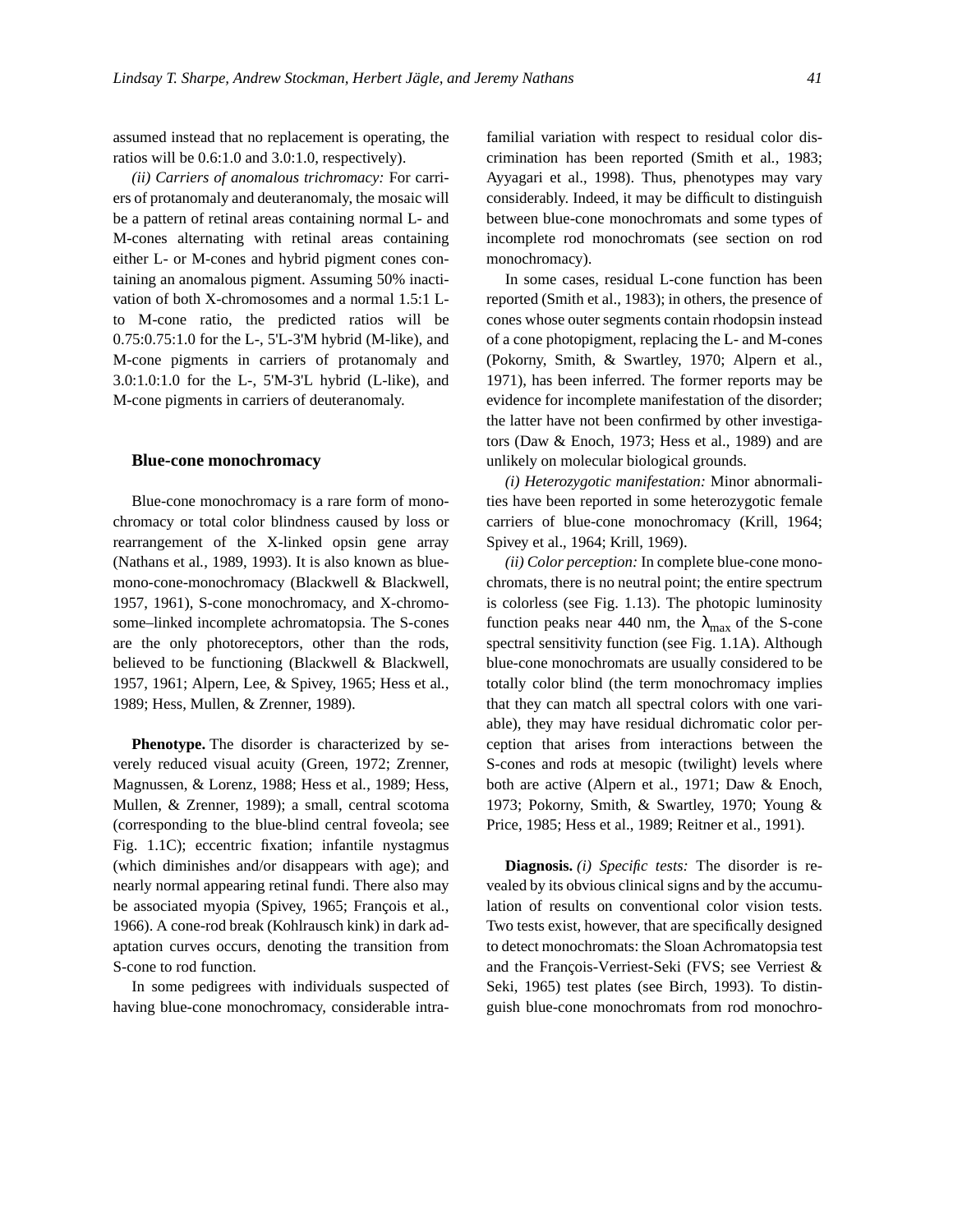assumed instead that no replacement is operating, the ratios will be 0.6:1.0 and 3.0:1.0, respectively).

*(ii) Carriers of anomalous trichromacy:* For carriers of protanomaly and deuteranomaly, the mosaic will be a pattern of retinal areas containing normal L- and M-cones alternating with retinal areas containing either L- or M-cones and hybrid pigment cones containing an anomalous pigment. Assuming 50% inactivation of both X-chromosomes and a normal 1.5:1 L- to M-cone ratio, the predicted ratios will be 0.75:0.75:1.0 for the L-, 5'L-3'M hybrid (M-like), and M-cone pigments in carriers of protanomaly and 3.0:1.0:1.0 for the L-, 5'M-3'L hybrid (L-like), and M-cone pigments in carriers of deuteranomaly.

### Blue-cone monochromacy

Blue-cone monochromacy is a rare form of monochromacy or total color blindness caused by loss or rearrangement of the X-linked opsin gene array (Nathans et al., 1989, 1993). It is also known as blue-mono-cone-monochromacy (Blackwell & Blackwell, 1957, 1961), S-cone monochromacy, and X-chromosome–linked incomplete achromatopsia. The S-cones are the only photoreceptors, other than the rods, believed to be functioning (Blackwell & Blackwell, 1957, 1961; Alpern, Lee, & Spivey, 1965; Hess et al., 1989; Hess, Mullen, & Zrenner, 1989).

**Phenotype.** The disorder is characterized by severely reduced visual acuity (Green, 1972; Zrenner, Magnussen, & Lorenz, 1988; Hess et al., 1989; Hess, Mullen, & Zrenner, 1989); a small, central scotoma (corresponding to the blue-blind central foveola; see Fig. 1.1C); eccentric fixation; infantile nystagmus (which diminishes and/or disappears with age); and nearly normal appearing retinal fundi. There also may be associated myopia (Spivey, 1965; François et al., 1966). A cone-rod break (Kohlrausch kink) in dark adaptation curves occurs, denoting the transition from S-cone to rod function.

In some pedigrees with individuals suspected of having blue-cone monochromacy, considerable intrafamilial variation with respect to residual color discrimination has been reported (Smith et al., 1983; Ayyagari et al., 1998). Thus, phenotypes may vary considerably. Indeed, it may be difficult to distinguish between blue-cone monochromats and some types of incomplete rod monochromats (see section on rod monochromacy).

In some cases, residual L-cone function has been reported (Smith et al., 1983); in others, the presence of cones whose outer segments contain rhodopsin instead of a cone photopigment, replacing the L- and M-cones (Pokorny, Smith, & Swartley, 1970; Alpern et al., 1971), has been inferred. The former reports may be evidence for incomplete manifestation of the disorder; the latter have not been confirmed by other investigators (Daw & Enoch, 1973; Hess et al., 1989) and are unlikely on molecular biological grounds.

*(i) Heterozygotic manifestation:* Minor abnormalities have been reported in some heterozygotic female carriers of blue-cone monochromacy (Krill, 1964; Spivey et al., 1964; Krill, 1969).

*(ii) Color perception:* In complete blue-cone monochromats, there is no neutral point; the entire spectrum is colorless (see Fig. 1.13). The photopic luminosity function peaks near 440 nm, the $\lambda_{max}$ of the S-cone spectral sensitivity function (see Fig. 1.1A). Although blue-cone monochromats are usually considered to be totally color blind (the term monochromacy implies that they can match all spectral colors with one variable), they may have residual dichromatic color perception that arises from interactions between the S-cones and rods at mesopic (twilight) levels where both are active (Alpern et al., 1971; Daw & Enoch, 1973; Pokorny, Smith, & Swartley, 1970; Young & Price, 1985; Hess et al., 1989; Reitner et al., 1991).

**Diagnosis.** *(i) Specific tests:* The disorder is revealed by its obvious clinical signs and by the accumulation of results on conventional color vision tests. Two tests exist, however, that are specifically designed to detect monochromats: the Sloan Achromatopsia test and the François-Verriest-Seki (FVS; see Verriest & Seki, 1965) test plates (see Birch, 1993). To distinguish blue-cone monochromats from rod monochro-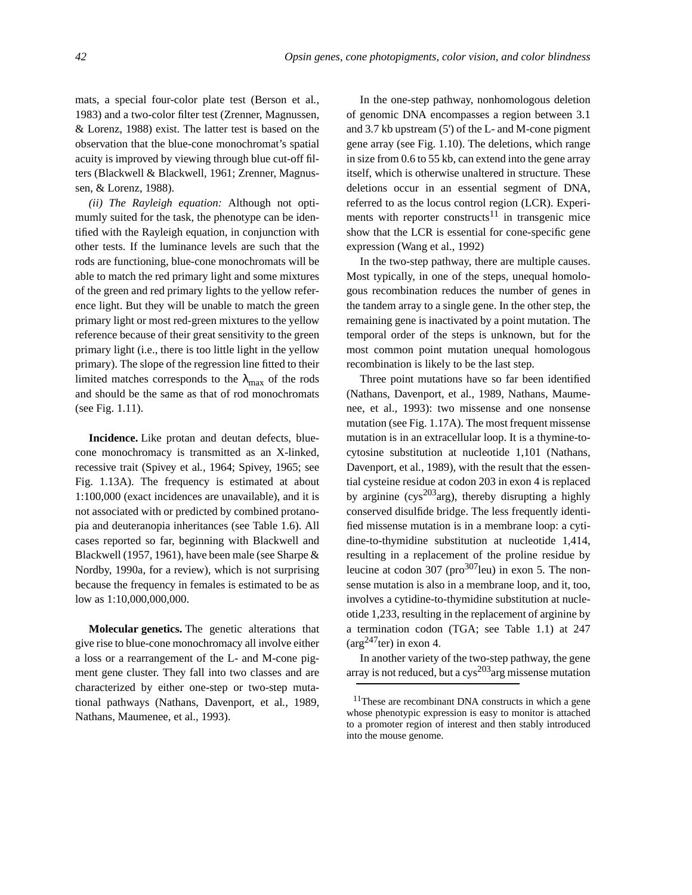mats, a special four-color plate test (Berson et al., 1983) and a two-color filter test (Zrenner, Magnussen, & Lorenz, 1988) exist. The latter test is based on the observation that the blue-cone monochromat's spatial acuity is improved by viewing through blue cut-off filters (Blackwell & Blackwell, 1961; Zrenner, Magnussen, & Lorenz, 1988).

*(ii) The Rayleigh equation:* Although not optimumly suited for the task, the phenotype can be identified with the Rayleigh equation, in conjunction with other tests. If the luminance levels are such that the rods are functioning, blue-cone monochromats will be able to match the red primary light and some mixtures of the green and red primary lights to the yellow reference light. But they will be unable to match the green primary light or most red-green mixtures to the yellow reference because of their great sensitivity to the green primary light (i.e., there is too little light in the yellow primary). The slope of the regression line fitted to their limited matches corresponds to the $\lambda_{max}$ of the rods and should be the same as that of rod monochromats (see Fig. 1.11).

**Incidence.** Like protan and deutan defects, blue-cone monochromacy is transmitted as an X-linked, recessive trait (Spivey et al., 1964; Spivey, 1965; see Fig. 1.13A). The frequency is estimated at about 1:100,000 (exact incidences are unavailable), and it is not associated with or predicted by combined protanopia and deuteranopia inheritances (see Table 1.6). All cases reported so far, beginning with Blackwell and Blackwell (1957, 1961), have been male (see Sharpe & Nordby, 1990a, for a review), which is not surprising because the frequency in females is estimated to be as low as 1:10,000,000,000.

**Molecular genetics.** The genetic alterations that give rise to blue-cone monochromacy all involve either a loss or a rearrangement of the L- and M-cone pigment gene cluster. They fall into two classes and are characterized by either one-step or two-step mutational pathways (Nathans, Davenport, et al., 1989, Nathans, Maumenee, et al., 1993).

In the one-step pathway, nonhomologous deletion of genomic DNA encompasses a region between 3.1 and 3.7 kb upstream (5') of the L- and M-cone pigment gene array (see Fig. 1.10). The deletions, which range in size from 0.6 to 55 kb, can extend into the gene array itself, which is otherwise unaltered in structure. These deletions occur in an essential segment of DNA, referred to as the locus control region (LCR). Experiments with reporter constructs[11] in transgenic mice show that the LCR is essential for cone-specific gene expression (Wang et al., 1992)

In the two-step pathway, there are multiple causes. Most typically, in one of the steps, unequal homologous recombination reduces the number of genes in the tandem array to a single gene. In the other step, the remaining gene is inactivated by a point mutation. The temporal order of the steps is unknown, but for the most common point mutation unequal homologous recombination is likely to be the last step.

Three point mutations have so far been identified (Nathans, Davenport, et al., 1989, Nathans, Maumenee, et al., 1993): two missense and one nonsense mutation (see Fig. 1.17A). The most frequent missense mutation is in an extracellular loop. It is a thymine-to-cytosine substitution at nucleotide 1,101 (Nathans, Davenport, et al., 1989), with the result that the essential cysteine residue at codon 203 in exon 4 is replaced by arginine ($cys^{203}arg$), thereby disrupting a highly conserved disulfide bridge. The less frequently identified missense mutation is in a membrane loop: a cytidine-to-thymidine substitution at nucleotide 1,414, resulting in a replacement of the proline residue by leucine at codon 307 ($pro^{307}leu$) in exon 5. The nonsense mutation is also in a membrane loop, and it, too, involves a cytidine-to-thymidine substitution at nucleotide 1,233, resulting in the replacement of arginine by a termination codon (TGA; see Table 1.1) at 247 ($arg^{247}ter$) in exon 4.

In another variety of the two-step pathway, the gene array is not reduced, but a $cys^{203}arg$ missense mutation

[11]These are recombinant DNA constructs in which a gene whose phenotypic expression is easy to monitor is attached to a promoter region of interest and then stably introduced into the mouse genome.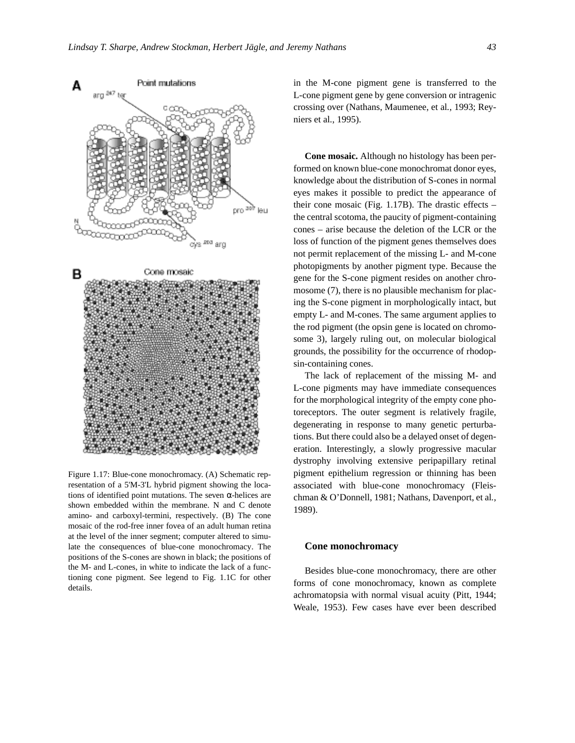Figure 1.17: Blue-cone monochromacy. (A) Schematic representation of a 5'M-3'L hybrid pigment showing the locations of identified point mutations. The seven α-helices are shown embedded within the membrane. N and C denote amino- and carboxyl-termini, respectively. (B) The cone mosaic of the rod-free inner fovea of an adult human retina at the level of the inner segment; computer altered to simulate the consequences of blue-cone monochromacy. The positions of the S-cones are shown in black; the positions of the M- and L-cones, in white to indicate the lack of a functioning cone pigment. See legend to Fig. 1.1C for other details.

in the M-cone pigment gene is transferred to the L-cone pigment gene by gene conversion or intragenic crossing over (Nathans, Maumenee, et al., 1993; Reyniers et al., 1995).

**Cone mosaic.** Although no histology has been performed on known blue-cone monochromat donor eyes, knowledge about the distribution of S-cones in normal eyes makes it possible to predict the appearance of their cone mosaic (Fig. 1.17B). The drastic effects – the central scotoma, the paucity of pigment-containing cones – arise because the deletion of the LCR or the loss of function of the pigment genes themselves does not permit replacement of the missing L- and M-cone photopigments by another pigment type. Because the gene for the S-cone pigment resides on another chromosome (7), there is no plausible mechanism for placing the S-cone pigment in morphologically intact, but empty L- and M-cones. The same argument applies to the rod pigment (the opsin gene is located on chromosome 3), largely ruling out, on molecular biological grounds, the possibility for the occurrence of rhodopsin-containing cones.

The lack of replacement of the missing M- and L-cone pigments may have immediate consequences for the morphological integrity of the empty cone photoreceptors. The outer segment is relatively fragile, degenerating in response to many genetic perturbations. But there could also be a delayed onset of degeneration. Interestingly, a slowly progressive macular dystrophy involving extensive peripapillary retinal pigment epithelium regression or thinning has been associated with blue-cone monochromacy (Fleischman & O'Donnell, 1981; Nathans, Davenport, et al., 1989).

## Cone monochromacy

Besides blue-cone monochromacy, there are other forms of cone monochromacy, known as complete achromatopsia with normal visual acuity (Pitt, 1944; Weale, 1953). Few cases have ever been described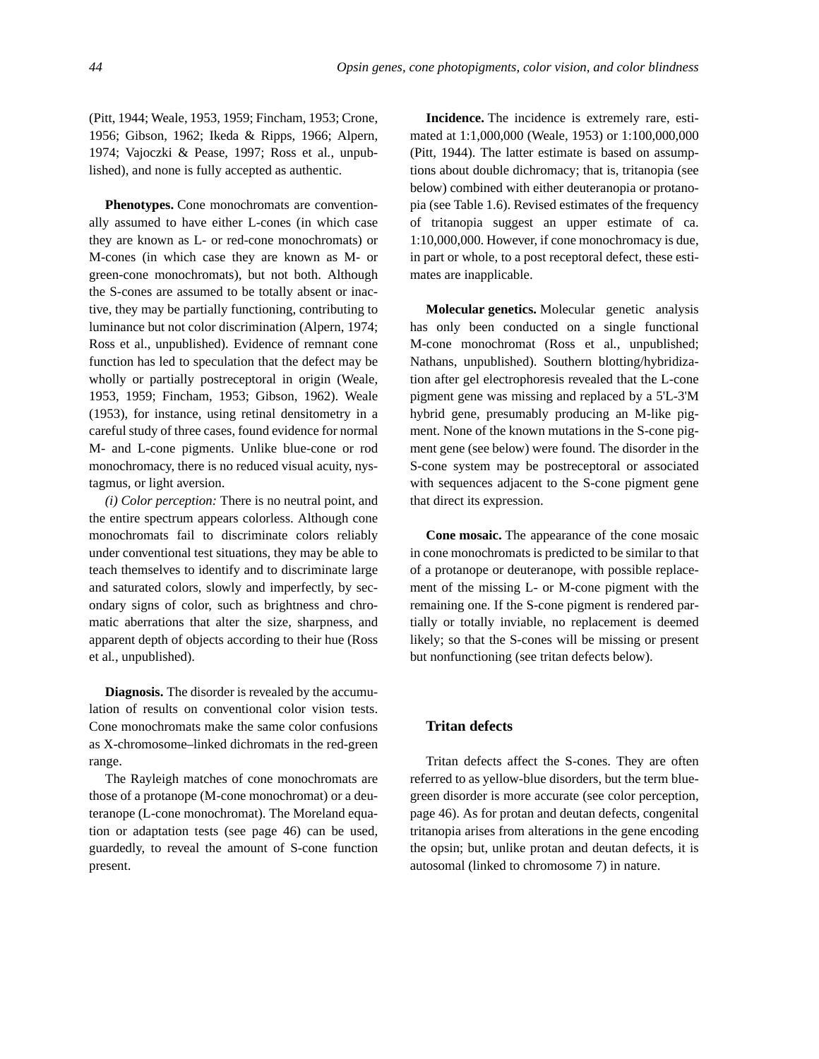(Pitt, 1944; Weale, 1953, 1959; Fincham, 1953; Crone, 1956; Gibson, 1962; Ikeda & Ripps, 1966; Alpern, 1974; Vajoczki & Pease, 1997; Ross et al., unpublished), and none is fully accepted as authentic.

**Phenotypes.** Cone monochromats are conventionally assumed to have either L-cones (in which case they are known as L- or red-cone monochromats) or M-cones (in which case they are known as M- or green-cone monochromats), but not both. Although the S-cones are assumed to be totally absent or inactive, they may be partially functioning, contributing to luminance but not color discrimination (Alpern, 1974; Ross et al., unpublished). Evidence of remnant cone function has led to speculation that the defect may be wholly or partially postreceptoral in origin (Weale, 1953, 1959; Fincham, 1953; Gibson, 1962). Weale (1953), for instance, using retinal densitometry in a careful study of three cases, found evidence for normal M- and L-cone pigments. Unlike blue-cone or rod monochromacy, there is no reduced visual acuity, nystagmus, or light aversion.

*(i) Color perception:* There is no neutral point, and the entire spectrum appears colorless. Although cone monochromats fail to discriminate colors reliably under conventional test situations, they may be able to teach themselves to identify and to discriminate large and saturated colors, slowly and imperfectly, by secondary signs of color, such as brightness and chromatic aberrations that alter the size, sharpness, and apparent depth of objects according to their hue (Ross et al., unpublished).

**Diagnosis.** The disorder is revealed by the accumulation of results on conventional color vision tests. Cone monochromats make the same color confusions as X-chromosome–linked dichromats in the red-green range.

The Rayleigh matches of cone monochromats are those of a protanope (M-cone monochromat) or a deuteranope (L-cone monochromat). The Moreland equation or adaptation tests (see page 46) can be used, guardedly, to reveal the amount of S-cone function present.

**Incidence.** The incidence is extremely rare, estimated at 1:1,000,000 (Weale, 1953) or 1:100,000,000 (Pitt, 1944). The latter estimate is based on assumptions about double dichromacy; that is, tritanopia (see below) combined with either deuteranopia or protanopia (see Table 1.6). Revised estimates of the frequency of tritanopia suggest an upper estimate of ca. 1:10,000,000. However, if cone monochromacy is due, in part or whole, to a post receptoral defect, these estimates are inapplicable.

**Molecular genetics.** Molecular genetic analysis has only been conducted on a single functional M-cone monochromat (Ross et al., unpublished; Nathans, unpublished). Southern blotting/hybridization after gel electrophoresis revealed that the L-cone pigment gene was missing and replaced by a 5'L-3'M hybrid gene, presumably producing an M-like pigment. None of the known mutations in the S-cone pigment gene (see below) were found. The disorder in the S-cone system may be postreceptoral or associated with sequences adjacent to the S-cone pigment gene that direct its expression.

**Cone mosaic.** The appearance of the cone mosaic in cone monochromats is predicted to be similar to that of a protanope or deuteranope, with possible replacement of the missing L- or M-cone pigment with the remaining one. If the S-cone pigment is rendered partially or totally inviable, no replacement is deemed likely; so that the S-cones will be missing or present but nonfunctioning (see tritan defects below).

## Tritan defects

Tritan defects affect the S-cones. They are often referred to as yellow-blue disorders, but the term blue-green disorder is more accurate (see color perception, page 46). As for protan and deutan defects, congenital tritanopia arises from alterations in the gene encoding the opsin; but, unlike protan and deutan defects, it is autosomal (linked to chromosome 7) in nature.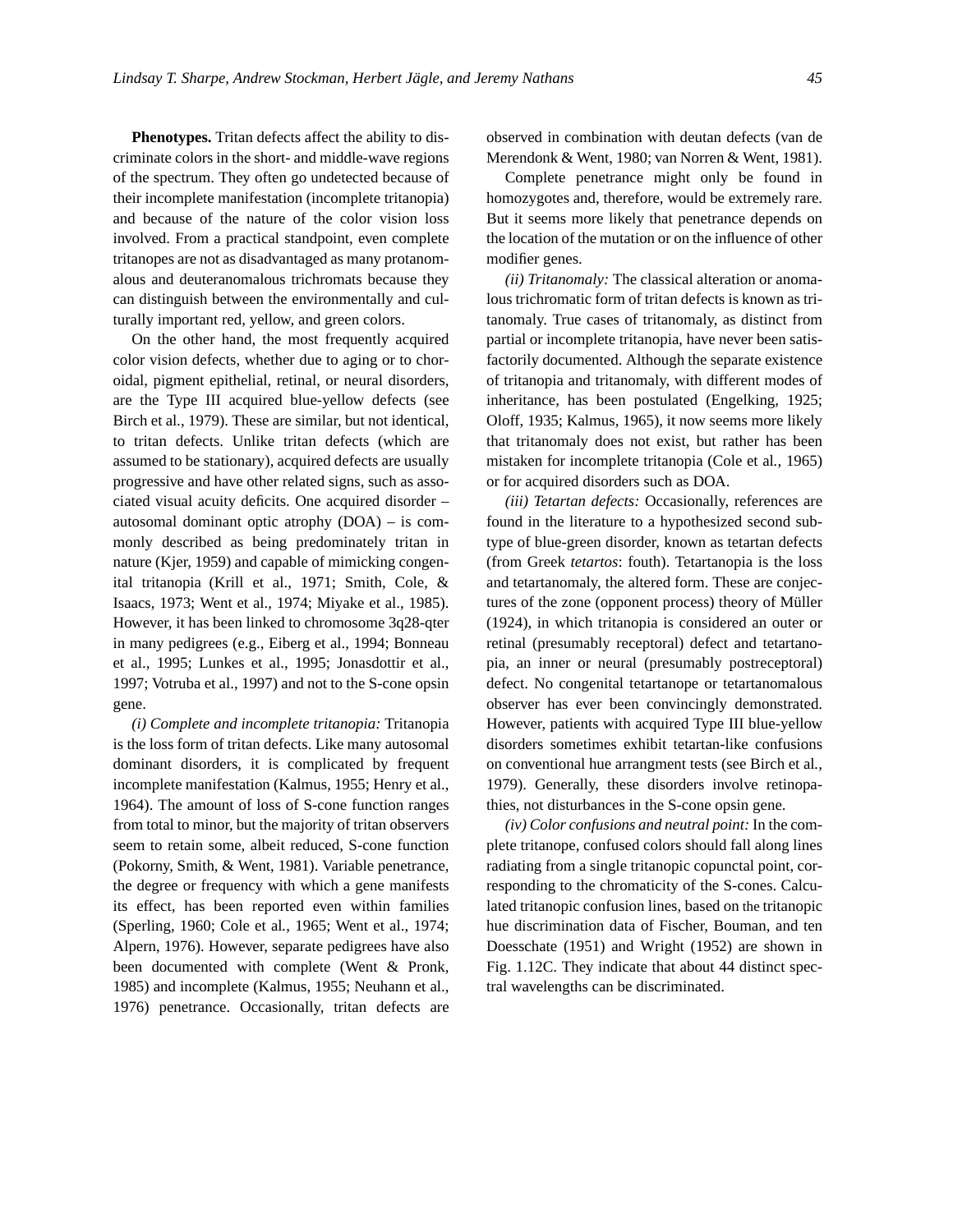**Phenotypes.** Tritan defects affect the ability to discriminate colors in the short- and middle-wave regions of the spectrum. They often go undetected because of their incomplete manifestation (incomplete tritanopia) and because of the nature of the color vision loss involved. From a practical standpoint, even complete tritanopes are not as disadvantaged as many protanomalous and deuteranomalous trichromats because they can distinguish between the environmentally and culturally important red, yellow, and green colors.

On the other hand, the most frequently acquired color vision defects, whether due to aging or to choroidal, pigment epithelial, retinal, or neural disorders, are the Type III acquired blue-yellow defects (see Birch et al., 1979). These are similar, but not identical, to tritan defects. Unlike tritan defects (which are assumed to be stationary), acquired defects are usually progressive and have other related signs, such as associated visual acuity deficits. One acquired disorder – autosomal dominant optic atrophy (DOA) – is commonly described as being predominately tritan in nature (Kjer, 1959) and capable of mimicking congenital tritanopia (Krill et al., 1971; Smith, Cole, & Isaacs, 1973; Went et al., 1974; Miyake et al., 1985). However, it has been linked to chromosome 3q28-qter in many pedigrees (e.g., Eiberg et al., 1994; Bonneau et al., 1995; Lunkes et al., 1995; Jonasdottir et al., 1997; Votruba et al., 1997) and not to the S-cone opsin gene.

*(i) Complete and incomplete tritanopia:* Tritanopia is the loss form of tritan defects. Like many autosomal dominant disorders, it is complicated by frequent incomplete manifestation (Kalmus, 1955; Henry et al., 1964). The amount of loss of S-cone function ranges from total to minor, but the majority of tritan observers seem to retain some, albeit reduced, S-cone function (Pokorny, Smith, & Went, 1981). Variable penetrance, the degree or frequency with which a gene manifests its effect, has been reported even within families (Sperling, 1960; Cole et al., 1965; Went et al., 1974; Alpern, 1976). However, separate pedigrees have also been documented with complete (Went & Pronk, 1985) and incomplete (Kalmus, 1955; Neuhann et al., 1976) penetrance. Occasionally, tritan defects are observed in combination with deutan defects (van de Merendonk & Went, 1980; van Norren & Went, 1981).

Complete penetrance might only be found in homozygotes and, therefore, would be extremely rare. But it seems more likely that penetrance depends on the location of the mutation or on the influence of other modifier genes.

*(ii) Tritanomaly:* The classical alteration or anomalous trichromatic form of tritan defects is known as tritanomaly. True cases of tritanomaly, as distinct from partial or incomplete tritanopia, have never been satisfactorily documented. Although the separate existence of tritanopia and tritanomaly, with different modes of inheritance, has been postulated (Engelking, 1925; Oloff, 1935; Kalmus, 1965), it now seems more likely that tritanomaly does not exist, but rather has been mistaken for incomplete tritanopia (Cole et al., 1965) or for acquired disorders such as DOA.

*(iii) Tetartan defects:* Occasionally, references are found in the literature to a hypothesized second subtype of blue-green disorder, known as tetartan defects (from Greek *tetartos*: fouth). Tetartanopia is the loss and tetartanomaly, the altered form. These are conjectures of the zone (opponent process) theory of Müller (1924), in which tritanopia is considered an outer or retinal (presumably receptoral) defect and tetartanopia, an inner or neural (presumably postreceptoral) defect. No congenital tetartanope or tetartanomalous observer has ever been convincingly demonstrated. However, patients with acquired Type III blue-yellow disorders sometimes exhibit tetartan-like confusions on conventional hue arrangment tests (see Birch et al., 1979). Generally, these disorders involve retinopathies, not disturbances in the S-cone opsin gene.

*(iv) Color confusions and neutral point:* In the complete tritanope, confused colors should fall along lines radiating from a single tritanopic copunctal point, corresponding to the chromaticity of the S-cones. Calculated tritanopic confusion lines, based on the tritanopic hue discrimination data of Fischer, Bouman, and ten Doesschate (1951) and Wright (1952) are shown in Fig. 1.12C. They indicate that about 44 distinct spectral wavelengths can be discriminated.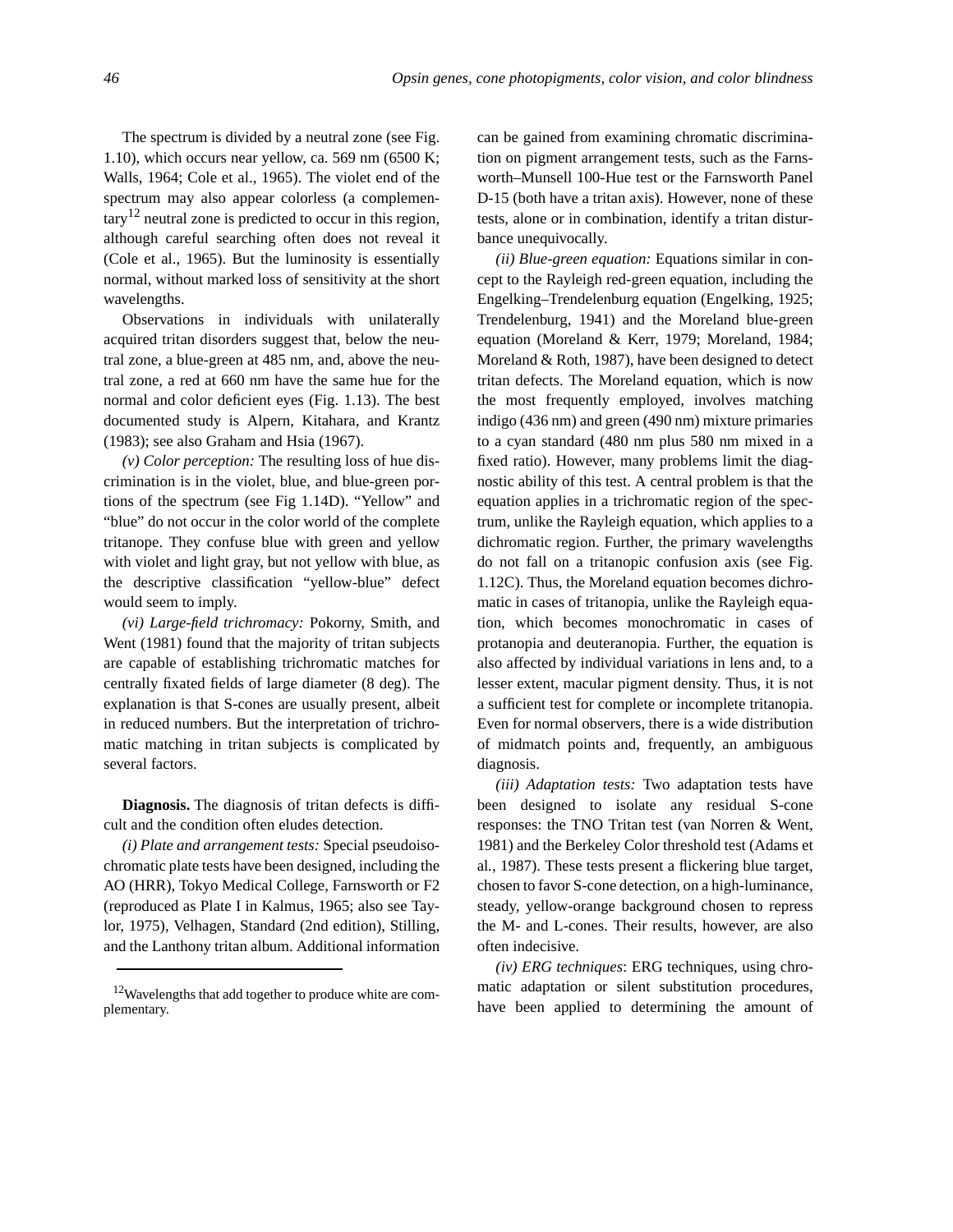The spectrum is divided by a neutral zone (see Fig. 1.10), which occurs near yellow, ca. 569 nm (6500 K; Walls, 1964; Cole et al., 1965). The violet end of the spectrum may also appear colorless (a complementary[12] neutral zone is predicted to occur in this region, although careful searching often does not reveal it (Cole et al., 1965). But the luminosity is essentially normal, without marked loss of sensitivity at the short wavelengths.

Observations in individuals with unilaterally acquired tritan disorders suggest that, below the neutral zone, a blue-green at 485 nm, and, above the neutral zone, a red at 660 nm have the same hue for the normal and color deficient eyes (Fig. 1.13). The best documented study is Alpern, Kitahara, and Krantz (1983); see also Graham and Hsia (1967).

*(v) Color perception:* The resulting loss of hue discrimination is in the violet, blue, and blue-green portions of the spectrum (see Fig 1.14D). "Yellow" and "blue" do not occur in the color world of the complete tritanope. They confuse blue with green and yellow with violet and light gray, but not yellow with blue, as the descriptive classification "yellow-blue" defect would seem to imply.

*(vi) Large-field trichromacy:* Pokorny, Smith, and Went (1981) found that the majority of tritan subjects are capable of establishing trichromatic matches for centrally fixated fields of large diameter (8 deg). The explanation is that S-cones are usually present, albeit in reduced numbers. But the interpretation of trichromatic matching in tritan subjects is complicated by several factors.

**Diagnosis.** The diagnosis of tritan defects is difficult and the condition often eludes detection.

*(i) Plate and arrangement tests:* Special pseudoisochromatic plate tests have been designed, including the AO (HRR), Tokyo Medical College, Farnsworth or F2 (reproduced as Plate I in Kalmus, 1965; also see Taylor, 1975), Velhagen, Standard (2nd edition), Stilling, and the Lanthony tritan album. Additional information can be gained from examining chromatic discrimination on pigment arrangement tests, such as the Farnsworth–Munsell 100-Hue test or the Farnsworth Panel D-15 (both have a tritan axis). However, none of these tests, alone or in combination, identify a tritan disturbance unequivocally.

*(ii) Blue-green equation:* Equations similar in concept to the Rayleigh red-green equation, including the Engelking–Trendelenburg equation (Engelking, 1925; Trendelenburg, 1941) and the Moreland blue-green equation (Moreland & Kerr, 1979; Moreland, 1984; Moreland & Roth, 1987), have been designed to detect tritan defects. The Moreland equation, which is now the most frequently employed, involves matching indigo (436 nm) and green (490 nm) mixture primaries to a cyan standard (480 nm plus 580 nm mixed in a fixed ratio). However, many problems limit the diagnostic ability of this test. A central problem is that the equation applies in a trichromatic region of the spectrum, unlike the Rayleigh equation, which applies to a dichromatic region. Further, the primary wavelengths do not fall on a tritanopic confusion axis (see Fig. 1.12C). Thus, the Moreland equation becomes dichromatic in cases of tritanopia, unlike the Rayleigh equation, which becomes monochromatic in cases of protanopia and deuteranopia. Further, the equation is also affected by individual variations in lens and, to a lesser extent, macular pigment density. Thus, it is not a sufficient test for complete or incomplete tritanopia. Even for normal observers, there is a wide distribution of midmatch points and, frequently, an ambiguous diagnosis.

*(iii) Adaptation tests:* Two adaptation tests have been designed to isolate any residual S-cone responses: the TNO Tritan test (van Norren & Went, 1981) and the Berkeley Color threshold test (Adams et al., 1987). These tests present a flickering blue target, chosen to favor S-cone detection, on a high-luminance, steady, yellow-orange background chosen to repress the M- and L-cones. Their results, however, are also often indecisive.

*(iv) ERG techniques*: ERG techniques, using chromatic adaptation or silent substitution procedures, have been applied to determining the amount of

[12] Wavelengths that add together to produce white are complementary.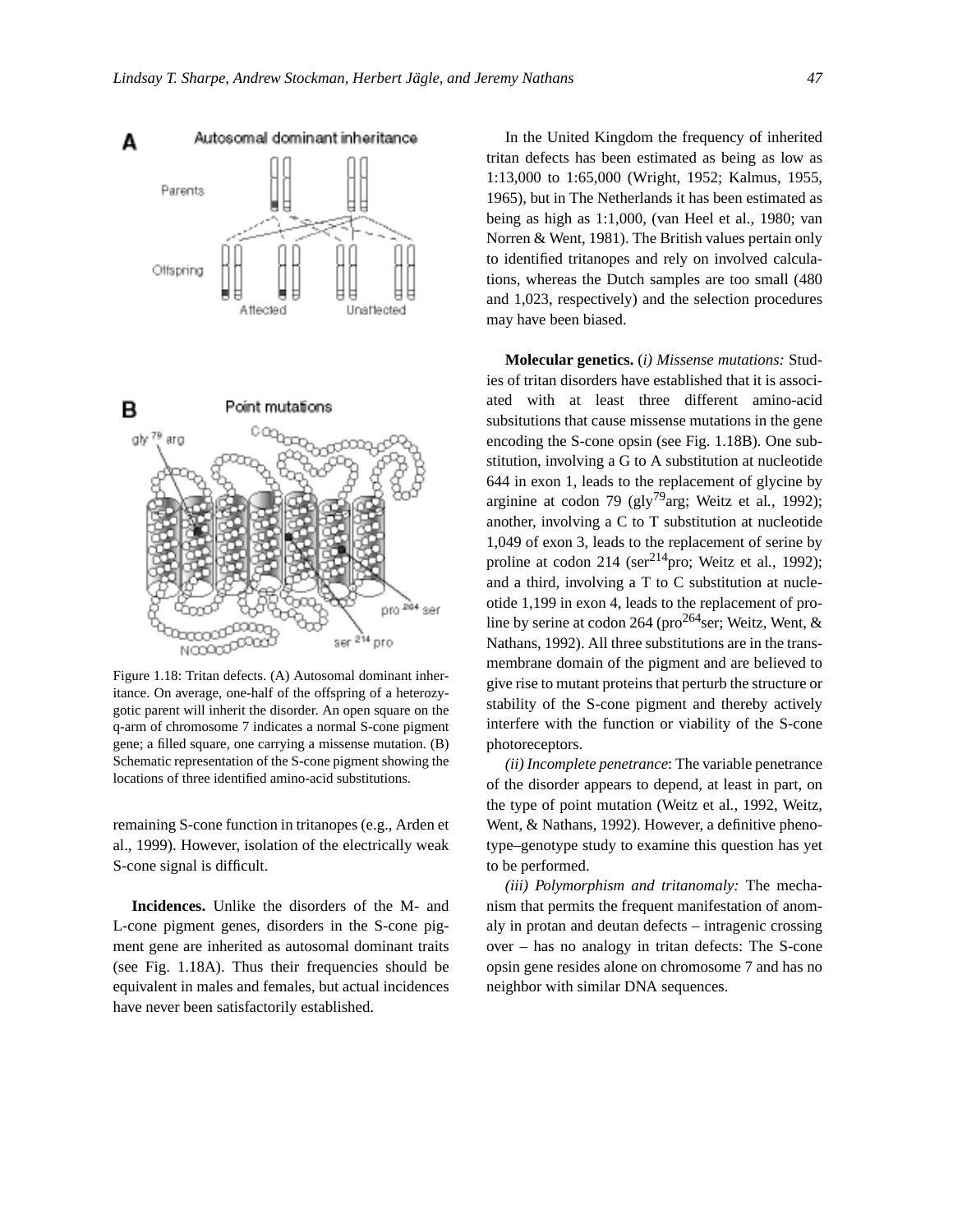Figure 1.18: Tritan defects. (A) Autosomal dominant inheritance. On average, one-half of the offspring of a heterozygotic parent will inherit the disorder. An open square on the q-arm of chromosome 7 indicates a normal S-cone pigment gene; a filled square, one carrying a missense mutation. (B) Schematic representation of the S-cone pigment showing the locations of three identified amino-acid substitutions.

remaining S-cone function in tritanopes (e.g., Arden et al., 1999). However, isolation of the electrically weak S-cone signal is difficult.

**Incidences.** Unlike the disorders of the M- and L-cone pigment genes, disorders in the S-cone pigment gene are inherited as autosomal dominant traits (see Fig. 1.18A). Thus their frequencies should be equivalent in males and females, but actual incidences have never been satisfactorily established.

In the United Kingdom the frequency of inherited tritan defects has been estimated as being as low as 1:13,000 to 1:65,000 (Wright, 1952; Kalmus, 1955, 1965), but in The Netherlands it has been estimated as being as high as 1:1,000, (van Heel et al., 1980; van Norren & Went, 1981). The British values pertain only to identified tritanopes and rely on involved calculations, whereas the Dutch samples are too small (480 and 1,023, respectively) and the selection procedures may have been biased.

**Molecular genetics.** (*i) Missense mutations:* Studies of tritan disorders have established that it is associated with at least three different amino-acid subsitutions that cause missense mutations in the gene encoding the S-cone opsin (see Fig. 1.18B). One substitution, involving a G to A substitution at nucleotide 644 in exon 1, leads to the replacement of glycine by arginine at codon 79 (gly$^{79}$arg; Weitz et al., 1992); another, involving a C to T substitution at nucleotide 1,049 of exon 3, leads to the replacement of serine by proline at codon 214 (ser$^{214}$pro; Weitz et al., 1992); and a third, involving a T to C substitution at nucleotide 1,199 in exon 4, leads to the replacement of proline by serine at codon 264 (pro$^{264}$ser; Weitz, Went, & Nathans, 1992). All three substitutions are in the transmembrane domain of the pigment and are believed to give rise to mutant proteins that perturb the structure or stability of the S-cone pigment and thereby actively interfere with the function or viability of the S-cone photoreceptors.

*(ii) Incomplete penetrance*: The variable penetrance of the disorder appears to depend, at least in part, on the type of point mutation (Weitz et al., 1992, Weitz, Went, & Nathans, 1992). However, a definitive phenotype–genotype study to examine this question has yet to be performed.

*(iii) Polymorphism and tritanomaly:* The mechanism that permits the frequent manifestation of anomaly in protan and deutan defects – intragenic crossing over – has no analogy in tritan defects: The S-cone opsin gene resides alone on chromosome 7 and has no neighbor with similar DNA sequences.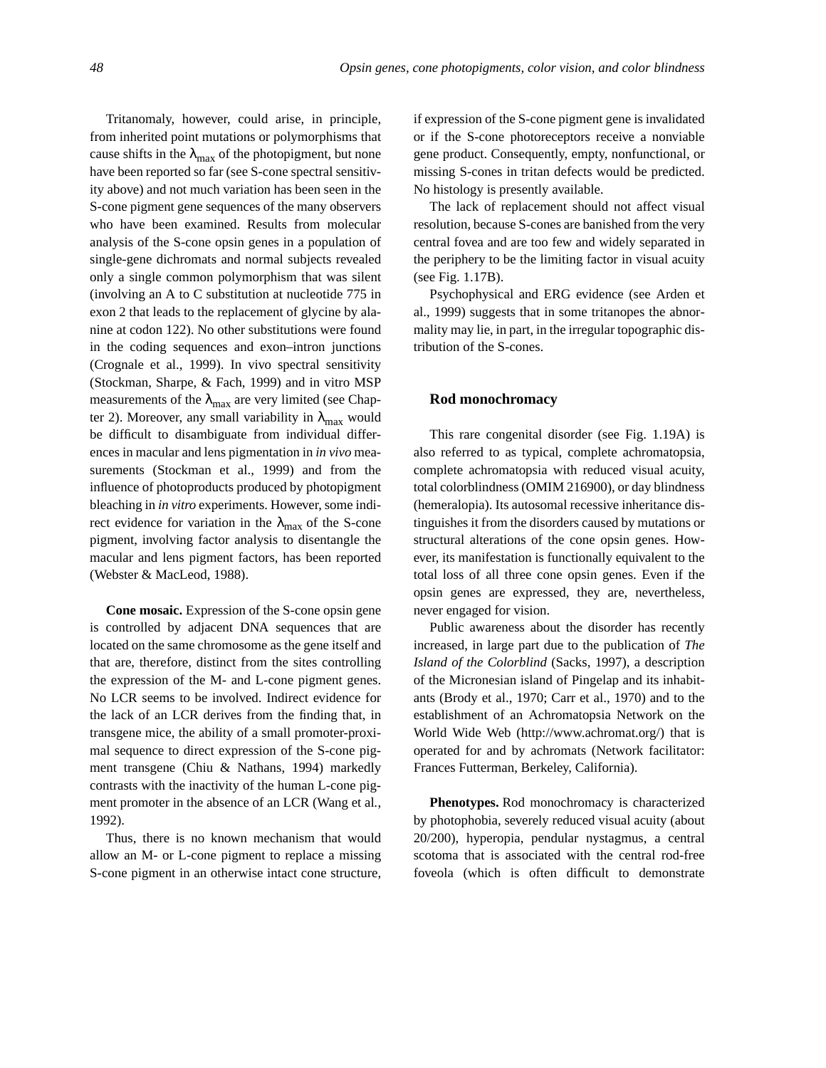Tritanomaly, however, could arise, in principle, from inherited point mutations or polymorphisms that cause shifts in the $\lambda_{max}$ of the photopigment, but none have been reported so far (see S-cone spectral sensitivity above) and not much variation has been seen in the S-cone pigment gene sequences of the many observers who have been examined. Results from molecular analysis of the S-cone opsin genes in a population of single-gene dichromats and normal subjects revealed only a single common polymorphism that was silent (involving an A to C substitution at nucleotide 775 in exon 2 that leads to the replacement of glycine by alanine at codon 122). No other substitutions were found in the coding sequences and exon–intron junctions (Crognale et al., 1999). In vivo spectral sensitivity (Stockman, Sharpe, & Fach, 1999) and in vitro MSP measurements of the $\lambda_{max}$ are very limited (see Chapter 2). Moreover, any small variability in $\lambda_{max}$ would be difficult to disambiguate from individual differences in macular and lens pigmentation in *in vivo* measurements (Stockman et al., 1999) and from the influence of photoproducts produced by photopigment bleaching in *in vitro* experiments. However, some indirect evidence for variation in the $\lambda_{max}$ of the S-cone pigment, involving factor analysis to disentangle the macular and lens pigment factors, has been reported (Webster & MacLeod, 1988).

**Cone mosaic.** Expression of the S-cone opsin gene is controlled by adjacent DNA sequences that are located on the same chromosome as the gene itself and that are, therefore, distinct from the sites controlling the expression of the M- and L-cone pigment genes. No LCR seems to be involved. Indirect evidence for the lack of an LCR derives from the finding that, in transgene mice, the ability of a small promoter-proximal sequence to direct expression of the S-cone pigment transgene (Chiu & Nathans, 1994) markedly contrasts with the inactivity of the human L-cone pigment promoter in the absence of an LCR (Wang et al., 1992).

Thus, there is no known mechanism that would allow an M- or L-cone pigment to replace a missing S-cone pigment in an otherwise intact cone structure, if expression of the S-cone pigment gene is invalidated or if the S-cone photoreceptors receive a nonviable gene product. Consequently, empty, nonfunctional, or missing S-cones in tritan defects would be predicted. No histology is presently available.

The lack of replacement should not affect visual resolution, because S-cones are banished from the very central fovea and are too few and widely separated in the periphery to be the limiting factor in visual acuity (see Fig. 1.17B).

Psychophysical and ERG evidence (see Arden et al., 1999) suggests that in some tritanopes the abnormality may lie, in part, in the irregular topographic distribution of the S-cones.

## Rod monochromacy

This rare congenital disorder (see Fig. 1.19A) is also referred to as typical, complete achromatopsia, complete achromatopsia with reduced visual acuity, total colorblindness (OMIM 216900), or day blindness (hemeralopia). Its autosomal recessive inheritance distinguishes it from the disorders caused by mutations or structural alterations of the cone opsin genes. However, its manifestation is functionally equivalent to the total loss of all three cone opsin genes. Even if the opsin genes are expressed, they are, nevertheless, never engaged for vision.

Public awareness about the disorder has recently increased, in large part due to the publication of *The Island of the Colorblind* (Sacks, 1997), a description of the Micronesian island of Pingelap and its inhabitants (Brody et al., 1970; Carr et al., 1970) and to the establishment of an Achromatopsia Network on the World Wide Web (http://www.achromat.org/) that is operated for and by achromats (Network facilitator: Frances Futterman, Berkeley, California).

**Phenotypes.** Rod monochromacy is characterized by photophobia, severely reduced visual acuity (about 20/200), hyperopia, pendular nystagmus, a central scotoma that is associated with the central rod-free foveola (which is often difficult to demonstrate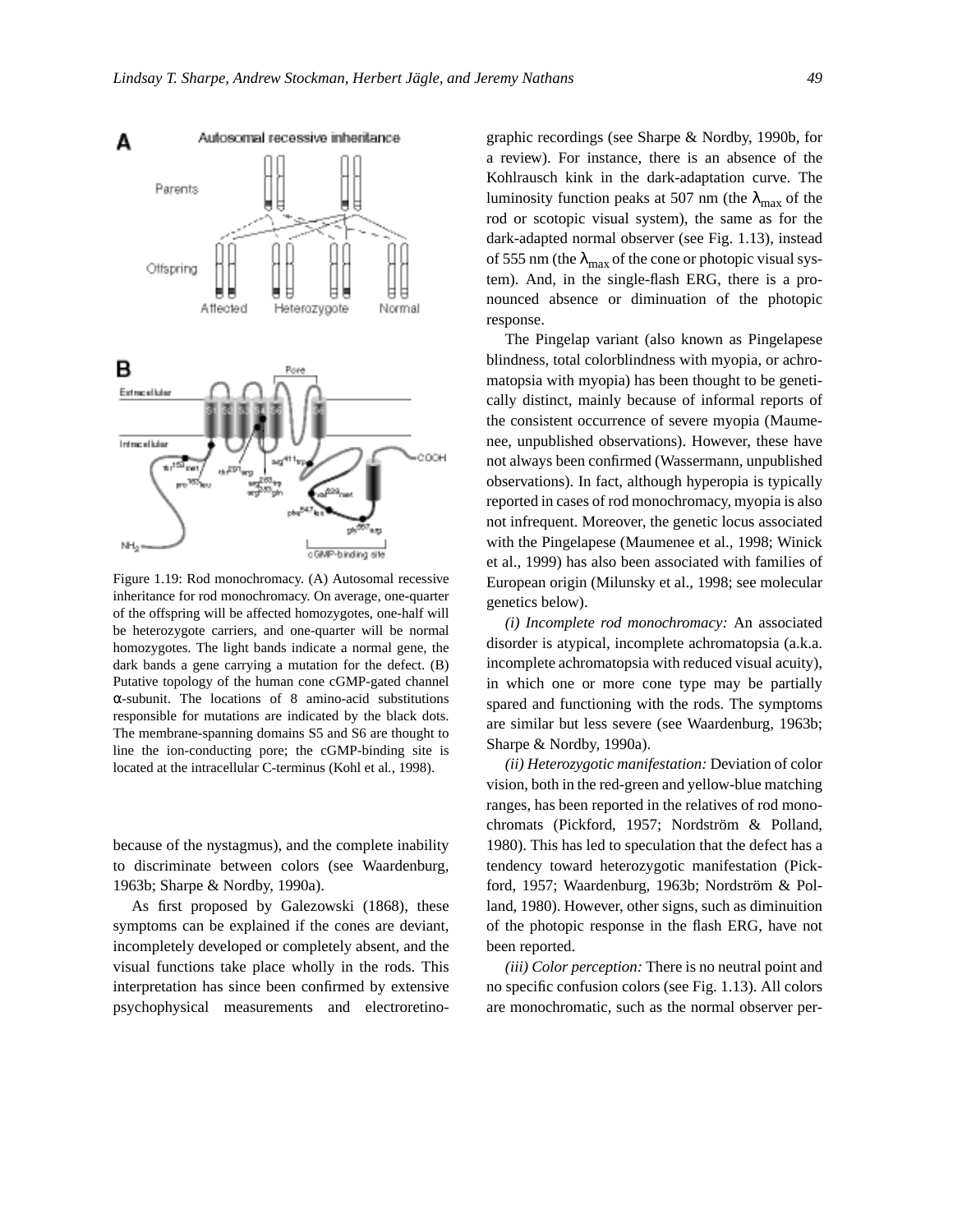Figure 1.19: Rod monochromacy. (A) Autosomal recessive inheritance for rod monochromacy. On average, one-quarter of the offspring will be affected homozygotes, one-half will be heterozygote carriers, and one-quarter will be normal homozygotes. The light bands indicate a normal gene, the dark bands a gene carrying a mutation for the defect. (B) Putative topology of the human cone cGMP-gated channel α-subunit. The locations of 8 amino-acid substitutions responsible for mutations are indicated by the black dots. The membrane-spanning domains S5 and S6 are thought to line the ion-conducting pore; the cGMP-binding site is located at the intracellular C-terminus (Kohl et al., 1998).

because of the nystagmus), and the complete inability to discriminate between colors (see Waardenburg, 1963b; Sharpe & Nordby, 1990a).

As first proposed by Galezowski (1868), these symptoms can be explained if the cones are deviant, incompletely developed or completely absent, and the visual functions take place wholly in the rods. This interpretation has since been confirmed by extensive psychophysical measurements and electroretinographic recordings (see Sharpe & Nordby, 1990b, for a review). For instance, there is an absence of the Kohlrausch kink in the dark-adaptation curve. The luminosity function peaks at 507 nm (the $\lambda_{max}$ of the rod or scotopic visual system), the same as for the dark-adapted normal observer (see Fig. 1.13), instead of 555 nm (the $\lambda_{max}$ of the cone or photopic visual system). And, in the single-flash ERG, there is a pronounced absence or diminuation of the photopic response.

The Pingelap variant (also known as Pingelapese blindness, total colorblindness with myopia, or achromatopsia with myopia) has been thought to be genetically distinct, mainly because of informal reports of the consistent occurrence of severe myopia (Maumenee, unpublished observations). However, these have not always been confirmed (Wassermann, unpublished observations). In fact, although hyperopia is typically reported in cases of rod monochromacy, myopia is also not infrequent. Moreover, the genetic locus associated with the Pingelapese (Maumenee et al., 1998; Winick et al., 1999) has also been associated with families of European origin (Milunsky et al., 1998; see molecular genetics below).

*(i) Incomplete rod monochromacy:* An associated disorder is atypical, incomplete achromatopsia (a.k.a. incomplete achromatopsia with reduced visual acuity), in which one or more cone type may be partially spared and functioning with the rods. The symptoms are similar but less severe (see Waardenburg, 1963b; Sharpe & Nordby, 1990a).

*(ii) Heterozygotic manifestation:* Deviation of color vision, both in the red-green and yellow-blue matching ranges, has been reported in the relatives of rod monochromats (Pickford, 1957; Nordström & Polland, 1980). This has led to speculation that the defect has a tendency toward heterozygotic manifestation (Pickford, 1957; Waardenburg, 1963b; Nordström & Polland, 1980). However, other signs, such as diminuition of the photopic response in the flash ERG, have not been reported.

*(iii) Color perception:* There is no neutral point and no specific confusion colors (see Fig. 1.13). All colors are monochromatic, such as the normal observer per-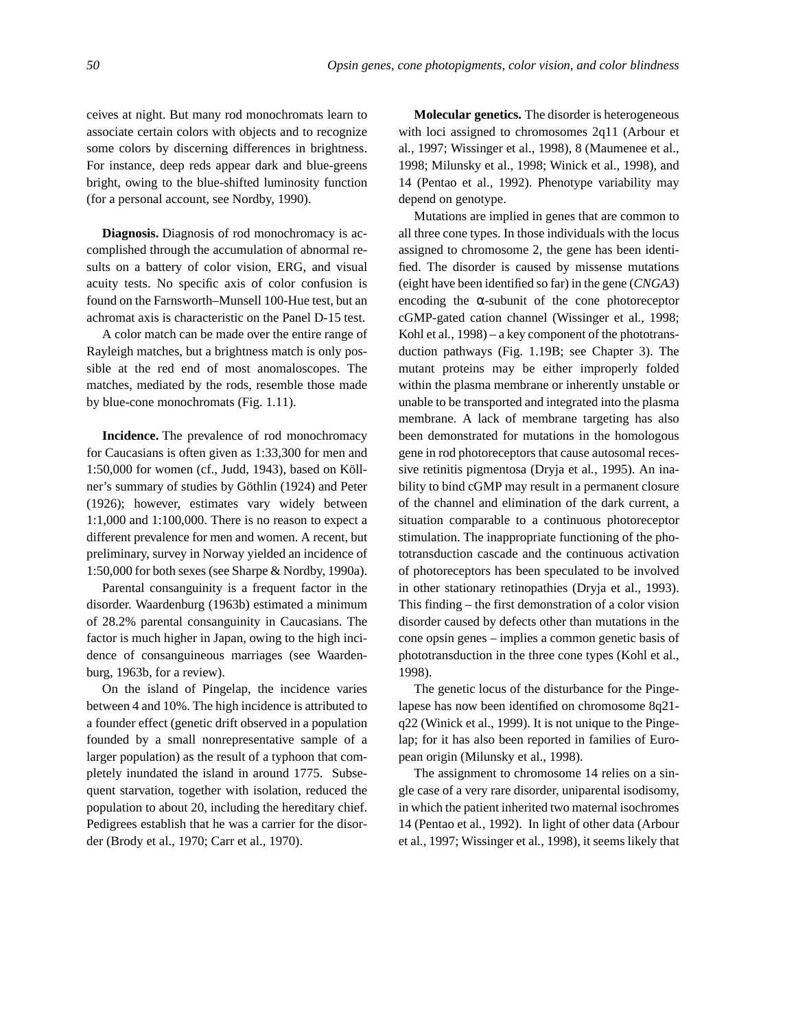ceives at night. But many rod monochromats learn to associate certain colors with objects and to recognize some colors by discerning differences in brightness. For instance, deep reds appear dark and blue-greens bright, owing to the blue-shifted luminosity function (for a personal account, see Nordby, 1990).

**Diagnosis.** Diagnosis of rod monochromacy is accomplished through the accumulation of abnormal results on a battery of color vision, ERG, and visual acuity tests. No specific axis of color confusion is found on the Farnsworth–Munsell 100-Hue test, but an achromat axis is characteristic on the Panel D-15 test.

A color match can be made over the entire range of Rayleigh matches, but a brightness match is only possible at the red end of most anomaloscopes. The matches, mediated by the rods, resemble those made by blue-cone monochromats (Fig. 1.11).

**Incidence.** The prevalence of rod monochromacy for Caucasians is often given as 1:33,300 for men and 1:50,000 for women (cf., Judd, 1943), based on Köllner's summary of studies by Göthlin (1924) and Peter (1926); however, estimates vary widely between 1:1,000 and 1:100,000. There is no reason to expect a different prevalence for men and women. A recent, but preliminary, survey in Norway yielded an incidence of 1:50,000 for both sexes (see Sharpe & Nordby, 1990a).

Parental consanguinity is a frequent factor in the disorder. Waardenburg (1963b) estimated a minimum of 28.2% parental consanguinity in Caucasians. The factor is much higher in Japan, owing to the high incidence of consanguineous marriages (see Waardenburg, 1963b, for a review).

On the island of Pingelap, the incidence varies between 4 and 10%. The high incidence is attributed to a founder effect (genetic drift observed in a population founded by a small nonrepresentative sample of a larger population) as the result of a typhoon that completely inundated the island in around 1775. Subsequent starvation, together with isolation, reduced the population to about 20, including the hereditary chief. Pedigrees establish that he was a carrier for the disorder (Brody et al., 1970; Carr et al., 1970).

**Molecular genetics.** The disorder is heterogeneous with loci assigned to chromosomes 2q11 (Arbour et al., 1997; Wissinger et al., 1998), 8 (Maumenee et al., 1998; Milunsky et al., 1998; Winick et al., 1998), and 14 (Pentao et al., 1992). Phenotype variability may depend on genotype.

Mutations are implied in genes that are common to all three cone types. In those individuals with the locus assigned to chromosome 2, the gene has been identified. The disorder is caused by missense mutations (eight have been identified so far) in the gene (*CNGA3*) encoding the α-subunit of the cone photoreceptor cGMP-gated cation channel (Wissinger et al., 1998; Kohl et al., 1998) – a key component of the phototransduction pathways (Fig. 1.19B; see Chapter 3). The mutant proteins may be either improperly folded within the plasma membrane or inherently unstable or unable to be transported and integrated into the plasma membrane. A lack of membrane targeting has also been demonstrated for mutations in the homologous gene in rod photoreceptors that cause autosomal recessive retinitis pigmentosa (Dryja et al., 1995). An inability to bind cGMP may result in a permanent closure of the channel and elimination of the dark current, a situation comparable to a continuous photoreceptor stimulation. The inappropriate functioning of the phototransduction cascade and the continuous activation of photoreceptors has been speculated to be involved in other stationary retinopathies (Dryja et al., 1993). This finding – the first demonstration of a color vision disorder caused by defects other than mutations in the cone opsin genes – implies a common genetic basis of phototransduction in the three cone types (Kohl et al., 1998).

The genetic locus of the disturbance for the Pingelapese has now been identified on chromosome 8q21-q22 (Winick et al., 1999). It is not unique to the Pingelap; for it has also been reported in families of European origin (Milunsky et al., 1998).

The assignment to chromosome 14 relies on a single case of a very rare disorder, uniparental isodisomy, in which the patient inherited two maternal isochromes 14 (Pentao et al., 1992). In light of other data (Arbour et al., 1997; Wissinger et al., 1998), it seems likely that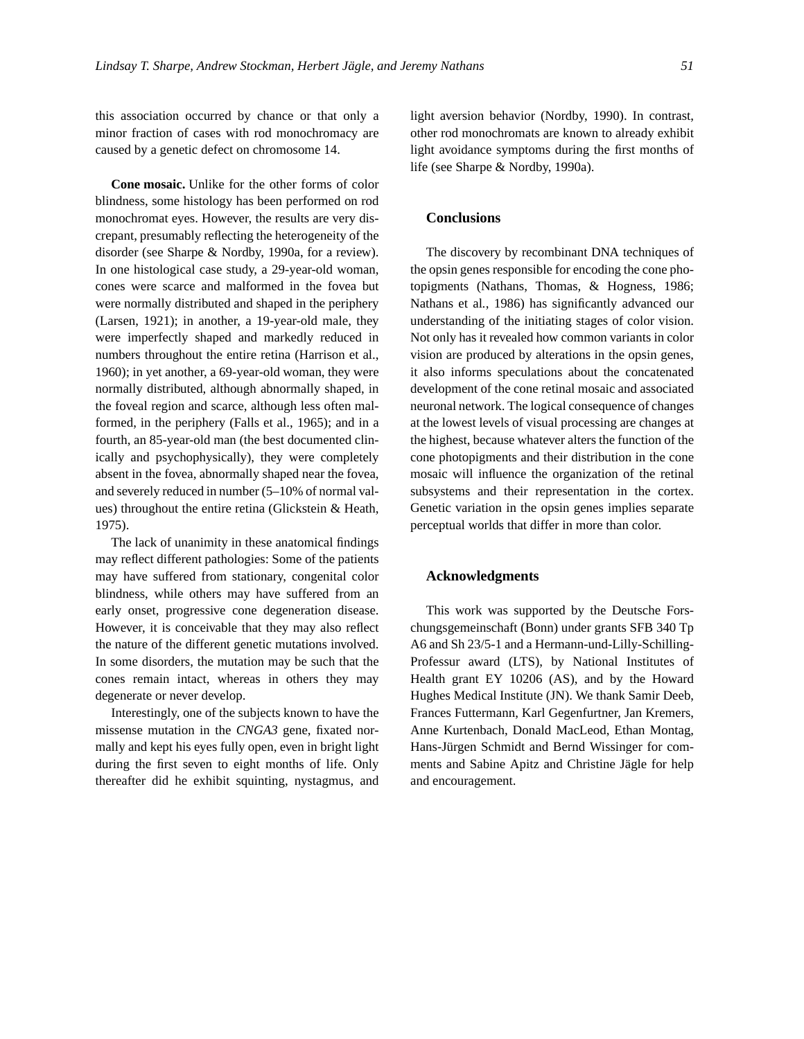this association occurred by chance or that only a minor fraction of cases with rod monochromacy are caused by a genetic defect on chromosome 14.

**Cone mosaic.** Unlike for the other forms of color blindness, some histology has been performed on rod monochromat eyes. However, the results are very discrepant, presumably reflecting the heterogeneity of the disorder (see Sharpe & Nordby, 1990a, for a review). In one histological case study, a 29-year-old woman, cones were scarce and malformed in the fovea but were normally distributed and shaped in the periphery (Larsen, 1921); in another, a 19-year-old male, they were imperfectly shaped and markedly reduced in numbers throughout the entire retina (Harrison et al., 1960); in yet another, a 69-year-old woman, they were normally distributed, although abnormally shaped, in the foveal region and scarce, although less often malformed, in the periphery (Falls et al., 1965); and in a fourth, an 85-year-old man (the best documented clinically and psychophysically), they were completely absent in the fovea, abnormally shaped near the fovea, and severely reduced in number (5–10% of normal values) throughout the entire retina (Glickstein & Heath, 1975).

The lack of unanimity in these anatomical findings may reflect different pathologies: Some of the patients may have suffered from stationary, congenital color blindness, while others may have suffered from an early onset, progressive cone degeneration disease. However, it is conceivable that they may also reflect the nature of the different genetic mutations involved. In some disorders, the mutation may be such that the cones remain intact, whereas in others they may degenerate or never develop.

Interestingly, one of the subjects known to have the missense mutation in the *CNGA3* gene, fixated normally and kept his eyes fully open, even in bright light during the first seven to eight months of life. Only thereafter did he exhibit squinting, nystagmus, and light aversion behavior (Nordby, 1990). In contrast, other rod monochromats are known to already exhibit light avoidance symptoms during the first months of life (see Sharpe & Nordby, 1990a).

## Conclusions

The discovery by recombinant DNA techniques of the opsin genes responsible for encoding the cone photopigments (Nathans, Thomas, & Hogness, 1986; Nathans et al., 1986) has significantly advanced our understanding of the initiating stages of color vision. Not only has it revealed how common variants in color vision are produced by alterations in the opsin genes, it also informs speculations about the concatenated development of the cone retinal mosaic and associated neuronal network. The logical consequence of changes at the lowest levels of visual processing are changes at the highest, because whatever alters the function of the cone photopigments and their distribution in the cone mosaic will influence the organization of the retinal subsystems and their representation in the cortex. Genetic variation in the opsin genes implies separate perceptual worlds that differ in more than color.

## Acknowledgments

This work was supported by the Deutsche Forschungsgemeinschaft (Bonn) under grants SFB 340 Tp A6 and Sh 23/5-1 and a Hermann-und-Lilly-Schilling-Professur award (LTS), by National Institutes of Health grant EY 10206 (AS), and by the Howard Hughes Medical Institute (JN). We thank Samir Deeb, Frances Futtermann, Karl Gegenfurtner, Jan Kremers, Anne Kurtenbach, Donald MacLeod, Ethan Montag, Hans-Jürgen Schmidt and Bernd Wissinger for comments and Sabine Apitz and Christine Jägle for help and encouragement.